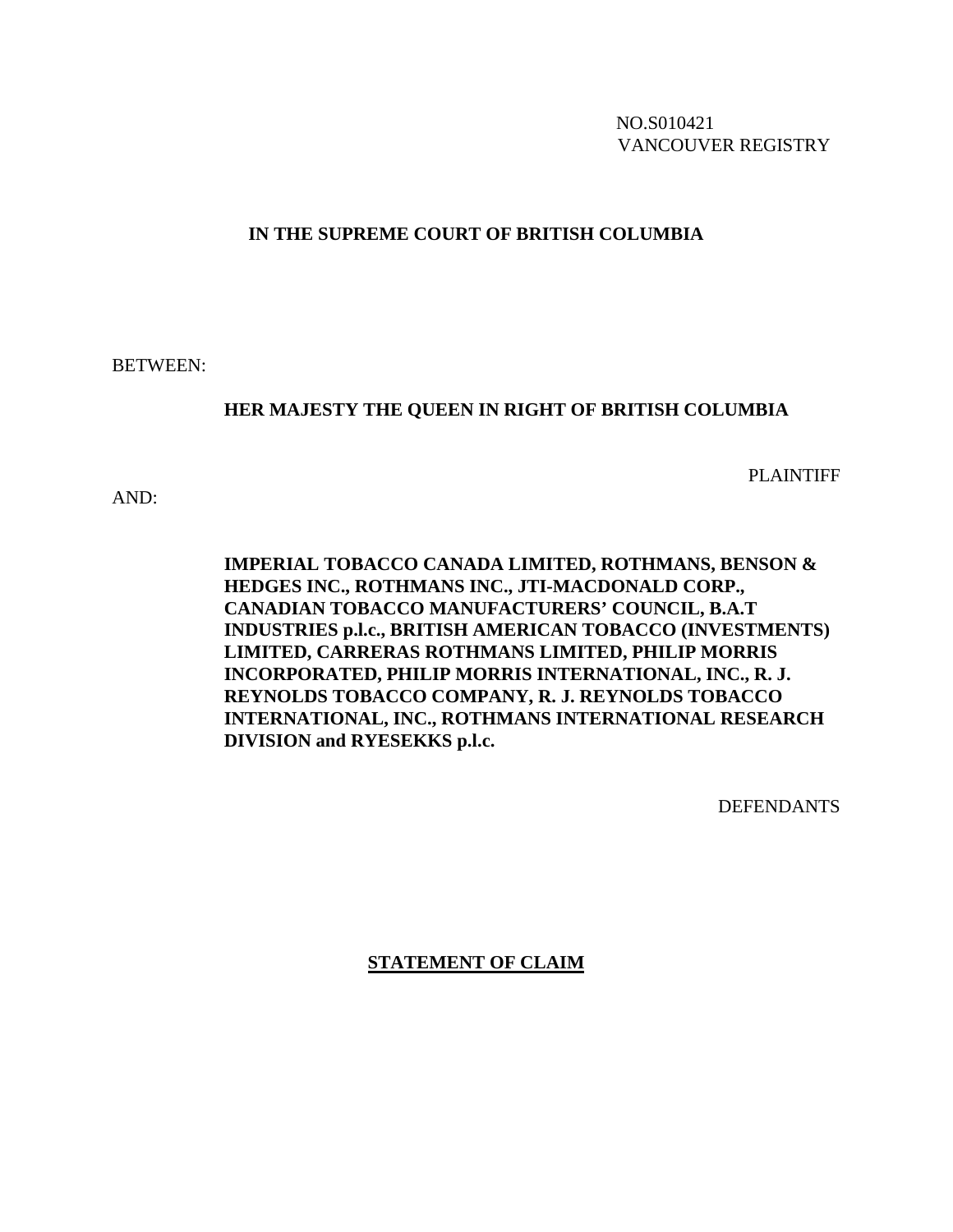NO.S010421
VANCOUVER REGISTRY

**IN THE SUPREME COURT OF BRITISH COLUMBIA**

BETWEEN:

**HER MAJESTY THE QUEEN IN RIGHT OF BRITISH COLUMBIA**

PLAINTIFF

AND:

**IMPERIAL TOBACCO CANADA LIMITED, ROTHMANS, BENSON & HEDGES INC., ROTHMANS INC., JTI-MACDONALD CORP., CANADIAN TOBACCO MANUFACTURERS' COUNCIL, B.A.T INDUSTRIES p.l.c., BRITISH AMERICAN TOBACCO (INVESTMENTS) LIMITED, CARRERAS ROTHMANS LIMITED, PHILIP MORRIS INCORPORATED, PHILIP MORRIS INTERNATIONAL, INC., R. J. REYNOLDS TOBACCO COMPANY, R. J. REYNOLDS TOBACCO INTERNATIONAL, INC., ROTHMANS INTERNATIONAL RESEARCH DIVISION and RYESEKKS p.l.c.**

DEFENDANTS

**STATEMENT OF CLAIM**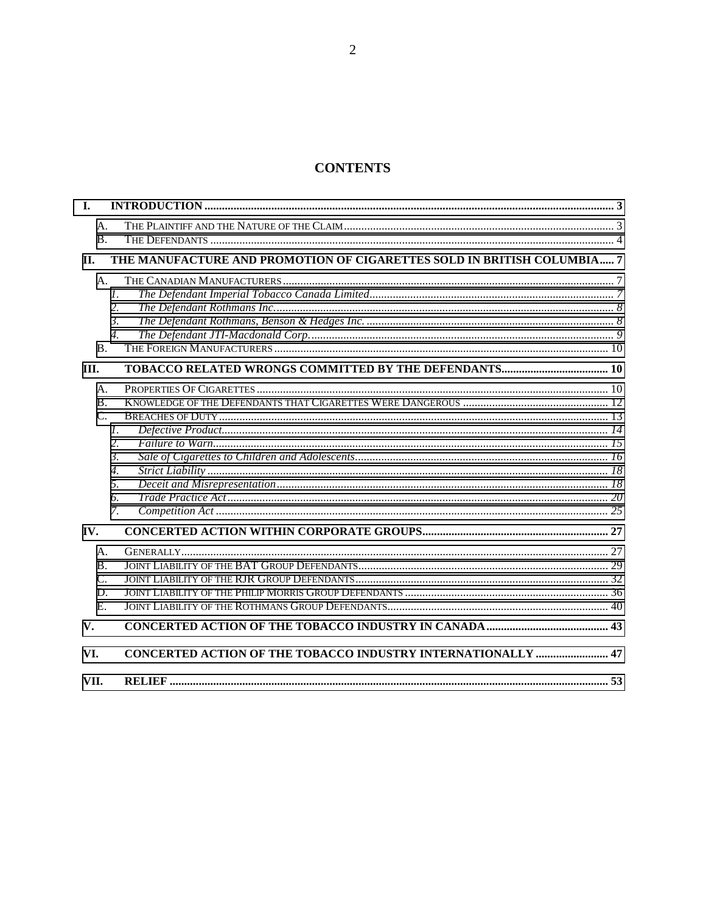# CONTENTS

| | | | |
|---|---|---|---|
| **I.** | **INTRODUCTION** | | **3** |
| | A. | THE PLAINTIFF AND THE NATURE OF THE CLAIM | 3 |
| | B. | THE DEFENDANTS | 4 |
| **II.** | **THE MANUFACTURE AND PROMOTION OF CIGARETTES SOLD IN BRITISH COLUMBIA** | | **7** |
| | A. | THE CANADIAN MANUFACTURERS | 7 |
| | | *1. The Defendant Imperial Tobacco Canada Limited* | *7* |
| | | *2. The Defendant Rothmans Inc.* | *8* |
| | | *3. The Defendant Rothmans, Benson & Hedges Inc.* | *8* |
| | | *4. The Defendant JTI-Macdonald Corp.* | *9* |
| | B. | THE FOREIGN MANUFACTURERS | 10 |
| **III.** | **TOBACCO RELATED WRONGS COMMITTED BY THE DEFENDANTS** | | **10** |
| | A. | PROPERTIES OF CIGARETTES | 10 |
| | B. | KNOWLEDGE OF THE DEFENDANTS THAT CIGARETTES WERE DANGEROUS | 12 |
| | C. | BREACHES OF DUTY | 13 |
| | | *1. Defective Product* | *14* |
| | | *2. Failure to Warn* | *15* |
| | | *3. Sale of Cigarettes to Children and Adolescents* | *16* |
| | | *4. Strict Liability* | *18* |
| | | *5. Deceit and Misrepresentation* | *18* |
| | | *6. Trade Practice Act* | *20* |
| | | *7. Competition Act* | *25* |
| **IV.** | **CONCERTED ACTION WITHIN CORPORATE GROUPS** | | **27** |
| | A. | GENERALLY | 27 |
| | B. | JOINT LIABILITY OF THE BAT GROUP DEFENDANTS | 29 |
| | C. | JOINT LIABILITY OF THE RJR GROUP DEFENDANTS | 32 |
| | D. | JOINT LIABILITY OF THE PHILIP MORRIS GROUP DEFENDANTS | 36 |
| | E. | JOINT LIABILITY OF THE ROTHMANS GROUP DEFENDANTS | 40 |
| **V.** | **CONCERTED ACTION OF THE TOBACCO INDUSTRY IN CANADA** | | **43** |
| **VI.** | **CONCERTED ACTION OF THE TOBACCO INDUSTRY INTERNATIONALLY** | | **47** |
| **VII.** | **RELIEF** | | **53** |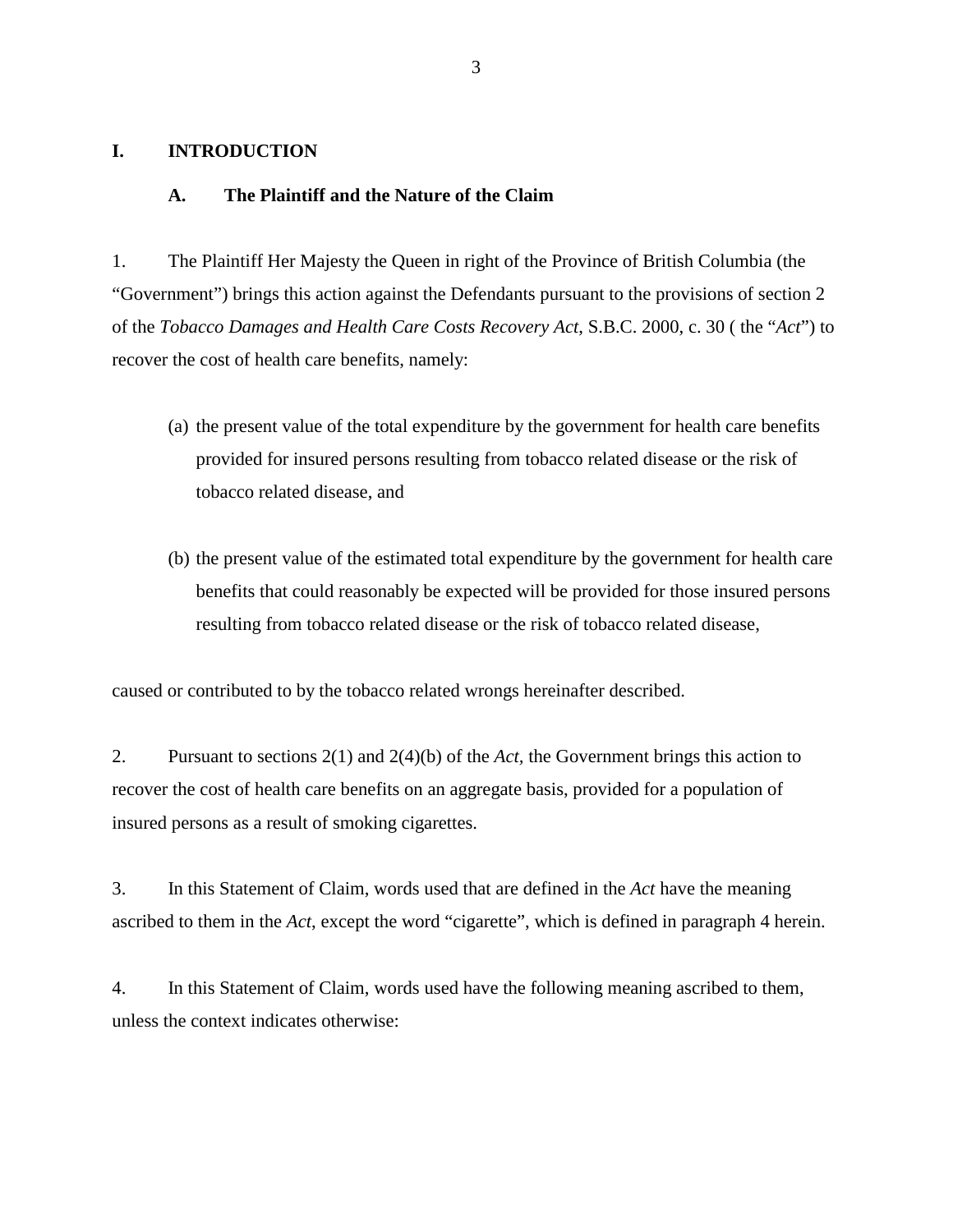# I. INTRODUCTION

## A. The Plaintiff and the Nature of the Claim

1. The Plaintiff Her Majesty the Queen in right of the Province of British Columbia (the "Government") brings this action against the Defendants pursuant to the provisions of section 2 of the *Tobacco Damages and Health Care Costs Recovery Act*, S.B.C. 2000, c. 30 ( the "*Act*") to recover the cost of health care benefits, namely:

   (a) the present value of the total expenditure by the government for health care benefits provided for insured persons resulting from tobacco related disease or the risk of tobacco related disease, and

   (b) the present value of the estimated total expenditure by the government for health care benefits that could reasonably be expected will be provided for those insured persons resulting from tobacco related disease or the risk of tobacco related disease,

caused or contributed to by the tobacco related wrongs hereinafter described.

2. Pursuant to sections 2(1) and 2(4)(b) of the *Act*, the Government brings this action to recover the cost of health care benefits on an aggregate basis, provided for a population of insured persons as a result of smoking cigarettes.

3. In this Statement of Claim, words used that are defined in the *Act* have the meaning ascribed to them in the *Act*, except the word "cigarette", which is defined in paragraph 4 herein.

4. In this Statement of Claim, words used have the following meaning ascribed to them, unless the context indicates otherwise: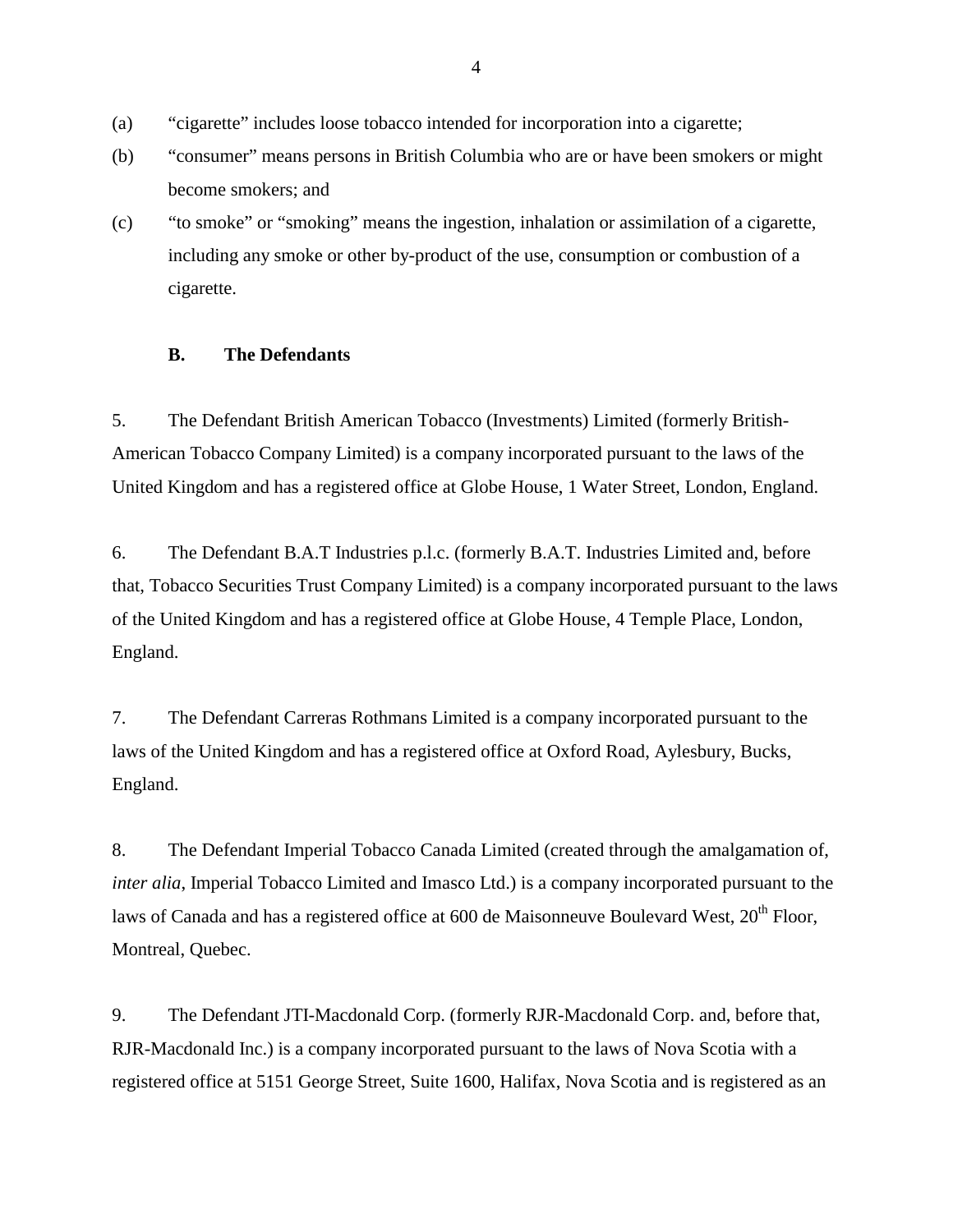(a) “cigarette” includes loose tobacco intended for incorporation into a cigarette;

(b) “consumer” means persons in British Columbia who are or have been smokers or might become smokers; and

(c) “to smoke” or “smoking” means the ingestion, inhalation or assimilation of a cigarette, including any smoke or other by-product of the use, consumption or combustion of a cigarette.

### B. The Defendants

5. The Defendant British American Tobacco (Investments) Limited (formerly British-American Tobacco Company Limited) is a company incorporated pursuant to the laws of the United Kingdom and has a registered office at Globe House, 1 Water Street, London, England.

6. The Defendant B.A.T Industries p.l.c. (formerly B.A.T. Industries Limited and, before that, Tobacco Securities Trust Company Limited) is a company incorporated pursuant to the laws of the United Kingdom and has a registered office at Globe House, 4 Temple Place, London, England.

7. The Defendant Carreras Rothmans Limited is a company incorporated pursuant to the laws of the United Kingdom and has a registered office at Oxford Road, Aylesbury, Bucks, England.

8. The Defendant Imperial Tobacco Canada Limited (created through the amalgamation of, *inter alia*, Imperial Tobacco Limited and Imasco Ltd.) is a company incorporated pursuant to the laws of Canada and has a registered office at 600 de Maisonneuve Boulevard West, 20th Floor, Montreal, Quebec.

9. The Defendant JTI-Macdonald Corp. (formerly RJR-Macdonald Corp. and, before that, RJR-Macdonald Inc.) is a company incorporated pursuant to the laws of Nova Scotia with a registered office at 5151 George Street, Suite 1600, Halifax, Nova Scotia and is registered as an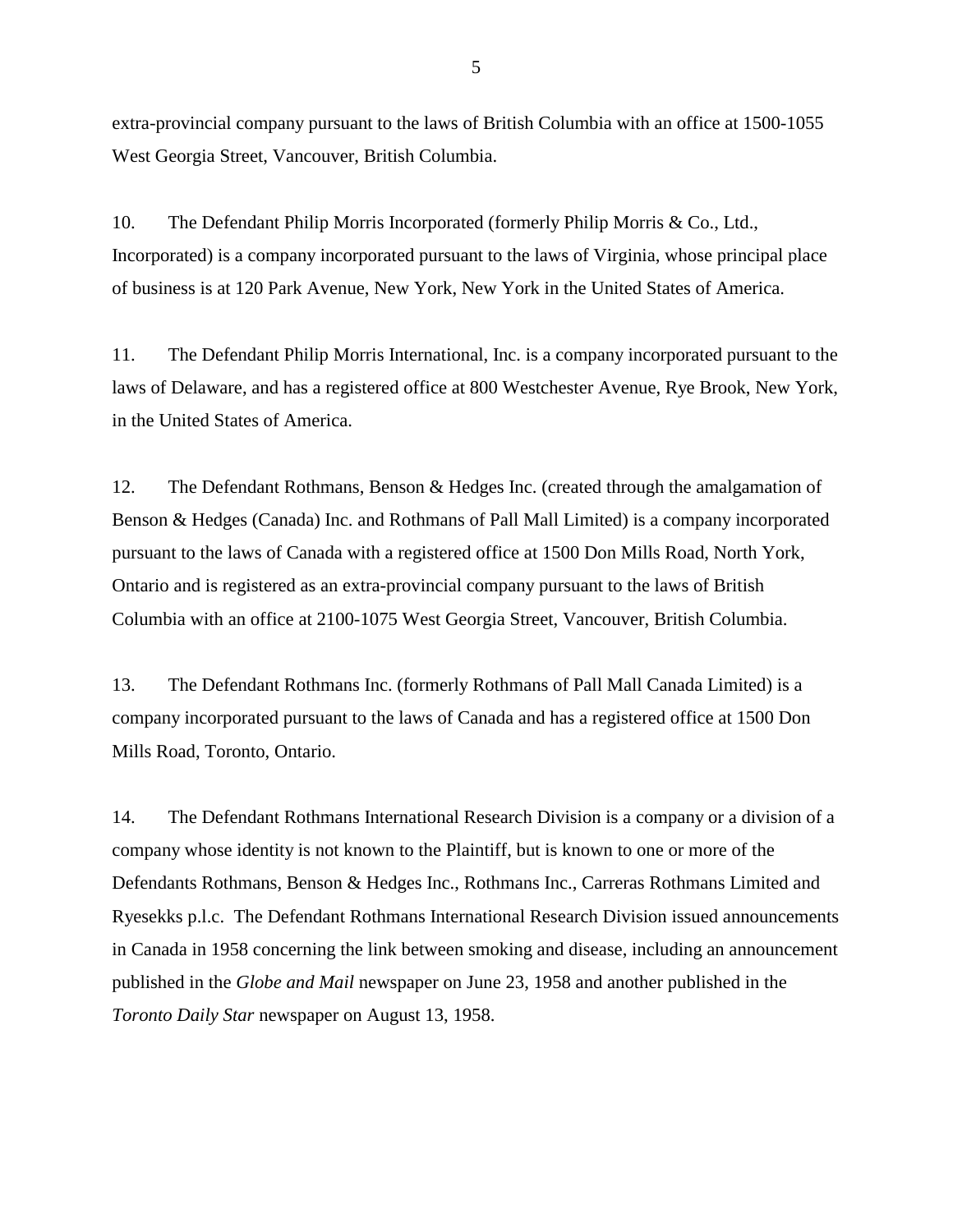extra-provincial company pursuant to the laws of British Columbia with an office at 1500-1055 West Georgia Street, Vancouver, British Columbia.

10. The Defendant Philip Morris Incorporated (formerly Philip Morris & Co., Ltd., Incorporated) is a company incorporated pursuant to the laws of Virginia, whose principal place of business is at 120 Park Avenue, New York, New York in the United States of America.

11. The Defendant Philip Morris International, Inc. is a company incorporated pursuant to the laws of Delaware, and has a registered office at 800 Westchester Avenue, Rye Brook, New York, in the United States of America.

12. The Defendant Rothmans, Benson & Hedges Inc. (created through the amalgamation of Benson & Hedges (Canada) Inc. and Rothmans of Pall Mall Limited) is a company incorporated pursuant to the laws of Canada with a registered office at 1500 Don Mills Road, North York, Ontario and is registered as an extra-provincial company pursuant to the laws of British Columbia with an office at 2100-1075 West Georgia Street, Vancouver, British Columbia.

13. The Defendant Rothmans Inc. (formerly Rothmans of Pall Mall Canada Limited) is a company incorporated pursuant to the laws of Canada and has a registered office at 1500 Don Mills Road, Toronto, Ontario.

14. The Defendant Rothmans International Research Division is a company or a division of a company whose identity is not known to the Plaintiff, but is known to one or more of the Defendants Rothmans, Benson & Hedges Inc., Rothmans Inc., Carreras Rothmans Limited and Ryesekks p.l.c. The Defendant Rothmans International Research Division issued announcements in Canada in 1958 concerning the link between smoking and disease, including an announcement published in the *Globe and Mail* newspaper on June 23, 1958 and another published in the *Toronto Daily Star* newspaper on August 13, 1958.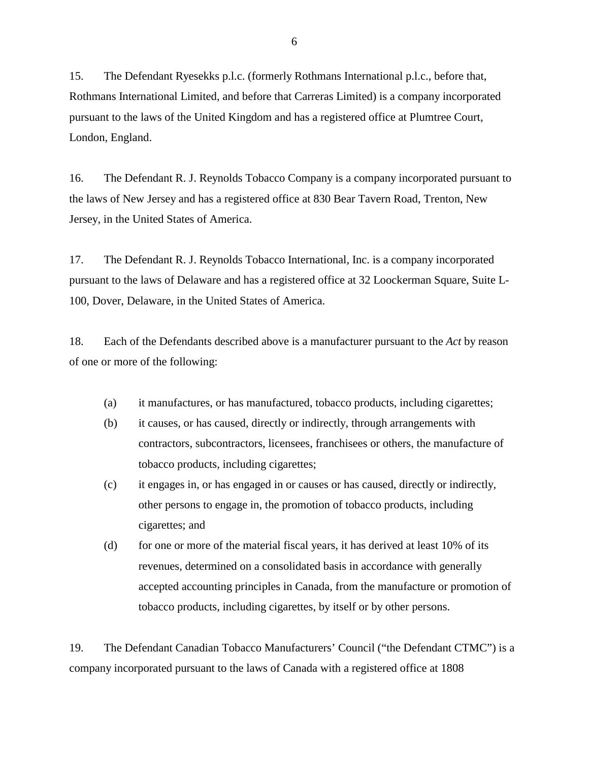15. The Defendant Ryesekks p.l.c. (formerly Rothmans International p.l.c., before that, Rothmans International Limited, and before that Carreras Limited) is a company incorporated pursuant to the laws of the United Kingdom and has a registered office at Plumtree Court, London, England.

16. The Defendant R. J. Reynolds Tobacco Company is a company incorporated pursuant to the laws of New Jersey and has a registered office at 830 Bear Tavern Road, Trenton, New Jersey, in the United States of America.

17. The Defendant R. J. Reynolds Tobacco International, Inc. is a company incorporated pursuant to the laws of Delaware and has a registered office at 32 Loockerman Square, Suite L-100, Dover, Delaware, in the United States of America.

18. Each of the Defendants described above is a manufacturer pursuant to the *Act* by reason of one or more of the following:

(a) it manufactures, or has manufactured, tobacco products, including cigarettes;

(b) it causes, or has caused, directly or indirectly, through arrangements with contractors, subcontractors, licensees, franchisees or others, the manufacture of tobacco products, including cigarettes;

(c) it engages in, or has engaged in or causes or has caused, directly or indirectly, other persons to engage in, the promotion of tobacco products, including cigarettes; and

(d) for one or more of the material fiscal years, it has derived at least 10% of its revenues, determined on a consolidated basis in accordance with generally accepted accounting principles in Canada, from the manufacture or promotion of tobacco products, including cigarettes, by itself or by other persons.

19. The Defendant Canadian Tobacco Manufacturers' Council ("the Defendant CTMC") is a company incorporated pursuant to the laws of Canada with a registered office at 1808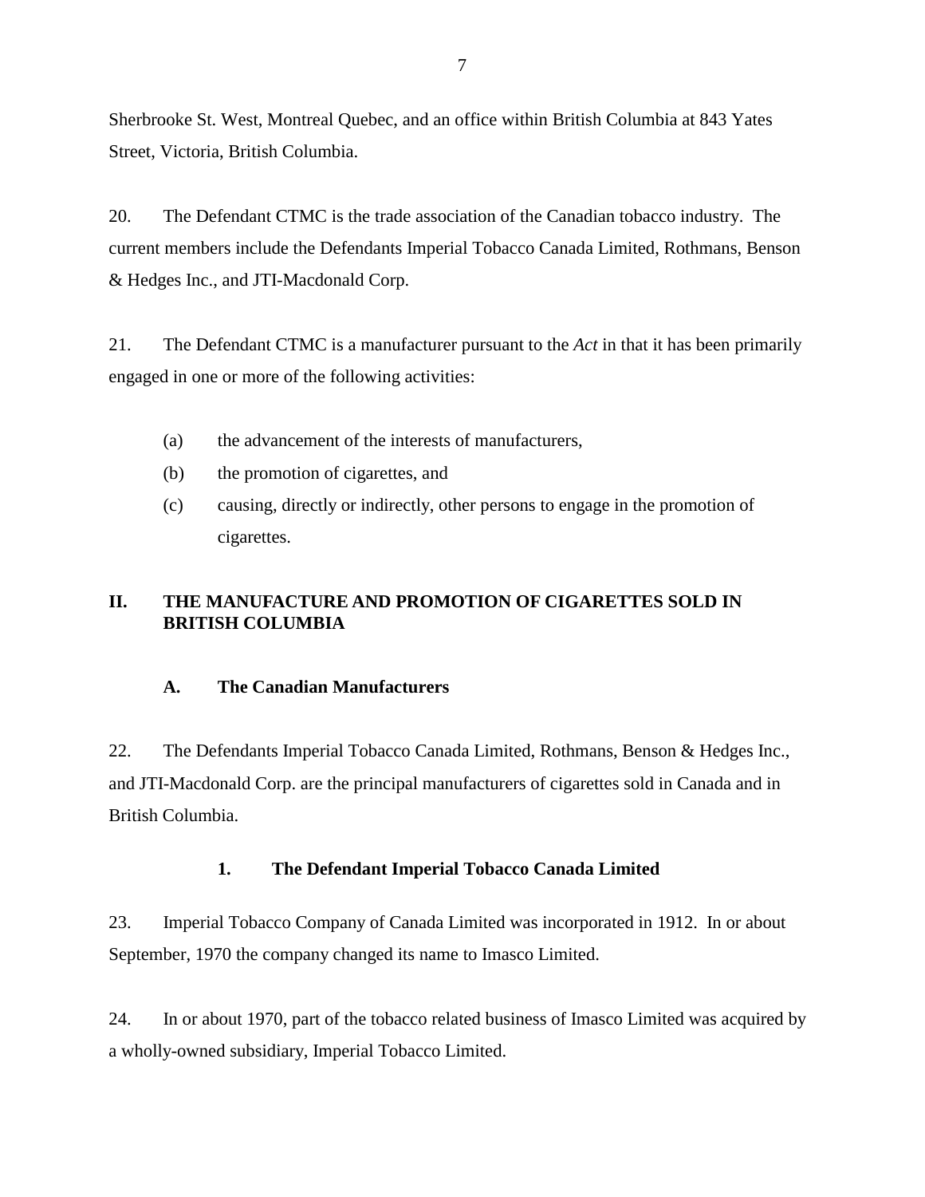Sherbrooke St. West, Montreal Quebec, and an office within British Columbia at 843 Yates Street, Victoria, British Columbia.

20. The Defendant CTMC is the trade association of the Canadian tobacco industry. The current members include the Defendants Imperial Tobacco Canada Limited, Rothmans, Benson & Hedges Inc., and JTI-Macdonald Corp.

21. The Defendant CTMC is a manufacturer pursuant to the *Act* in that it has been primarily engaged in one or more of the following activities:

(a) the advancement of the interests of manufacturers,

(b) the promotion of cigarettes, and

(c) causing, directly or indirectly, other persons to engage in the promotion of cigarettes.

## II. THE MANUFACTURE AND PROMOTION OF CIGARETTES SOLD IN BRITISH COLUMBIA

### A. The Canadian Manufacturers

22. The Defendants Imperial Tobacco Canada Limited, Rothmans, Benson & Hedges Inc., and JTI-Macdonald Corp. are the principal manufacturers of cigarettes sold in Canada and in British Columbia.

#### 1. The Defendant Imperial Tobacco Canada Limited

23. Imperial Tobacco Company of Canada Limited was incorporated in 1912. In or about September, 1970 the company changed its name to Imasco Limited.

24. In or about 1970, part of the tobacco related business of Imasco Limited was acquired by a wholly-owned subsidiary, Imperial Tobacco Limited.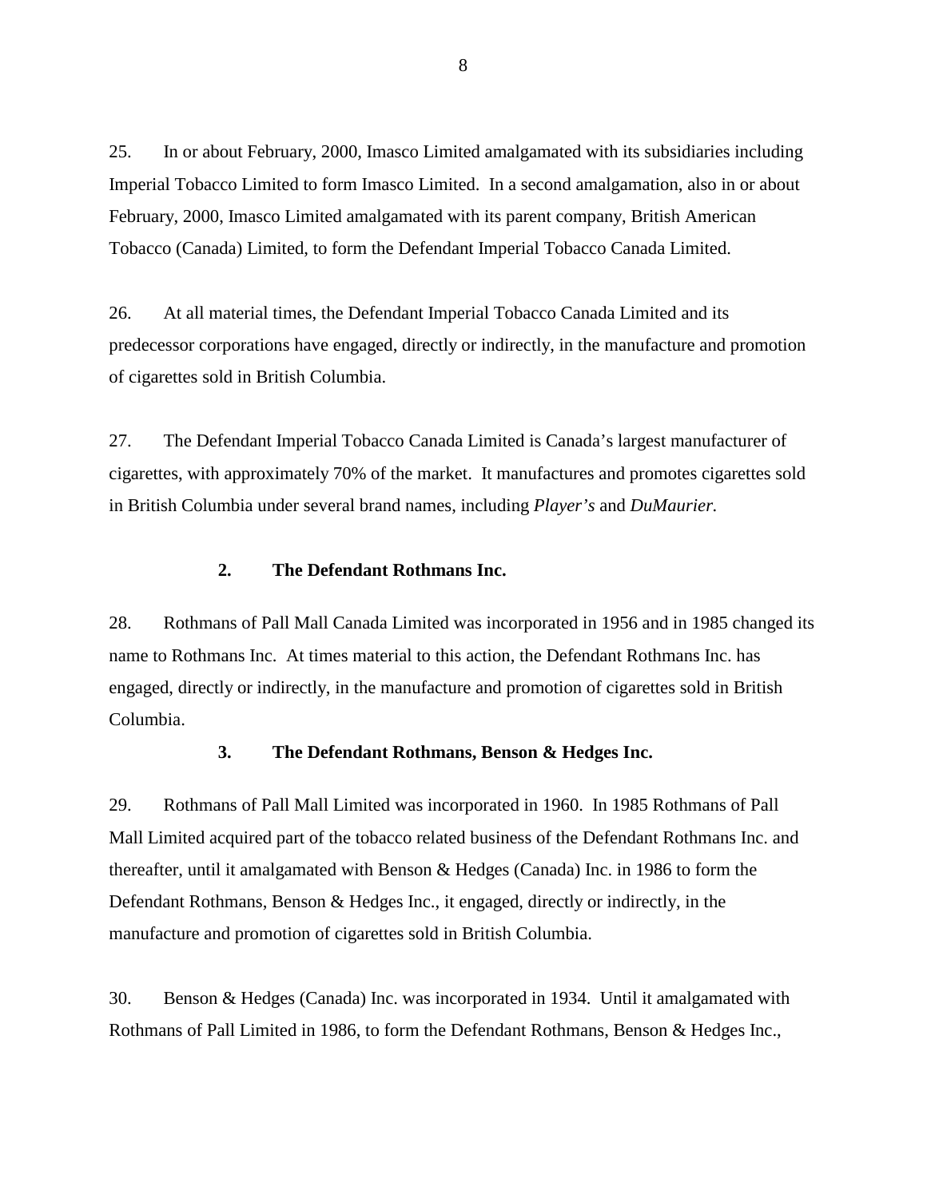25. In or about February, 2000, Imasco Limited amalgamated with its subsidiaries including Imperial Tobacco Limited to form Imasco Limited. In a second amalgamation, also in or about February, 2000, Imasco Limited amalgamated with its parent company, British American Tobacco (Canada) Limited, to form the Defendant Imperial Tobacco Canada Limited.

26. At all material times, the Defendant Imperial Tobacco Canada Limited and its predecessor corporations have engaged, directly or indirectly, in the manufacture and promotion of cigarettes sold in British Columbia.

27. The Defendant Imperial Tobacco Canada Limited is Canada's largest manufacturer of cigarettes, with approximately 70% of the market. It manufactures and promotes cigarettes sold in British Columbia under several brand names, including *Player's* and *DuMaurier.*

**2. The Defendant Rothmans Inc.**

28. Rothmans of Pall Mall Canada Limited was incorporated in 1956 and in 1985 changed its name to Rothmans Inc. At times material to this action, the Defendant Rothmans Inc. has engaged, directly or indirectly, in the manufacture and promotion of cigarettes sold in British Columbia.

**3. The Defendant Rothmans, Benson & Hedges Inc.**

29. Rothmans of Pall Mall Limited was incorporated in 1960. In 1985 Rothmans of Pall Mall Limited acquired part of the tobacco related business of the Defendant Rothmans Inc. and thereafter, until it amalgamated with Benson & Hedges (Canada) Inc. in 1986 to form the Defendant Rothmans, Benson & Hedges Inc., it engaged, directly or indirectly, in the manufacture and promotion of cigarettes sold in British Columbia.

30. Benson & Hedges (Canada) Inc. was incorporated in 1934. Until it amalgamated with Rothmans of Pall Limited in 1986, to form the Defendant Rothmans, Benson & Hedges Inc.,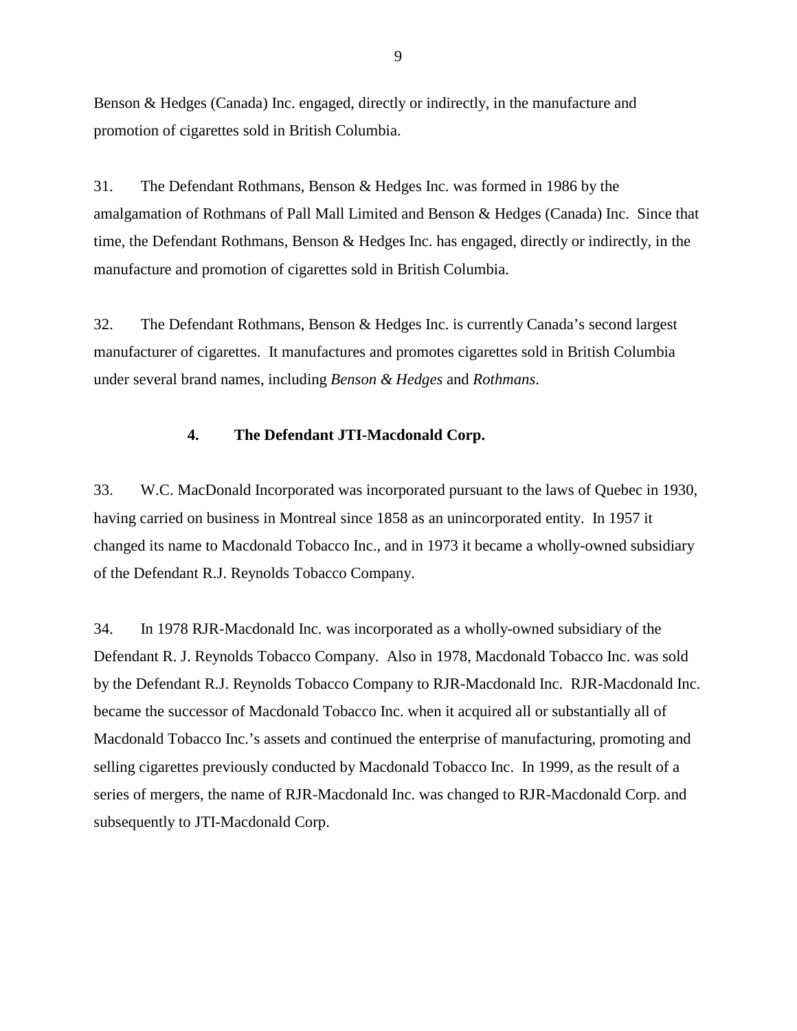Benson & Hedges (Canada) Inc. engaged, directly or indirectly, in the manufacture and promotion of cigarettes sold in British Columbia.

31. The Defendant Rothmans, Benson & Hedges Inc. was formed in 1986 by the amalgamation of Rothmans of Pall Mall Limited and Benson & Hedges (Canada) Inc. Since that time, the Defendant Rothmans, Benson & Hedges Inc. has engaged, directly or indirectly, in the manufacture and promotion of cigarettes sold in British Columbia.

32. The Defendant Rothmans, Benson & Hedges Inc. is currently Canada's second largest manufacturer of cigarettes. It manufactures and promotes cigarettes sold in British Columbia under several brand names, including *Benson & Hedges* and *Rothmans*.

### 4. The Defendant JTI-Macdonald Corp.

33. W.C. MacDonald Incorporated was incorporated pursuant to the laws of Quebec in 1930, having carried on business in Montreal since 1858 as an unincorporated entity. In 1957 it changed its name to Macdonald Tobacco Inc., and in 1973 it became a wholly-owned subsidiary of the Defendant R.J. Reynolds Tobacco Company.

34. In 1978 RJR-Macdonald Inc. was incorporated as a wholly-owned subsidiary of the Defendant R. J. Reynolds Tobacco Company. Also in 1978, Macdonald Tobacco Inc. was sold by the Defendant R.J. Reynolds Tobacco Company to RJR-Macdonald Inc. RJR-Macdonald Inc. became the successor of Macdonald Tobacco Inc. when it acquired all or substantially all of Macdonald Tobacco Inc.'s assets and continued the enterprise of manufacturing, promoting and selling cigarettes previously conducted by Macdonald Tobacco Inc. In 1999, as the result of a series of mergers, the name of RJR-Macdonald Inc. was changed to RJR-Macdonald Corp. and subsequently to JTI-Macdonald Corp.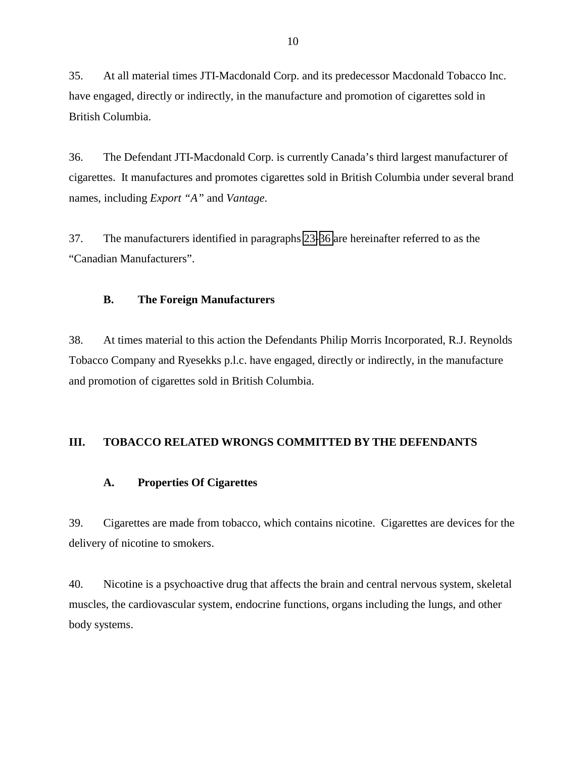35. At all material times JTI-Macdonald Corp. and its predecessor Macdonald Tobacco Inc. have engaged, directly or indirectly, in the manufacture and promotion of cigarettes sold in British Columbia.

36. The Defendant JTI-Macdonald Corp. is currently Canada's third largest manufacturer of cigarettes. It manufactures and promotes cigarettes sold in British Columbia under several brand names, including *Export "A"* and *Vantage*.

37. The manufacturers identified in paragraphs 23-36 are hereinafter referred to as the "Canadian Manufacturers".

### B. The Foreign Manufacturers

38. At times material to this action the Defendants Philip Morris Incorporated, R.J. Reynolds Tobacco Company and Ryesekks p.l.c. have engaged, directly or indirectly, in the manufacture and promotion of cigarettes sold in British Columbia.

## III. TOBACCO RELATED WRONGS COMMITTED BY THE DEFENDANTS

### A. Properties Of Cigarettes

39. Cigarettes are made from tobacco, which contains nicotine. Cigarettes are devices for the delivery of nicotine to smokers.

40. Nicotine is a psychoactive drug that affects the brain and central nervous system, skeletal muscles, the cardiovascular system, endocrine functions, organs including the lungs, and other body systems.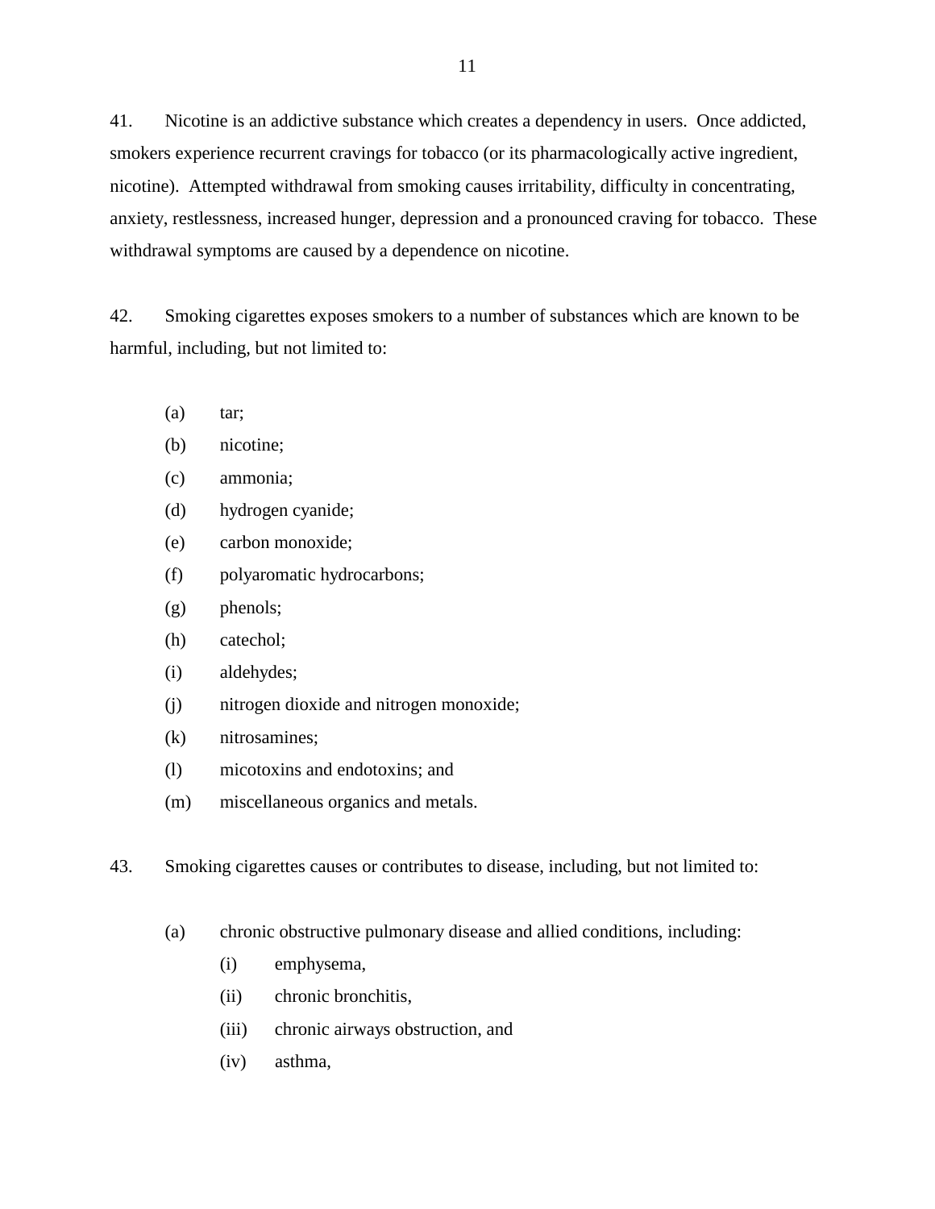41. Nicotine is an addictive substance which creates a dependency in users. Once addicted, smokers experience recurrent cravings for tobacco (or its pharmacologically active ingredient, nicotine). Attempted withdrawal from smoking causes irritability, difficulty in concentrating, anxiety, restlessness, increased hunger, depression and a pronounced craving for tobacco. These withdrawal symptoms are caused by a dependence on nicotine.

42. Smoking cigarettes exposes smokers to a number of substances which are known to be harmful, including, but not limited to:

- (a) tar;
- (b) nicotine;
- (c) ammonia;
- (d) hydrogen cyanide;
- (e) carbon monoxide;
- (f) polyaromatic hydrocarbons;
- (g) phenols;
- (h) catechol;
- (i) aldehydes;
- (j) nitrogen dioxide and nitrogen monoxide;
- (k) nitrosamines;
- (l) micotoxins and endotoxins; and
- (m) miscellaneous organics and metals.

43. Smoking cigarettes causes or contributes to disease, including, but not limited to:

- (a) chronic obstructive pulmonary disease and allied conditions, including:
  - (i) emphysema,
  - (ii) chronic bronchitis,
  - (iii) chronic airways obstruction, and
  - (iv) asthma,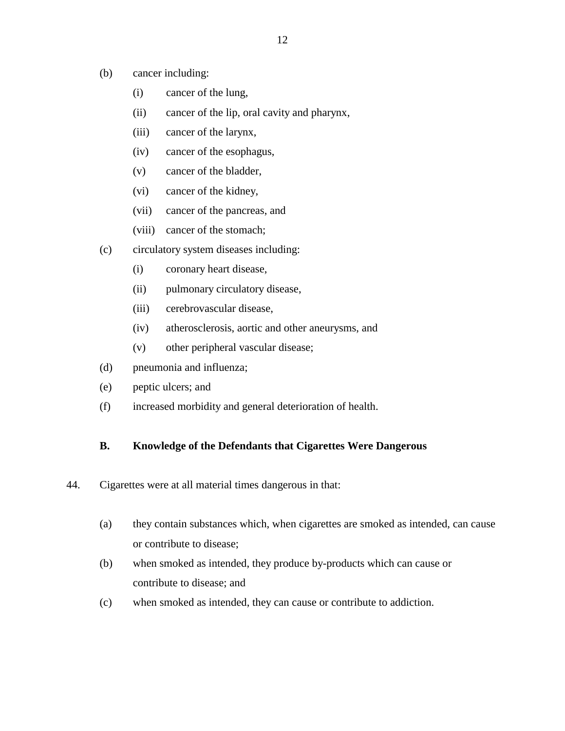(b) cancer including:

   (i) cancer of the lung,

   (ii) cancer of the lip, oral cavity and pharynx,

   (iii) cancer of the larynx,

   (iv) cancer of the esophagus,

   (v) cancer of the bladder,

   (vi) cancer of the kidney,

   (vii) cancer of the pancreas, and

   (viii) cancer of the stomach;

(c) circulatory system diseases including:

   (i) coronary heart disease,

   (ii) pulmonary circulatory disease,

   (iii) cerebrovascular disease,

   (iv) atherosclerosis, aortic and other aneurysms, and

   (v) other peripheral vascular disease;

(d) pneumonia and influenza;

(e) peptic ulcers; and

(f) increased morbidity and general deterioration of health.

### B. Knowledge of the Defendants that Cigarettes Were Dangerous

44. Cigarettes were at all material times dangerous in that:

(a) they contain substances which, when cigarettes are smoked as intended, can cause or contribute to disease;

(b) when smoked as intended, they produce by-products which can cause or contribute to disease; and

(c) when smoked as intended, they can cause or contribute to addiction.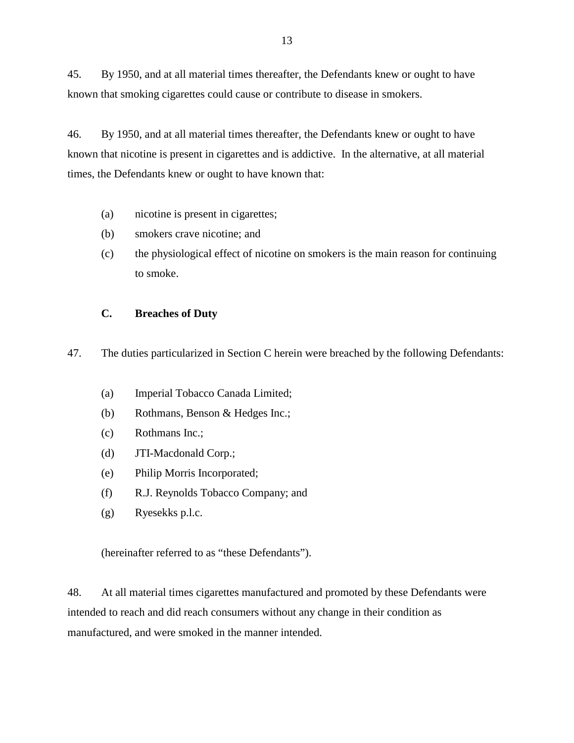45. By 1950, and at all material times thereafter, the Defendants knew or ought to have known that smoking cigarettes could cause or contribute to disease in smokers.

46. By 1950, and at all material times thereafter, the Defendants knew or ought to have known that nicotine is present in cigarettes and is addictive. In the alternative, at all material times, the Defendants knew or ought to have known that:

(a) nicotine is present in cigarettes;

(b) smokers crave nicotine; and

(c) the physiological effect of nicotine on smokers is the main reason for continuing to smoke.

### C. Breaches of Duty

47. The duties particularized in Section C herein were breached by the following Defendants:

(a) Imperial Tobacco Canada Limited;

(b) Rothmans, Benson & Hedges Inc.;

(c) Rothmans Inc.;

(d) JTI-Macdonald Corp.;

(e) Philip Morris Incorporated;

(f) R.J. Reynolds Tobacco Company; and

(g) Ryesekks p.l.c.

(hereinafter referred to as "these Defendants").

48. At all material times cigarettes manufactured and promoted by these Defendants were intended to reach and did reach consumers without any change in their condition as manufactured, and were smoked in the manner intended.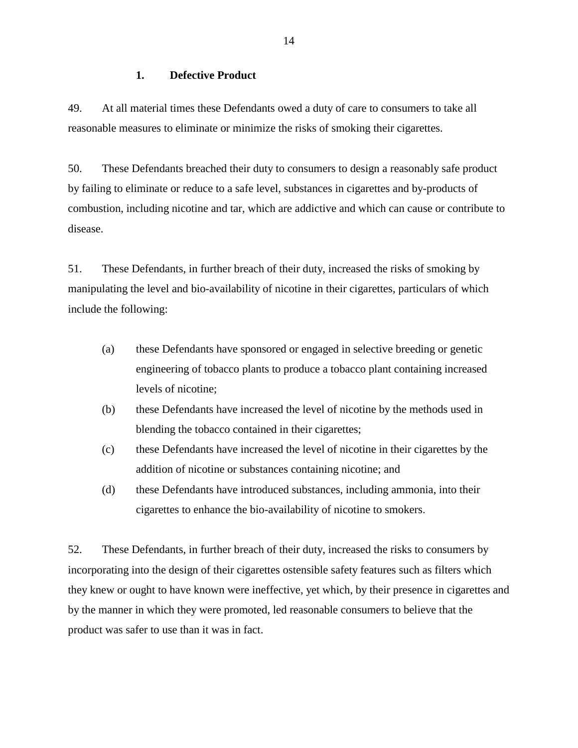### 1. Defective Product

49. At all material times these Defendants owed a duty of care to consumers to take all reasonable measures to eliminate or minimize the risks of smoking their cigarettes.

50. These Defendants breached their duty to consumers to design a reasonably safe product by failing to eliminate or reduce to a safe level, substances in cigarettes and by-products of combustion, including nicotine and tar, which are addictive and which can cause or contribute to disease.

51. These Defendants, in further breach of their duty, increased the risks of smoking by manipulating the level and bio-availability of nicotine in their cigarettes, particulars of which include the following:

(a) these Defendants have sponsored or engaged in selective breeding or genetic engineering of tobacco plants to produce a tobacco plant containing increased levels of nicotine;

(b) these Defendants have increased the level of nicotine by the methods used in blending the tobacco contained in their cigarettes;

(c) these Defendants have increased the level of nicotine in their cigarettes by the addition of nicotine or substances containing nicotine; and

(d) these Defendants have introduced substances, including ammonia, into their cigarettes to enhance the bio-availability of nicotine to smokers.

52. These Defendants, in further breach of their duty, increased the risks to consumers by incorporating into the design of their cigarettes ostensible safety features such as filters which they knew or ought to have known were ineffective, yet which, by their presence in cigarettes and by the manner in which they were promoted, led reasonable consumers to believe that the product was safer to use than it was in fact.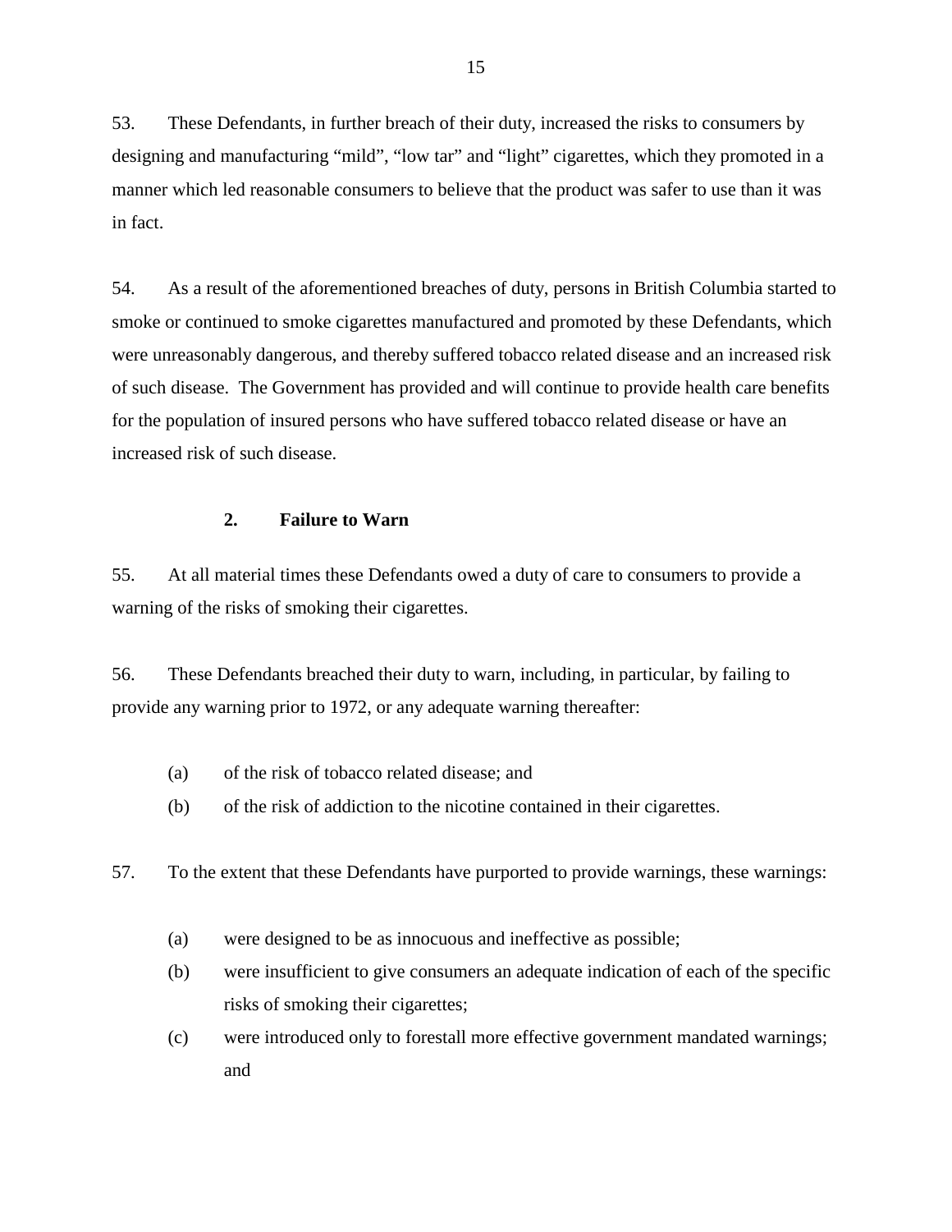53. These Defendants, in further breach of their duty, increased the risks to consumers by designing and manufacturing "mild", "low tar" and "light" cigarettes, which they promoted in a manner which led reasonable consumers to believe that the product was safer to use than it was in fact.

54. As a result of the aforementioned breaches of duty, persons in British Columbia started to smoke or continued to smoke cigarettes manufactured and promoted by these Defendants, which were unreasonably dangerous, and thereby suffered tobacco related disease and an increased risk of such disease. The Government has provided and will continue to provide health care benefits for the population of insured persons who have suffered tobacco related disease or have an increased risk of such disease.

### 2. Failure to Warn

55. At all material times these Defendants owed a duty of care to consumers to provide a warning of the risks of smoking their cigarettes.

56. These Defendants breached their duty to warn, including, in particular, by failing to provide any warning prior to 1972, or any adequate warning thereafter:

(a) of the risk of tobacco related disease; and

(b) of the risk of addiction to the nicotine contained in their cigarettes.

57. To the extent that these Defendants have purported to provide warnings, these warnings:

(a) were designed to be as innocuous and ineffective as possible;

(b) were insufficient to give consumers an adequate indication of each of the specific risks of smoking their cigarettes;

(c) were introduced only to forestall more effective government mandated warnings; and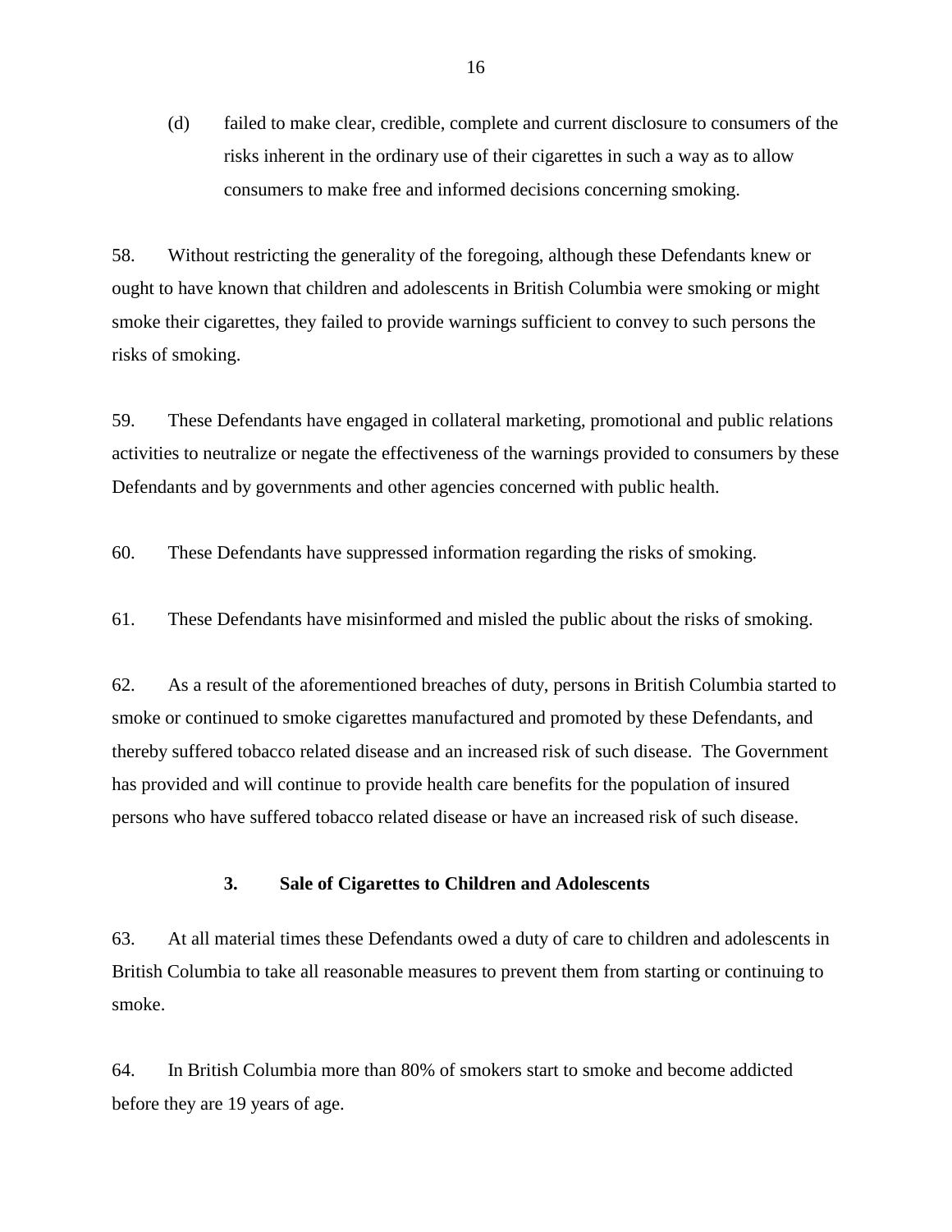(d) failed to make clear, credible, complete and current disclosure to consumers of the risks inherent in the ordinary use of their cigarettes in such a way as to allow consumers to make free and informed decisions concerning smoking.

58. Without restricting the generality of the foregoing, although these Defendants knew or ought to have known that children and adolescents in British Columbia were smoking or might smoke their cigarettes, they failed to provide warnings sufficient to convey to such persons the risks of smoking.

59. These Defendants have engaged in collateral marketing, promotional and public relations activities to neutralize or negate the effectiveness of the warnings provided to consumers by these Defendants and by governments and other agencies concerned with public health.

60. These Defendants have suppressed information regarding the risks of smoking.

61. These Defendants have misinformed and misled the public about the risks of smoking.

62. As a result of the aforementioned breaches of duty, persons in British Columbia started to smoke or continued to smoke cigarettes manufactured and promoted by these Defendants, and thereby suffered tobacco related disease and an increased risk of such disease. The Government has provided and will continue to provide health care benefits for the population of insured persons who have suffered tobacco related disease or have an increased risk of such disease.

### 3. Sale of Cigarettes to Children and Adolescents

63. At all material times these Defendants owed a duty of care to children and adolescents in British Columbia to take all reasonable measures to prevent them from starting or continuing to smoke.

64. In British Columbia more than 80% of smokers start to smoke and become addicted before they are 19 years of age.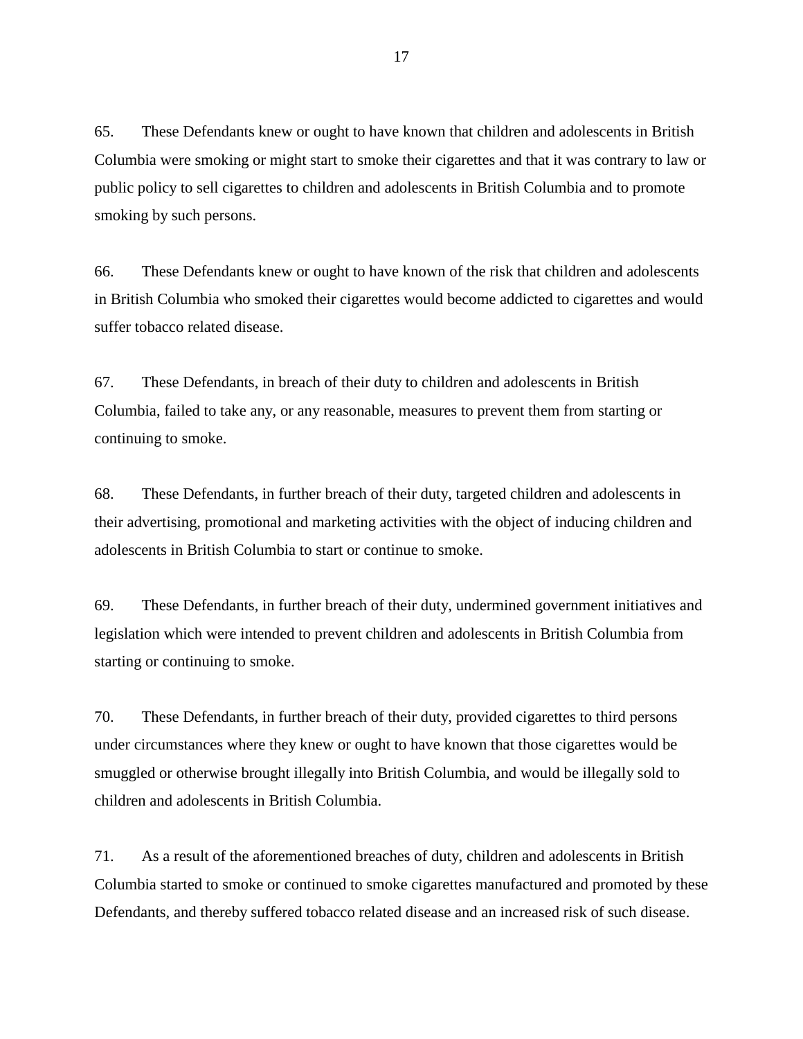65. These Defendants knew or ought to have known that children and adolescents in British Columbia were smoking or might start to smoke their cigarettes and that it was contrary to law or public policy to sell cigarettes to children and adolescents in British Columbia and to promote smoking by such persons.

66. These Defendants knew or ought to have known of the risk that children and adolescents in British Columbia who smoked their cigarettes would become addicted to cigarettes and would suffer tobacco related disease.

67. These Defendants, in breach of their duty to children and adolescents in British Columbia, failed to take any, or any reasonable, measures to prevent them from starting or continuing to smoke.

68. These Defendants, in further breach of their duty, targeted children and adolescents in their advertising, promotional and marketing activities with the object of inducing children and adolescents in British Columbia to start or continue to smoke.

69. These Defendants, in further breach of their duty, undermined government initiatives and legislation which were intended to prevent children and adolescents in British Columbia from starting or continuing to smoke.

70. These Defendants, in further breach of their duty, provided cigarettes to third persons under circumstances where they knew or ought to have known that those cigarettes would be smuggled or otherwise brought illegally into British Columbia, and would be illegally sold to children and adolescents in British Columbia.

71. As a result of the aforementioned breaches of duty, children and adolescents in British Columbia started to smoke or continued to smoke cigarettes manufactured and promoted by these Defendants, and thereby suffered tobacco related disease and an increased risk of such disease.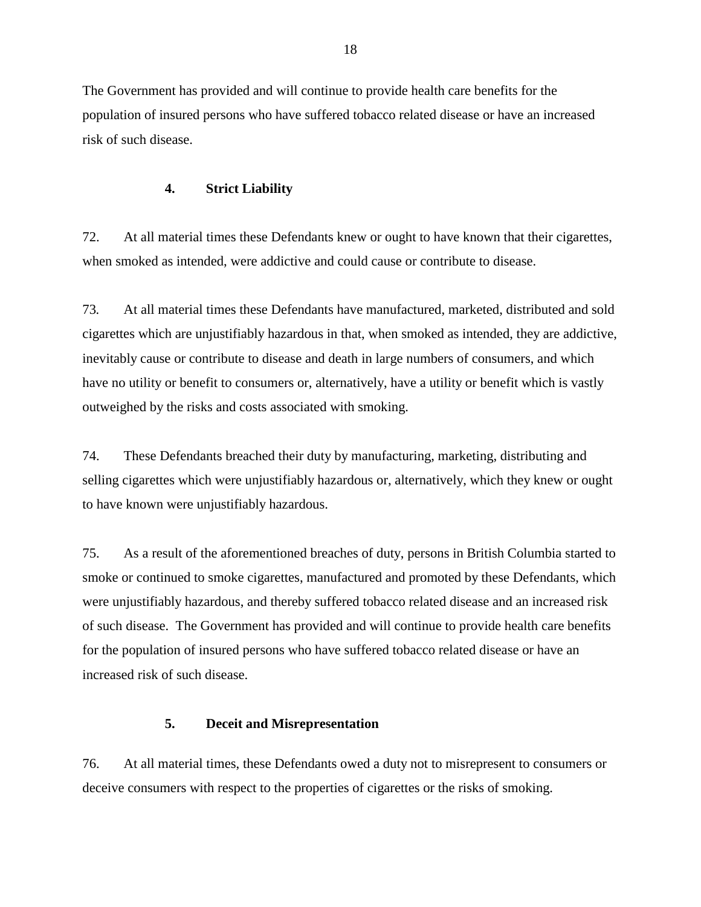The Government has provided and will continue to provide health care benefits for the population of insured persons who have suffered tobacco related disease or have an increased risk of such disease.

### 4. Strict Liability

72. At all material times these Defendants knew or ought to have known that their cigarettes, when smoked as intended, were addictive and could cause or contribute to disease.

73. At all material times these Defendants have manufactured, marketed, distributed and sold cigarettes which are unjustifiably hazardous in that, when smoked as intended, they are addictive, inevitably cause or contribute to disease and death in large numbers of consumers, and which have no utility or benefit to consumers or, alternatively, have a utility or benefit which is vastly outweighed by the risks and costs associated with smoking.

74. These Defendants breached their duty by manufacturing, marketing, distributing and selling cigarettes which were unjustifiably hazardous or, alternatively, which they knew or ought to have known were unjustifiably hazardous.

75. As a result of the aforementioned breaches of duty, persons in British Columbia started to smoke or continued to smoke cigarettes, manufactured and promoted by these Defendants, which were unjustifiably hazardous, and thereby suffered tobacco related disease and an increased risk of such disease. The Government has provided and will continue to provide health care benefits for the population of insured persons who have suffered tobacco related disease or have an increased risk of such disease.

### 5. Deceit and Misrepresentation

76. At all material times, these Defendants owed a duty not to misrepresent to consumers or deceive consumers with respect to the properties of cigarettes or the risks of smoking.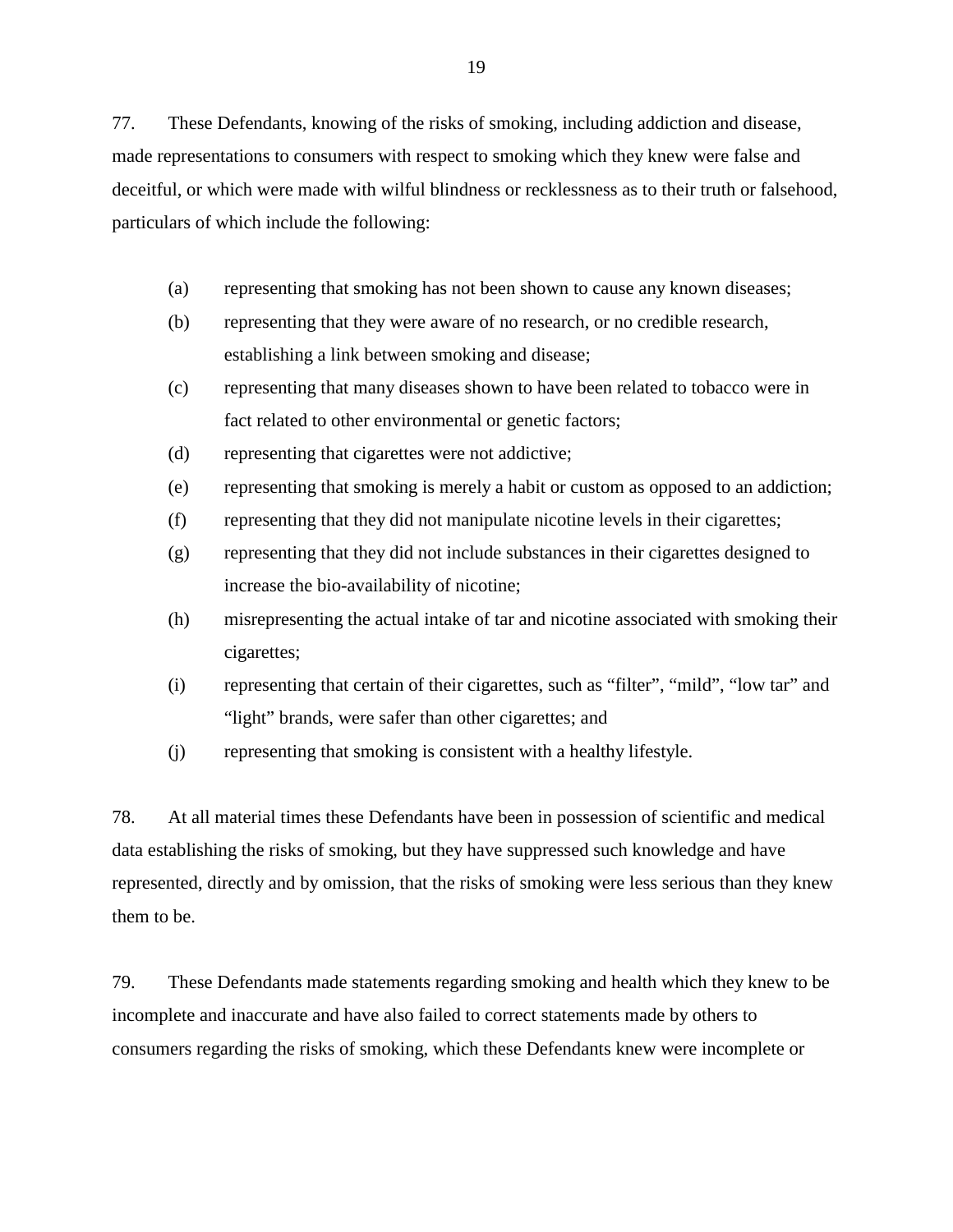77. These Defendants, knowing of the risks of smoking, including addiction and disease, made representations to consumers with respect to smoking which they knew were false and deceitful, or which were made with wilful blindness or recklessness as to their truth or falsehood, particulars of which include the following:

(a) representing that smoking has not been shown to cause any known diseases;

(b) representing that they were aware of no research, or no credible research, establishing a link between smoking and disease;

(c) representing that many diseases shown to have been related to tobacco were in fact related to other environmental or genetic factors;

(d) representing that cigarettes were not addictive;

(e) representing that smoking is merely a habit or custom as opposed to an addiction;

(f) representing that they did not manipulate nicotine levels in their cigarettes;

(g) representing that they did not include substances in their cigarettes designed to increase the bio-availability of nicotine;

(h) misrepresenting the actual intake of tar and nicotine associated with smoking their cigarettes;

(i) representing that certain of their cigarettes, such as "filter", "mild", "low tar" and "light" brands, were safer than other cigarettes; and

(j) representing that smoking is consistent with a healthy lifestyle.

78. At all material times these Defendants have been in possession of scientific and medical data establishing the risks of smoking, but they have suppressed such knowledge and have represented, directly and by omission, that the risks of smoking were less serious than they knew them to be.

79. These Defendants made statements regarding smoking and health which they knew to be incomplete and inaccurate and have also failed to correct statements made by others to consumers regarding the risks of smoking, which these Defendants knew were incomplete or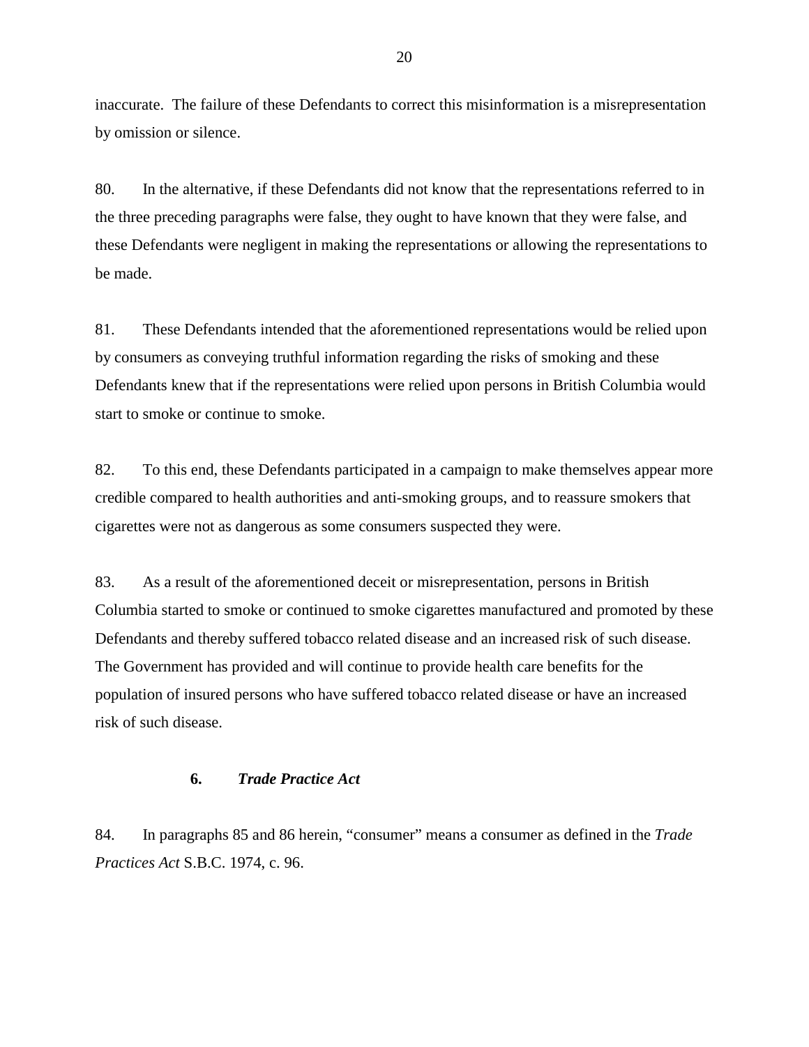inaccurate. The failure of these Defendants to correct this misinformation is a misrepresentation by omission or silence.

80. In the alternative, if these Defendants did not know that the representations referred to in the three preceding paragraphs were false, they ought to have known that they were false, and these Defendants were negligent in making the representations or allowing the representations to be made.

81. These Defendants intended that the aforementioned representations would be relied upon by consumers as conveying truthful information regarding the risks of smoking and these Defendants knew that if the representations were relied upon persons in British Columbia would start to smoke or continue to smoke.

82. To this end, these Defendants participated in a campaign to make themselves appear more credible compared to health authorities and anti-smoking groups, and to reassure smokers that cigarettes were not as dangerous as some consumers suspected they were.

83. As a result of the aforementioned deceit or misrepresentation, persons in British Columbia started to smoke or continued to smoke cigarettes manufactured and promoted by these Defendants and thereby suffered tobacco related disease and an increased risk of such disease. The Government has provided and will continue to provide health care benefits for the population of insured persons who have suffered tobacco related disease or have an increased risk of such disease.

### 6. *Trade Practice Act*

84. In paragraphs 85 and 86 herein, "consumer" means a consumer as defined in the *Trade Practices Act* S.B.C. 1974, c. 96.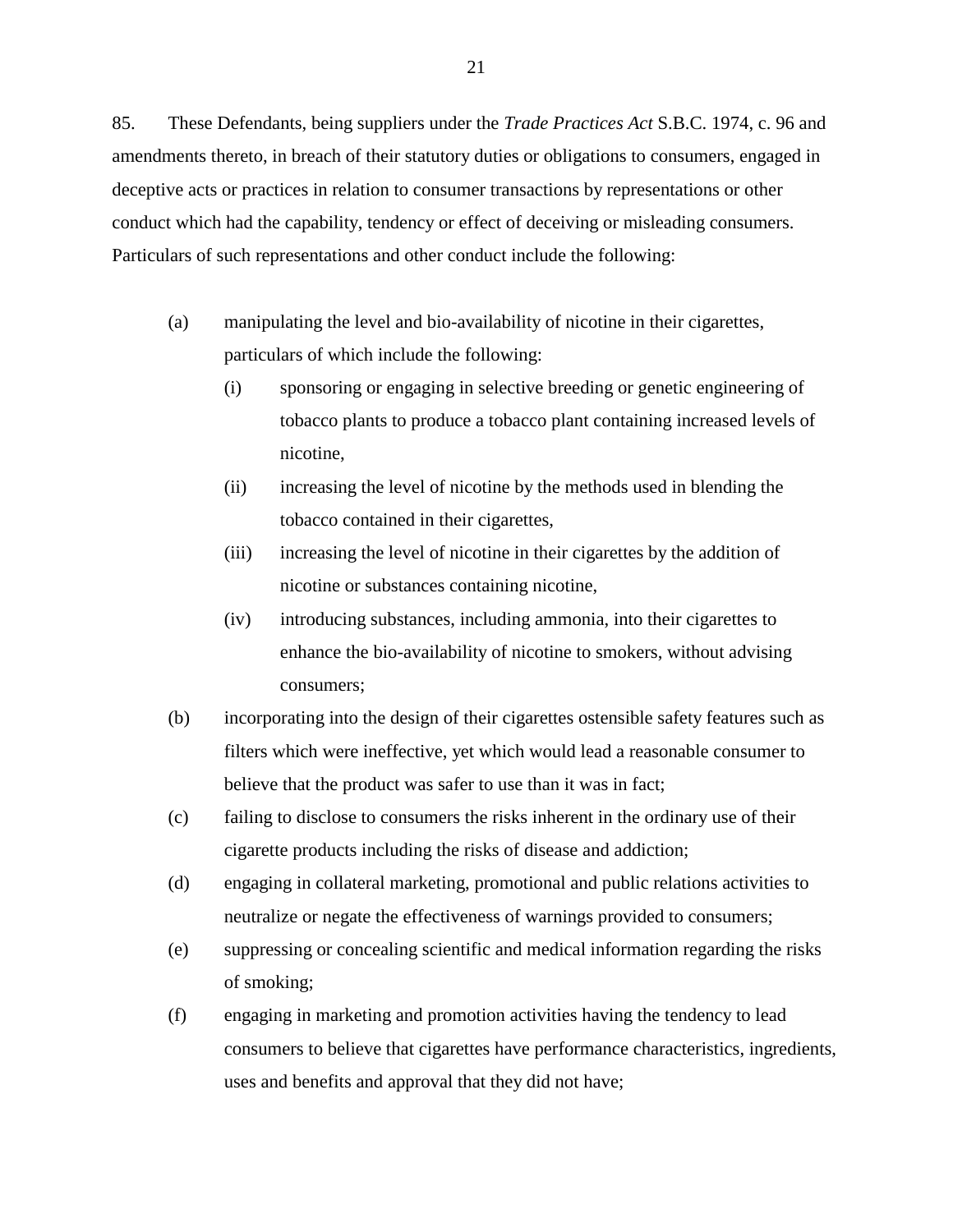85. These Defendants, being suppliers under the *Trade Practices Act* S.B.C. 1974, c. 96 and amendments thereto, in breach of their statutory duties or obligations to consumers, engaged in deceptive acts or practices in relation to consumer transactions by representations or other conduct which had the capability, tendency or effect of deceiving or misleading consumers. Particulars of such representations and other conduct include the following:

(a) manipulating the level and bio-availability of nicotine in their cigarettes, particulars of which include the following:

  (i) sponsoring or engaging in selective breeding or genetic engineering of tobacco plants to produce a tobacco plant containing increased levels of nicotine,

  (ii) increasing the level of nicotine by the methods used in blending the tobacco contained in their cigarettes,

  (iii) increasing the level of nicotine in their cigarettes by the addition of nicotine or substances containing nicotine,

  (iv) introducing substances, including ammonia, into their cigarettes to enhance the bio-availability of nicotine to smokers, without advising consumers;

(b) incorporating into the design of their cigarettes ostensible safety features such as filters which were ineffective, yet which would lead a reasonable consumer to believe that the product was safer to use than it was in fact;

(c) failing to disclose to consumers the risks inherent in the ordinary use of their cigarette products including the risks of disease and addiction;

(d) engaging in collateral marketing, promotional and public relations activities to neutralize or negate the effectiveness of warnings provided to consumers;

(e) suppressing or concealing scientific and medical information regarding the risks of smoking;

(f) engaging in marketing and promotion activities having the tendency to lead consumers to believe that cigarettes have performance characteristics, ingredients, uses and benefits and approval that they did not have;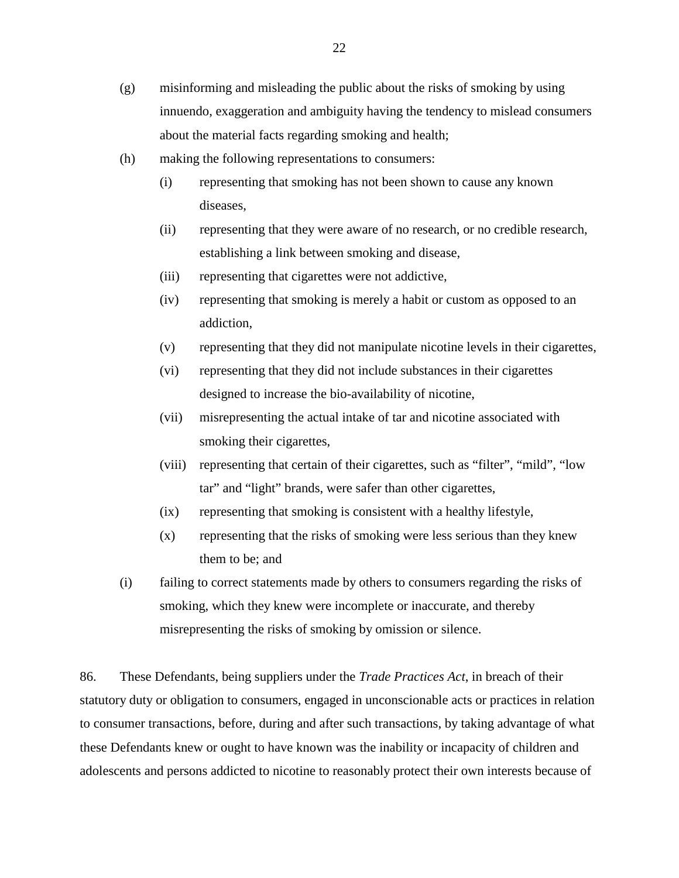(g) misinforming and misleading the public about the risks of smoking by using innuendo, exaggeration and ambiguity having the tendency to mislead consumers about the material facts regarding smoking and health;

(h) making the following representations to consumers:

   (i) representing that smoking has not been shown to cause any known diseases,

   (ii) representing that they were aware of no research, or no credible research, establishing a link between smoking and disease,

   (iii) representing that cigarettes were not addictive,

   (iv) representing that smoking is merely a habit or custom as opposed to an addiction,

   (v) representing that they did not manipulate nicotine levels in their cigarettes,

   (vi) representing that they did not include substances in their cigarettes designed to increase the bio-availability of nicotine,

   (vii) misrepresenting the actual intake of tar and nicotine associated with smoking their cigarettes,

   (viii) representing that certain of their cigarettes, such as "filter", "mild", "low tar" and "light" brands, were safer than other cigarettes,

   (ix) representing that smoking is consistent with a healthy lifestyle,

   (x) representing that the risks of smoking were less serious than they knew them to be; and

(i) failing to correct statements made by others to consumers regarding the risks of smoking, which they knew were incomplete or inaccurate, and thereby misrepresenting the risks of smoking by omission or silence.

86. These Defendants, being suppliers under the *Trade Practices Act*, in breach of their statutory duty or obligation to consumers, engaged in unconscionable acts or practices in relation to consumer transactions, before, during and after such transactions, by taking advantage of what these Defendants knew or ought to have known was the inability or incapacity of children and adolescents and persons addicted to nicotine to reasonably protect their own interests because of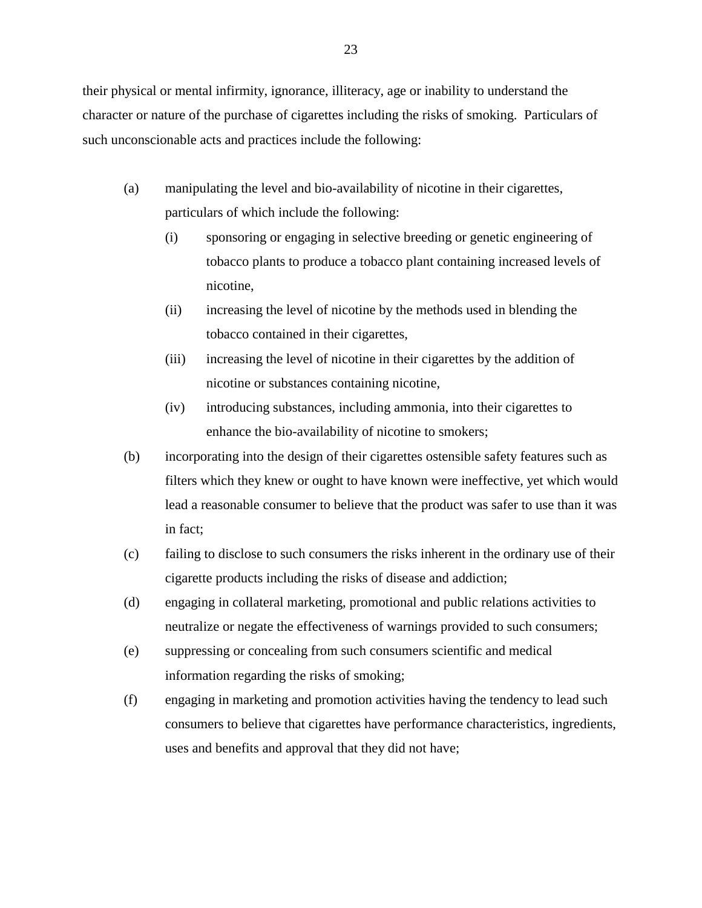their physical or mental infirmity, ignorance, illiteracy, age or inability to understand the character or nature of the purchase of cigarettes including the risks of smoking. Particulars of such unconscionable acts and practices include the following:

(a) manipulating the level and bio-availability of nicotine in their cigarettes, particulars of which include the following:

   (i) sponsoring or engaging in selective breeding or genetic engineering of tobacco plants to produce a tobacco plant containing increased levels of nicotine,

   (ii) increasing the level of nicotine by the methods used in blending the tobacco contained in their cigarettes,

   (iii) increasing the level of nicotine in their cigarettes by the addition of nicotine or substances containing nicotine,

   (iv) introducing substances, including ammonia, into their cigarettes to enhance the bio-availability of nicotine to smokers;

(b) incorporating into the design of their cigarettes ostensible safety features such as filters which they knew or ought to have known were ineffective, yet which would lead a reasonable consumer to believe that the product was safer to use than it was in fact;

(c) failing to disclose to such consumers the risks inherent in the ordinary use of their cigarette products including the risks of disease and addiction;

(d) engaging in collateral marketing, promotional and public relations activities to neutralize or negate the effectiveness of warnings provided to such consumers;

(e) suppressing or concealing from such consumers scientific and medical information regarding the risks of smoking;

(f) engaging in marketing and promotion activities having the tendency to lead such consumers to believe that cigarettes have performance characteristics, ingredients, uses and benefits and approval that they did not have;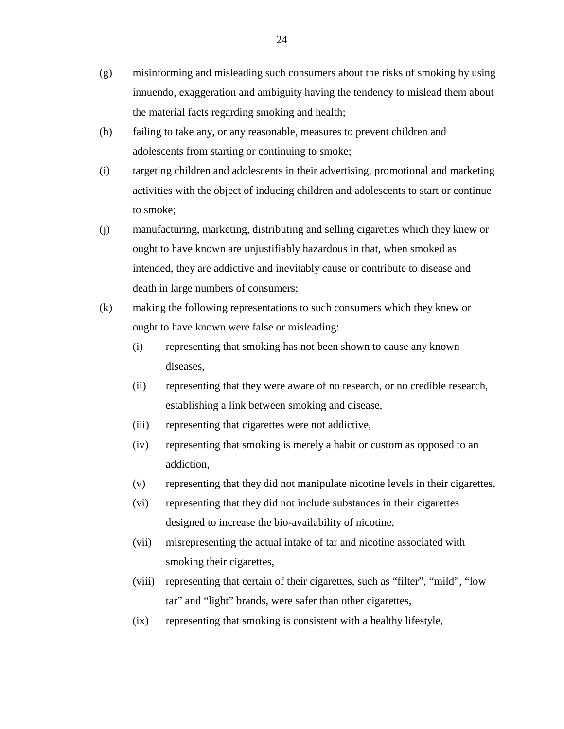(g) misinforming and misleading such consumers about the risks of smoking by using innuendo, exaggeration and ambiguity having the tendency to mislead them about the material facts regarding smoking and health;

(h) failing to take any, or any reasonable, measures to prevent children and adolescents from starting or continuing to smoke;

(i) targeting children and adolescents in their advertising, promotional and marketing activities with the object of inducing children and adolescents to start or continue to smoke;

(j) manufacturing, marketing, distributing and selling cigarettes which they knew or ought to have known are unjustifiably hazardous in that, when smoked as intended, they are addictive and inevitably cause or contribute to disease and death in large numbers of consumers;

(k) making the following representations to such consumers which they knew or ought to have known were false or misleading:

  (i) representing that smoking has not been shown to cause any known diseases,

  (ii) representing that they were aware of no research, or no credible research, establishing a link between smoking and disease,

  (iii) representing that cigarettes were not addictive,

  (iv) representing that smoking is merely a habit or custom as opposed to an addiction,

  (v) representing that they did not manipulate nicotine levels in their cigarettes,

  (vi) representing that they did not include substances in their cigarettes designed to increase the bio-availability of nicotine,

  (vii) misrepresenting the actual intake of tar and nicotine associated with smoking their cigarettes,

  (viii) representing that certain of their cigarettes, such as “filter”, “mild”, “low tar” and “light” brands, were safer than other cigarettes,

  (ix) representing that smoking is consistent with a healthy lifestyle,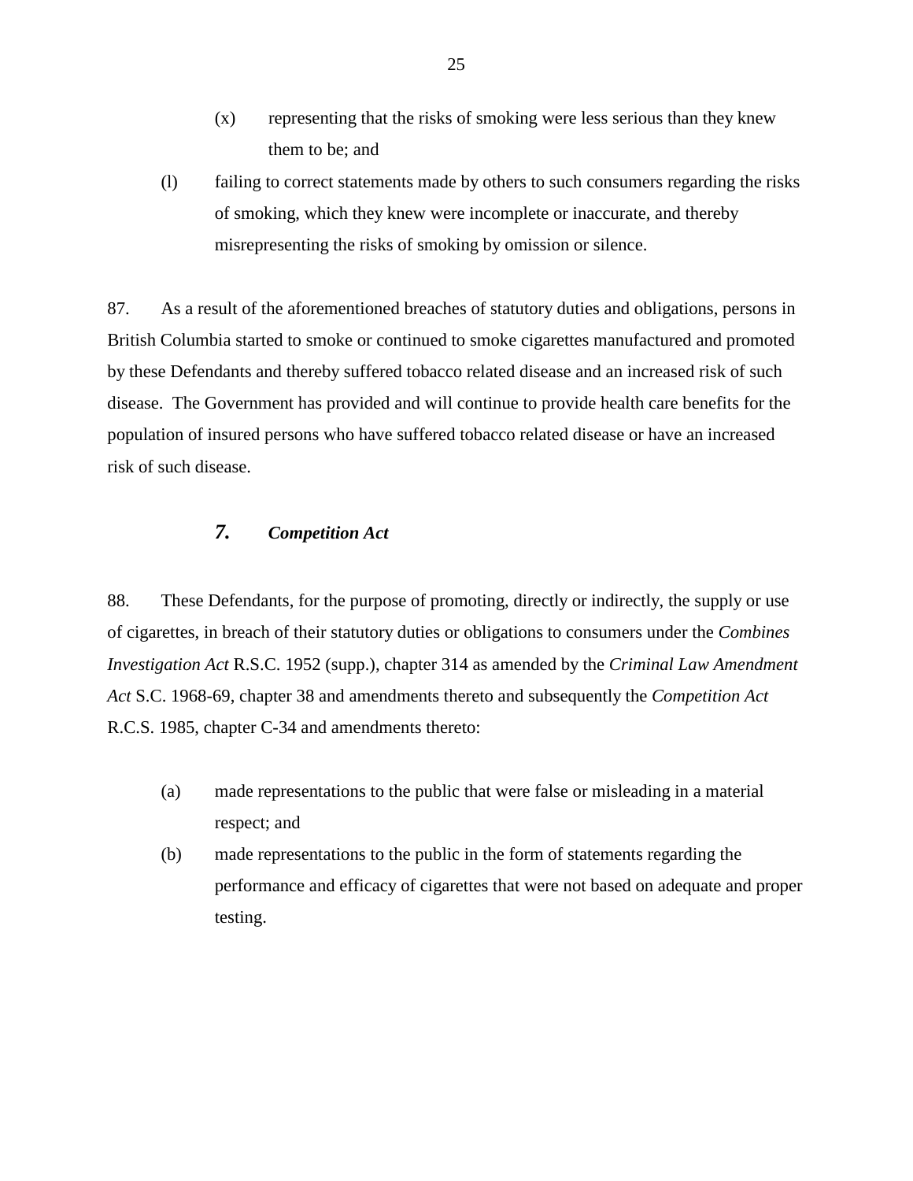(x) representing that the risks of smoking were less serious than they knew them to be; and

(l) failing to correct statements made by others to such consumers regarding the risks of smoking, which they knew were incomplete or inaccurate, and thereby misrepresenting the risks of smoking by omission or silence.

87. As a result of the aforementioned breaches of statutory duties and obligations, persons in British Columbia started to smoke or continued to smoke cigarettes manufactured and promoted by these Defendants and thereby suffered tobacco related disease and an increased risk of such disease. The Government has provided and will continue to provide health care benefits for the population of insured persons who have suffered tobacco related disease or have an increased risk of such disease.

### 7. *Competition Act*

88. These Defendants, for the purpose of promoting, directly or indirectly, the supply or use of cigarettes, in breach of their statutory duties or obligations to consumers under the *Combines Investigation Act* R.S.C. 1952 (supp.), chapter 314 as amended by the *Criminal Law Amendment Act* S.C. 1968-69, chapter 38 and amendments thereto and subsequently the *Competition Act* R.C.S. 1985, chapter C-34 and amendments thereto:

(a) made representations to the public that were false or misleading in a material respect; and

(b) made representations to the public in the form of statements regarding the performance and efficacy of cigarettes that were not based on adequate and proper testing.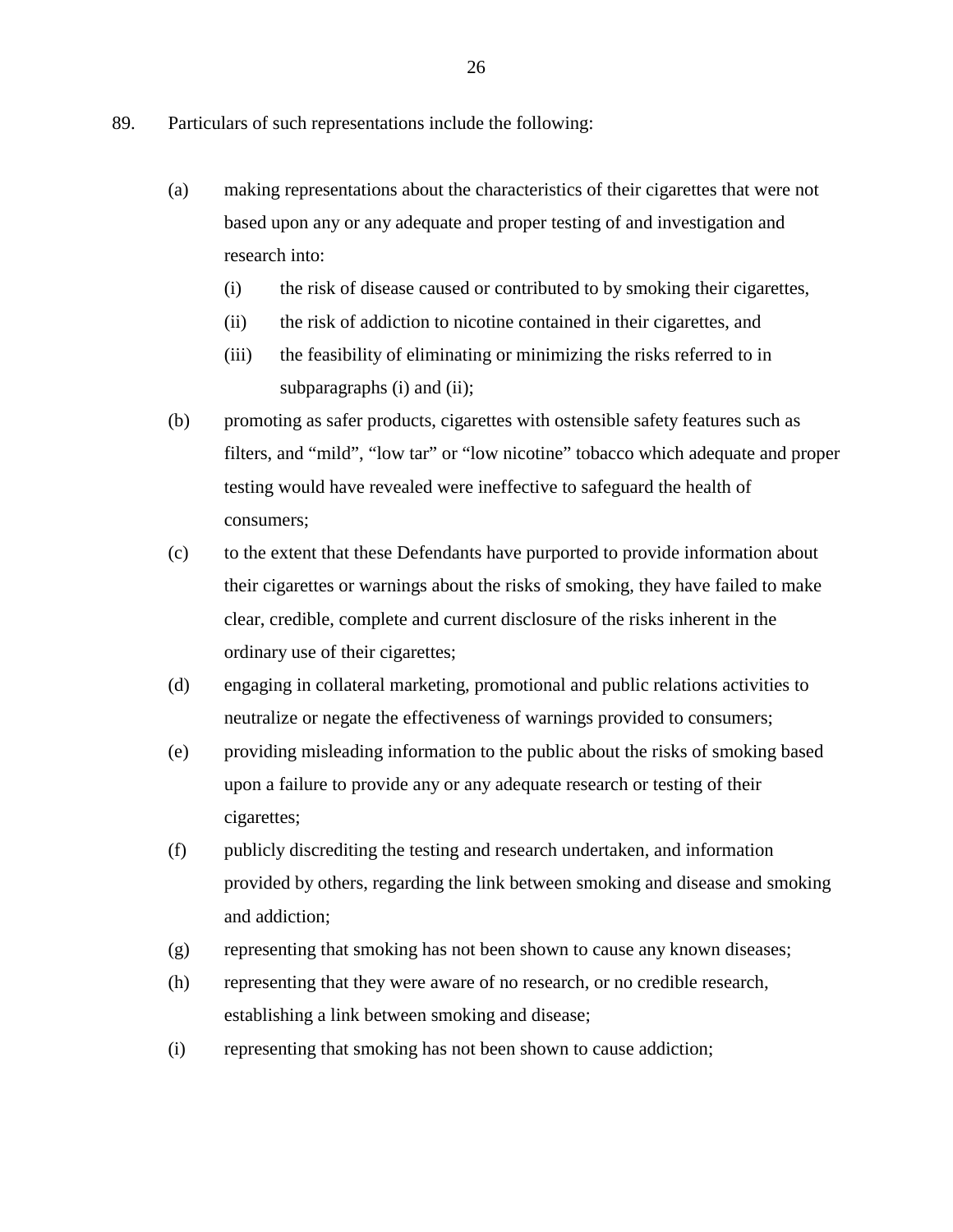89. Particulars of such representations include the following:

(a) making representations about the characteristics of their cigarettes that were not based upon any or any adequate and proper testing of and investigation and research into:

   (i) the risk of disease caused or contributed to by smoking their cigarettes,

   (ii) the risk of addiction to nicotine contained in their cigarettes, and

   (iii) the feasibility of eliminating or minimizing the risks referred to in subparagraphs (i) and (ii);

(b) promoting as safer products, cigarettes with ostensible safety features such as filters, and “mild”, “low tar” or “low nicotine” tobacco which adequate and proper testing would have revealed were ineffective to safeguard the health of consumers;

(c) to the extent that these Defendants have purported to provide information about their cigarettes or warnings about the risks of smoking, they have failed to make clear, credible, complete and current disclosure of the risks inherent in the ordinary use of their cigarettes;

(d) engaging in collateral marketing, promotional and public relations activities to neutralize or negate the effectiveness of warnings provided to consumers;

(e) providing misleading information to the public about the risks of smoking based upon a failure to provide any or any adequate research or testing of their cigarettes;

(f) publicly discrediting the testing and research undertaken, and information provided by others, regarding the link between smoking and disease and smoking and addiction;

(g) representing that smoking has not been shown to cause any known diseases;

(h) representing that they were aware of no research, or no credible research, establishing a link between smoking and disease;

(i) representing that smoking has not been shown to cause addiction;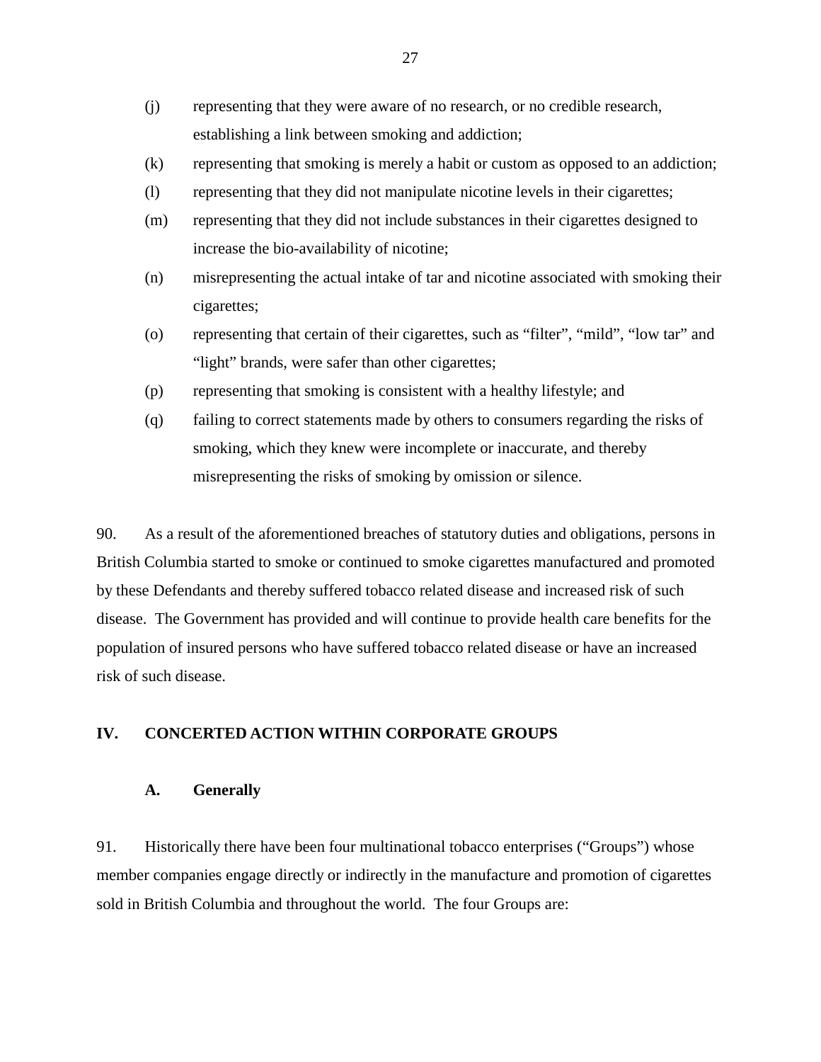(j) representing that they were aware of no research, or no credible research, establishing a link between smoking and addiction;

(k) representing that smoking is merely a habit or custom as opposed to an addiction;

(l) representing that they did not manipulate nicotine levels in their cigarettes;

(m) representing that they did not include substances in their cigarettes designed to increase the bio-availability of nicotine;

(n) misrepresenting the actual intake of tar and nicotine associated with smoking their cigarettes;

(o) representing that certain of their cigarettes, such as “filter”, “mild”, “low tar” and “light” brands, were safer than other cigarettes;

(p) representing that smoking is consistent with a healthy lifestyle; and

(q) failing to correct statements made by others to consumers regarding the risks of smoking, which they knew were incomplete or inaccurate, and thereby misrepresenting the risks of smoking by omission or silence.

90. As a result of the aforementioned breaches of statutory duties and obligations, persons in British Columbia started to smoke or continued to smoke cigarettes manufactured and promoted by these Defendants and thereby suffered tobacco related disease and increased risk of such disease. The Government has provided and will continue to provide health care benefits for the population of insured persons who have suffered tobacco related disease or have an increased risk of such disease.

## IV. CONCERTED ACTION WITHIN CORPORATE GROUPS

### A. Generally

91. Historically there have been four multinational tobacco enterprises (“Groups”) whose member companies engage directly or indirectly in the manufacture and promotion of cigarettes sold in British Columbia and throughout the world. The four Groups are: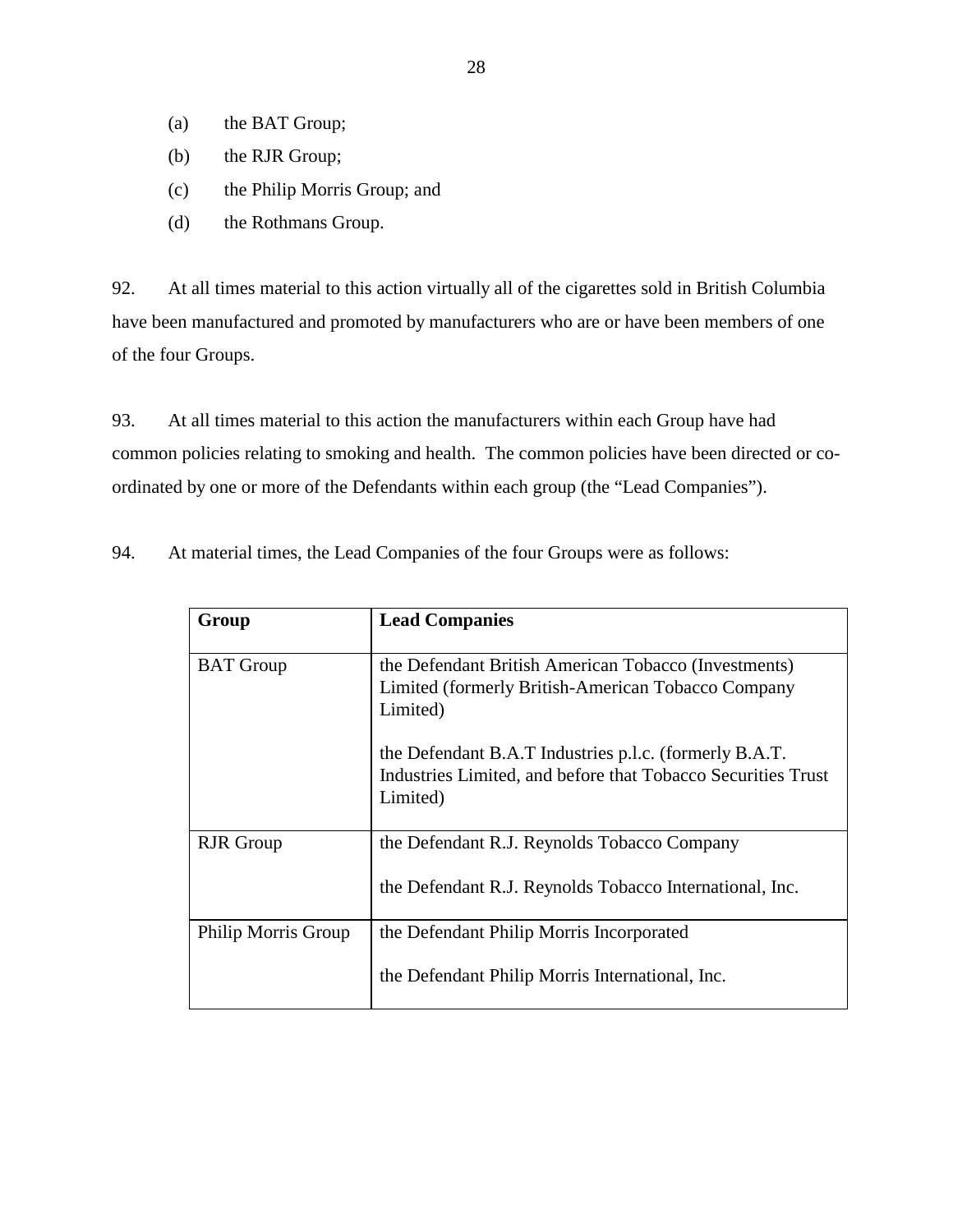(a) the BAT Group;

(b) the RJR Group;

(c) the Philip Morris Group; and

(d) the Rothmans Group.

92. At all times material to this action virtually all of the cigarettes sold in British Columbia have been manufactured and promoted by manufacturers who are or have been members of one of the four Groups.

93. At all times material to this action the manufacturers within each Group have had common policies relating to smoking and health. The common policies have been directed or co-ordinated by one or more of the Defendants within each group (the "Lead Companies").

94. At material times, the Lead Companies of the four Groups were as follows:

| Group | Lead Companies |
|---|---|
| BAT Group | the Defendant British American Tobacco (Investments) Limited (formerly British-American Tobacco Company Limited)<br><br>the Defendant B.A.T Industries p.l.c. (formerly B.A.T. Industries Limited, and before that Tobacco Securities Trust Limited) |
| RJR Group | the Defendant R.J. Reynolds Tobacco Company<br><br>the Defendant R.J. Reynolds Tobacco International, Inc. |
| Philip Morris Group | the Defendant Philip Morris Incorporated<br><br>the Defendant Philip Morris International, Inc. |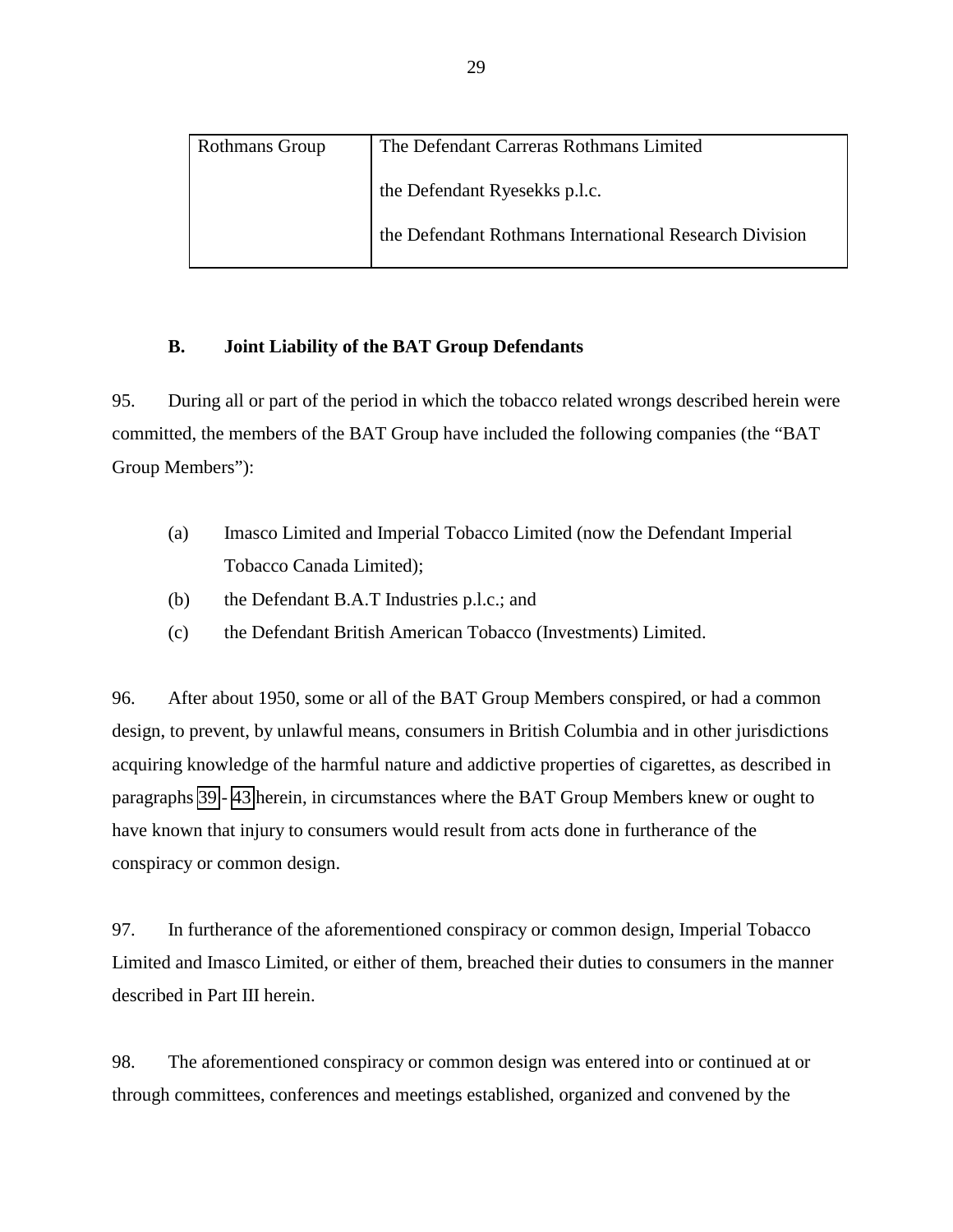| Rothmans Group | The Defendant Carreras Rothmans Limited<br><br>the Defendant Ryesekks p.l.c.<br><br>the Defendant Rothmans International Research Division |
|---|---|

### B. Joint Liability of the BAT Group Defendants

95. During all or part of the period in which the tobacco related wrongs described herein were committed, the members of the BAT Group have included the following companies (the "BAT Group Members"):

(a) Imasco Limited and Imperial Tobacco Limited (now the Defendant Imperial Tobacco Canada Limited);

(b) the Defendant B.A.T Industries p.l.c.; and

(c) the Defendant British American Tobacco (Investments) Limited.

96. After about 1950, some or all of the BAT Group Members conspired, or had a common design, to prevent, by unlawful means, consumers in British Columbia and in other jurisdictions acquiring knowledge of the harmful nature and addictive properties of cigarettes, as described in paragraphs 39 - 43 herein, in circumstances where the BAT Group Members knew or ought to have known that injury to consumers would result from acts done in furtherance of the conspiracy or common design.

97. In furtherance of the aforementioned conspiracy or common design, Imperial Tobacco Limited and Imasco Limited, or either of them, breached their duties to consumers in the manner described in Part III herein.

98. The aforementioned conspiracy or common design was entered into or continued at or through committees, conferences and meetings established, organized and convened by the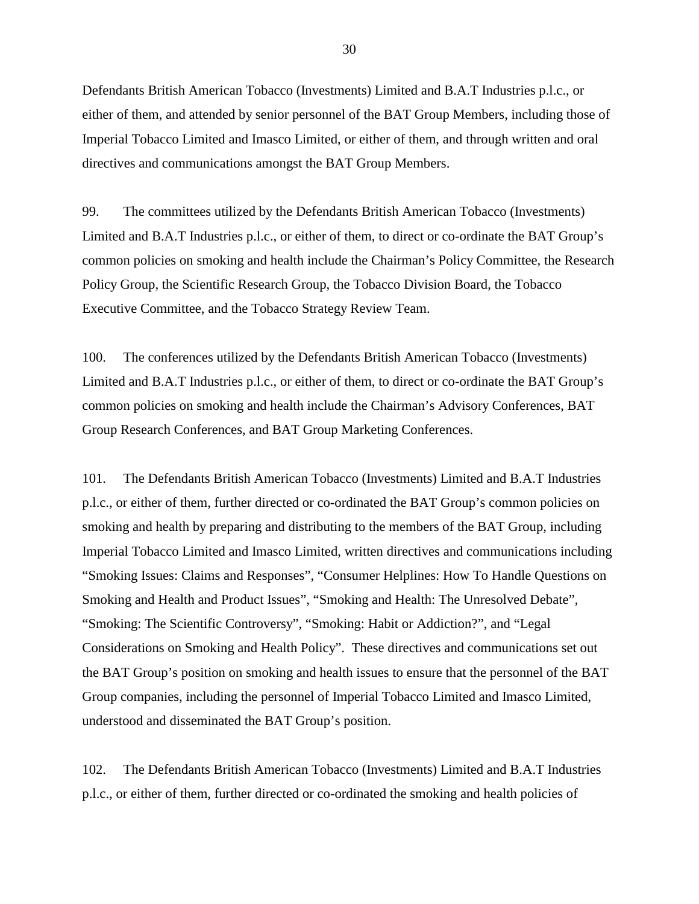Defendants British American Tobacco (Investments) Limited and B.A.T Industries p.l.c., or either of them, and attended by senior personnel of the BAT Group Members, including those of Imperial Tobacco Limited and Imasco Limited, or either of them, and through written and oral directives and communications amongst the BAT Group Members.

99. The committees utilized by the Defendants British American Tobacco (Investments) Limited and B.A.T Industries p.l.c., or either of them, to direct or co-ordinate the BAT Group's common policies on smoking and health include the Chairman's Policy Committee, the Research Policy Group, the Scientific Research Group, the Tobacco Division Board, the Tobacco Executive Committee, and the Tobacco Strategy Review Team.

100. The conferences utilized by the Defendants British American Tobacco (Investments) Limited and B.A.T Industries p.l.c., or either of them, to direct or co-ordinate the BAT Group's common policies on smoking and health include the Chairman's Advisory Conferences, BAT Group Research Conferences, and BAT Group Marketing Conferences.

101. The Defendants British American Tobacco (Investments) Limited and B.A.T Industries p.l.c., or either of them, further directed or co-ordinated the BAT Group's common policies on smoking and health by preparing and distributing to the members of the BAT Group, including Imperial Tobacco Limited and Imasco Limited, written directives and communications including "Smoking Issues: Claims and Responses", "Consumer Helplines: How To Handle Questions on Smoking and Health and Product Issues", "Smoking and Health: The Unresolved Debate", "Smoking: The Scientific Controversy", "Smoking: Habit or Addiction?", and "Legal Considerations on Smoking and Health Policy". These directives and communications set out the BAT Group's position on smoking and health issues to ensure that the personnel of the BAT Group companies, including the personnel of Imperial Tobacco Limited and Imasco Limited, understood and disseminated the BAT Group's position.

102. The Defendants British American Tobacco (Investments) Limited and B.A.T Industries p.l.c., or either of them, further directed or co-ordinated the smoking and health policies of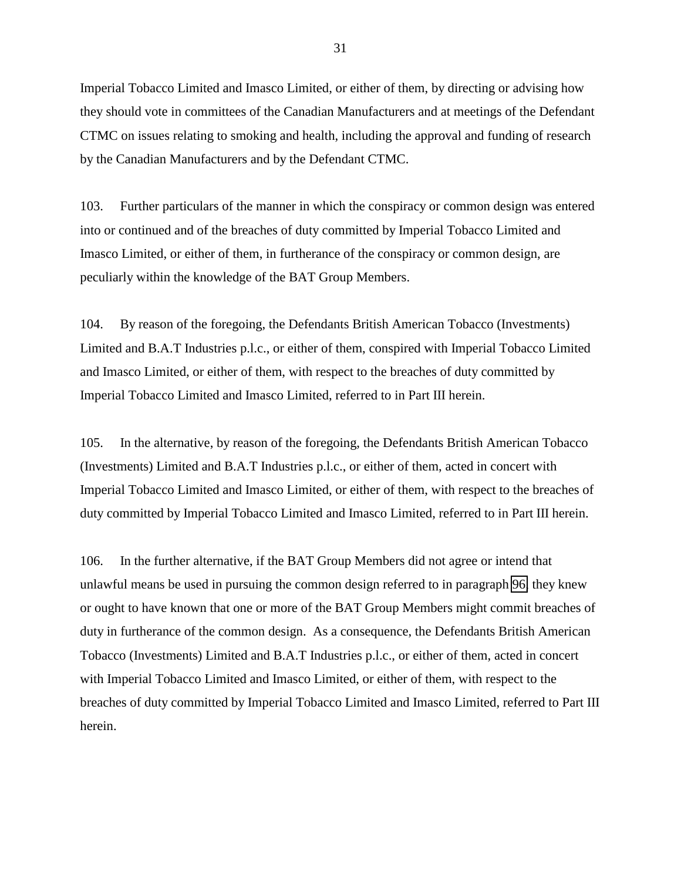Imperial Tobacco Limited and Imasco Limited, or either of them, by directing or advising how they should vote in committees of the Canadian Manufacturers and at meetings of the Defendant CTMC on issues relating to smoking and health, including the approval and funding of research by the Canadian Manufacturers and by the Defendant CTMC.

103. Further particulars of the manner in which the conspiracy or common design was entered into or continued and of the breaches of duty committed by Imperial Tobacco Limited and Imasco Limited, or either of them, in furtherance of the conspiracy or common design, are peculiarly within the knowledge of the BAT Group Members.

104. By reason of the foregoing, the Defendants British American Tobacco (Investments) Limited and B.A.T Industries p.l.c., or either of them, conspired with Imperial Tobacco Limited and Imasco Limited, or either of them, with respect to the breaches of duty committed by Imperial Tobacco Limited and Imasco Limited, referred to in Part III herein.

105. In the alternative, by reason of the foregoing, the Defendants British American Tobacco (Investments) Limited and B.A.T Industries p.l.c., or either of them, acted in concert with Imperial Tobacco Limited and Imasco Limited, or either of them, with respect to the breaches of duty committed by Imperial Tobacco Limited and Imasco Limited, referred to in Part III herein.

106. In the further alternative, if the BAT Group Members did not agree or intend that unlawful means be used in pursuing the common design referred to in paragraph 96, they knew or ought to have known that one or more of the BAT Group Members might commit breaches of duty in furtherance of the common design. As a consequence, the Defendants British American Tobacco (Investments) Limited and B.A.T Industries p.l.c., or either of them, acted in concert with Imperial Tobacco Limited and Imasco Limited, or either of them, with respect to the breaches of duty committed by Imperial Tobacco Limited and Imasco Limited, referred to Part III herein.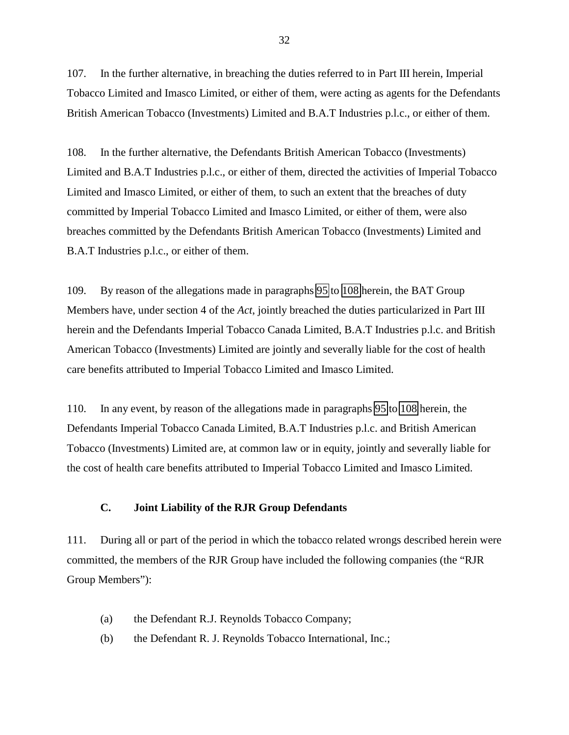107. In the further alternative, in breaching the duties referred to in Part III herein, Imperial Tobacco Limited and Imasco Limited, or either of them, were acting as agents for the Defendants British American Tobacco (Investments) Limited and B.A.T Industries p.l.c., or either of them.

108. In the further alternative, the Defendants British American Tobacco (Investments) Limited and B.A.T Industries p.l.c., or either of them, directed the activities of Imperial Tobacco Limited and Imasco Limited, or either of them, to such an extent that the breaches of duty committed by Imperial Tobacco Limited and Imasco Limited, or either of them, were also breaches committed by the Defendants British American Tobacco (Investments) Limited and B.A.T Industries p.l.c., or either of them.

109. By reason of the allegations made in paragraphs 95 to 108 herein, the BAT Group Members have, under section 4 of the *Act*, jointly breached the duties particularized in Part III herein and the Defendants Imperial Tobacco Canada Limited, B.A.T Industries p.l.c. and British American Tobacco (Investments) Limited are jointly and severally liable for the cost of health care benefits attributed to Imperial Tobacco Limited and Imasco Limited.

110. In any event, by reason of the allegations made in paragraphs 95 to 108 herein, the Defendants Imperial Tobacco Canada Limited, B.A.T Industries p.l.c. and British American Tobacco (Investments) Limited are, at common law or in equity, jointly and severally liable for the cost of health care benefits attributed to Imperial Tobacco Limited and Imasco Limited.

### C. Joint Liability of the RJR Group Defendants

111. During all or part of the period in which the tobacco related wrongs described herein were committed, the members of the RJR Group have included the following companies (the "RJR Group Members"):

(a) the Defendant R.J. Reynolds Tobacco Company;

(b) the Defendant R. J. Reynolds Tobacco International, Inc.;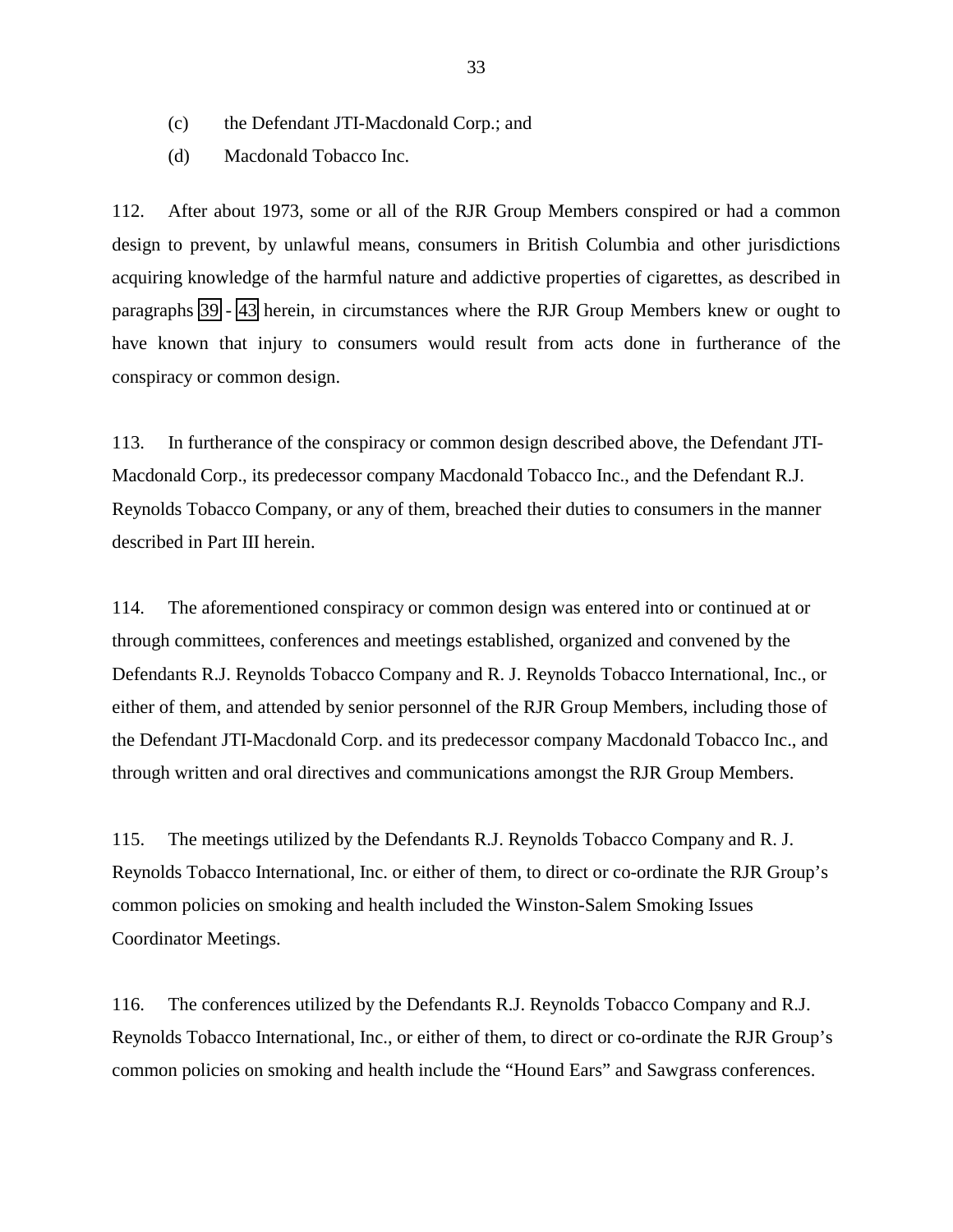(c) the Defendant JTI-Macdonald Corp.; and

(d) Macdonald Tobacco Inc.

112. After about 1973, some or all of the RJR Group Members conspired or had a common design to prevent, by unlawful means, consumers in British Columbia and other jurisdictions acquiring knowledge of the harmful nature and addictive properties of cigarettes, as described in paragraphs 39 - 43 herein, in circumstances where the RJR Group Members knew or ought to have known that injury to consumers would result from acts done in furtherance of the conspiracy or common design.

113. In furtherance of the conspiracy or common design described above, the Defendant JTI-Macdonald Corp., its predecessor company Macdonald Tobacco Inc., and the Defendant R.J. Reynolds Tobacco Company, or any of them, breached their duties to consumers in the manner described in Part III herein.

114. The aforementioned conspiracy or common design was entered into or continued at or through committees, conferences and meetings established, organized and convened by the Defendants R.J. Reynolds Tobacco Company and R. J. Reynolds Tobacco International, Inc., or either of them, and attended by senior personnel of the RJR Group Members, including those of the Defendant JTI-Macdonald Corp. and its predecessor company Macdonald Tobacco Inc., and through written and oral directives and communications amongst the RJR Group Members.

115. The meetings utilized by the Defendants R.J. Reynolds Tobacco Company and R. J. Reynolds Tobacco International, Inc. or either of them, to direct or co-ordinate the RJR Group's common policies on smoking and health included the Winston-Salem Smoking Issues Coordinator Meetings.

116. The conferences utilized by the Defendants R.J. Reynolds Tobacco Company and R.J. Reynolds Tobacco International, Inc., or either of them, to direct or co-ordinate the RJR Group's common policies on smoking and health include the "Hound Ears" and Sawgrass conferences.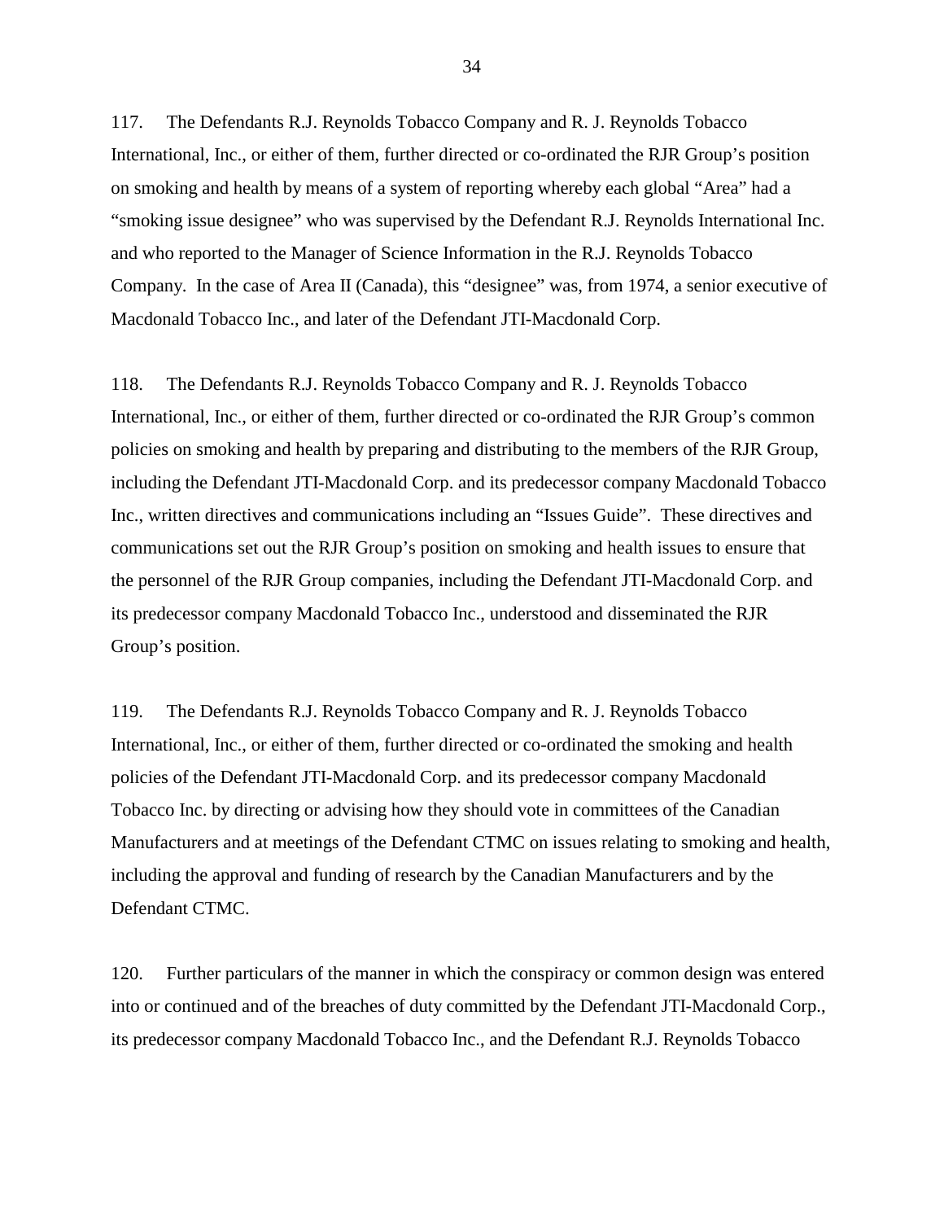117. The Defendants R.J. Reynolds Tobacco Company and R. J. Reynolds Tobacco International, Inc., or either of them, further directed or co-ordinated the RJR Group's position on smoking and health by means of a system of reporting whereby each global "Area" had a "smoking issue designee" who was supervised by the Defendant R.J. Reynolds International Inc. and who reported to the Manager of Science Information in the R.J. Reynolds Tobacco Company. In the case of Area II (Canada), this "designee" was, from 1974, a senior executive of Macdonald Tobacco Inc., and later of the Defendant JTI-Macdonald Corp.

118. The Defendants R.J. Reynolds Tobacco Company and R. J. Reynolds Tobacco International, Inc., or either of them, further directed or co-ordinated the RJR Group's common policies on smoking and health by preparing and distributing to the members of the RJR Group, including the Defendant JTI-Macdonald Corp. and its predecessor company Macdonald Tobacco Inc., written directives and communications including an "Issues Guide". These directives and communications set out the RJR Group's position on smoking and health issues to ensure that the personnel of the RJR Group companies, including the Defendant JTI-Macdonald Corp. and its predecessor company Macdonald Tobacco Inc., understood and disseminated the RJR Group's position.

119. The Defendants R.J. Reynolds Tobacco Company and R. J. Reynolds Tobacco International, Inc., or either of them, further directed or co-ordinated the smoking and health policies of the Defendant JTI-Macdonald Corp. and its predecessor company Macdonald Tobacco Inc. by directing or advising how they should vote in committees of the Canadian Manufacturers and at meetings of the Defendant CTMC on issues relating to smoking and health, including the approval and funding of research by the Canadian Manufacturers and by the Defendant CTMC.

120. Further particulars of the manner in which the conspiracy or common design was entered into or continued and of the breaches of duty committed by the Defendant JTI-Macdonald Corp., its predecessor company Macdonald Tobacco Inc., and the Defendant R.J. Reynolds Tobacco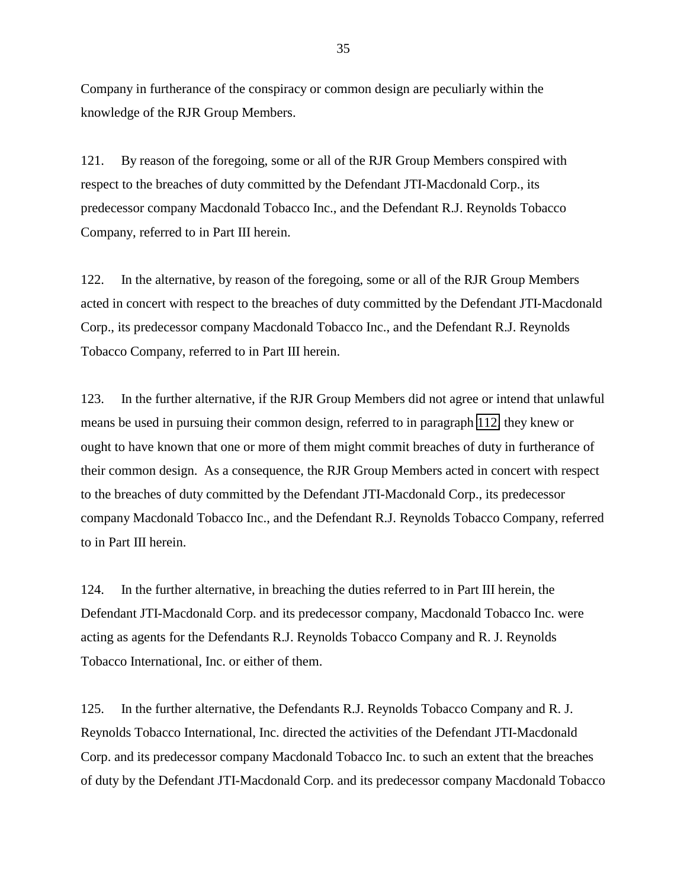Company in furtherance of the conspiracy or common design are peculiarly within the knowledge of the RJR Group Members.

121. By reason of the foregoing, some or all of the RJR Group Members conspired with respect to the breaches of duty committed by the Defendant JTI-Macdonald Corp., its predecessor company Macdonald Tobacco Inc., and the Defendant R.J. Reynolds Tobacco Company, referred to in Part III herein.

122. In the alternative, by reason of the foregoing, some or all of the RJR Group Members acted in concert with respect to the breaches of duty committed by the Defendant JTI-Macdonald Corp., its predecessor company Macdonald Tobacco Inc., and the Defendant R.J. Reynolds Tobacco Company, referred to in Part III herein.

123. In the further alternative, if the RJR Group Members did not agree or intend that unlawful means be used in pursuing their common design, referred to in paragraph 112, they knew or ought to have known that one or more of them might commit breaches of duty in furtherance of their common design. As a consequence, the RJR Group Members acted in concert with respect to the breaches of duty committed by the Defendant JTI-Macdonald Corp., its predecessor company Macdonald Tobacco Inc., and the Defendant R.J. Reynolds Tobacco Company, referred to in Part III herein.

124. In the further alternative, in breaching the duties referred to in Part III herein, the Defendant JTI-Macdonald Corp. and its predecessor company, Macdonald Tobacco Inc. were acting as agents for the Defendants R.J. Reynolds Tobacco Company and R. J. Reynolds Tobacco International, Inc. or either of them.

125. In the further alternative, the Defendants R.J. Reynolds Tobacco Company and R. J. Reynolds Tobacco International, Inc. directed the activities of the Defendant JTI-Macdonald Corp. and its predecessor company Macdonald Tobacco Inc. to such an extent that the breaches of duty by the Defendant JTI-Macdonald Corp. and its predecessor company Macdonald Tobacco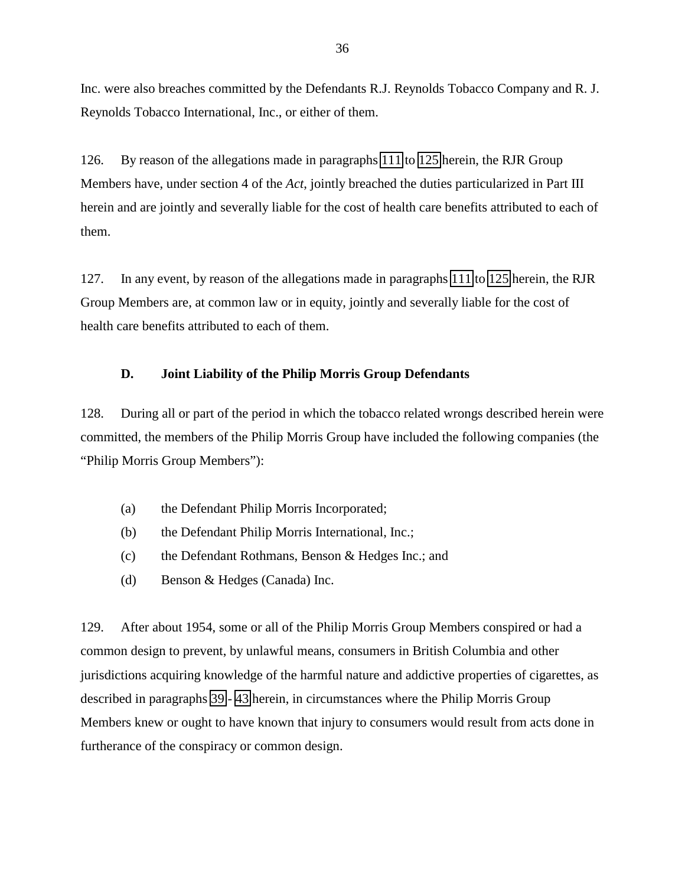Inc. were also breaches committed by the Defendants R.J. Reynolds Tobacco Company and R. J. Reynolds Tobacco International, Inc., or either of them.

126. By reason of the allegations made in paragraphs 111 to 125 herein, the RJR Group Members have, under section 4 of the *Act*, jointly breached the duties particularized in Part III herein and are jointly and severally liable for the cost of health care benefits attributed to each of them.

127. In any event, by reason of the allegations made in paragraphs 111 to 125 herein, the RJR Group Members are, at common law or in equity, jointly and severally liable for the cost of health care benefits attributed to each of them.

### D. Joint Liability of the Philip Morris Group Defendants

128. During all or part of the period in which the tobacco related wrongs described herein were committed, the members of the Philip Morris Group have included the following companies (the "Philip Morris Group Members"):

(a) the Defendant Philip Morris Incorporated;

(b) the Defendant Philip Morris International, Inc.;

(c) the Defendant Rothmans, Benson & Hedges Inc.; and

(d) Benson & Hedges (Canada) Inc.

129. After about 1954, some or all of the Philip Morris Group Members conspired or had a common design to prevent, by unlawful means, consumers in British Columbia and other jurisdictions acquiring knowledge of the harmful nature and addictive properties of cigarettes, as described in paragraphs 39 - 43 herein, in circumstances where the Philip Morris Group Members knew or ought to have known that injury to consumers would result from acts done in furtherance of the conspiracy or common design.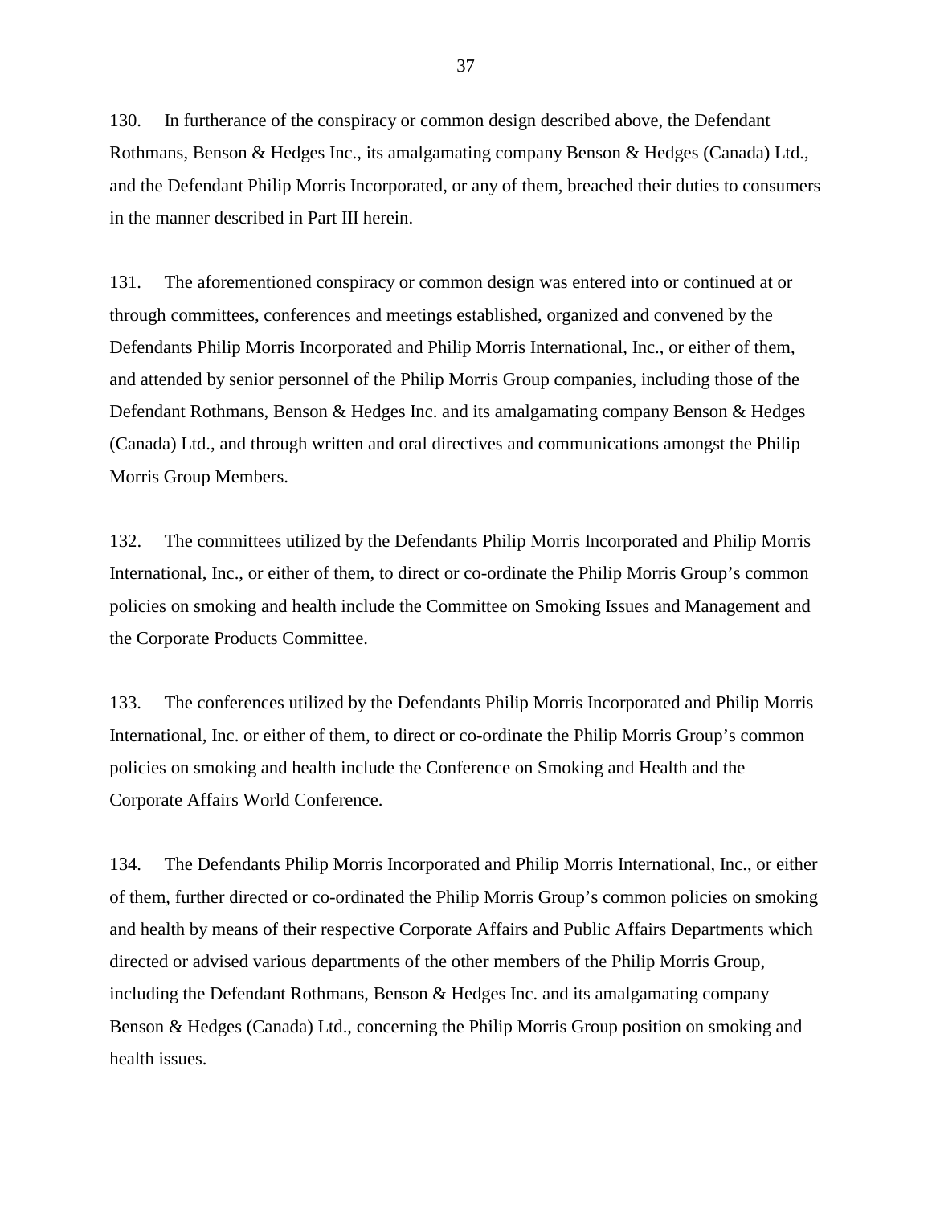130. In furtherance of the conspiracy or common design described above, the Defendant Rothmans, Benson & Hedges Inc., its amalgamating company Benson & Hedges (Canada) Ltd., and the Defendant Philip Morris Incorporated, or any of them, breached their duties to consumers in the manner described in Part III herein.

131. The aforementioned conspiracy or common design was entered into or continued at or through committees, conferences and meetings established, organized and convened by the Defendants Philip Morris Incorporated and Philip Morris International, Inc., or either of them, and attended by senior personnel of the Philip Morris Group companies, including those of the Defendant Rothmans, Benson & Hedges Inc. and its amalgamating company Benson & Hedges (Canada) Ltd., and through written and oral directives and communications amongst the Philip Morris Group Members.

132. The committees utilized by the Defendants Philip Morris Incorporated and Philip Morris International, Inc., or either of them, to direct or co-ordinate the Philip Morris Group's common policies on smoking and health include the Committee on Smoking Issues and Management and the Corporate Products Committee.

133. The conferences utilized by the Defendants Philip Morris Incorporated and Philip Morris International, Inc. or either of them, to direct or co-ordinate the Philip Morris Group's common policies on smoking and health include the Conference on Smoking and Health and the Corporate Affairs World Conference.

134. The Defendants Philip Morris Incorporated and Philip Morris International, Inc., or either of them, further directed or co-ordinated the Philip Morris Group's common policies on smoking and health by means of their respective Corporate Affairs and Public Affairs Departments which directed or advised various departments of the other members of the Philip Morris Group, including the Defendant Rothmans, Benson & Hedges Inc. and its amalgamating company Benson & Hedges (Canada) Ltd., concerning the Philip Morris Group position on smoking and health issues.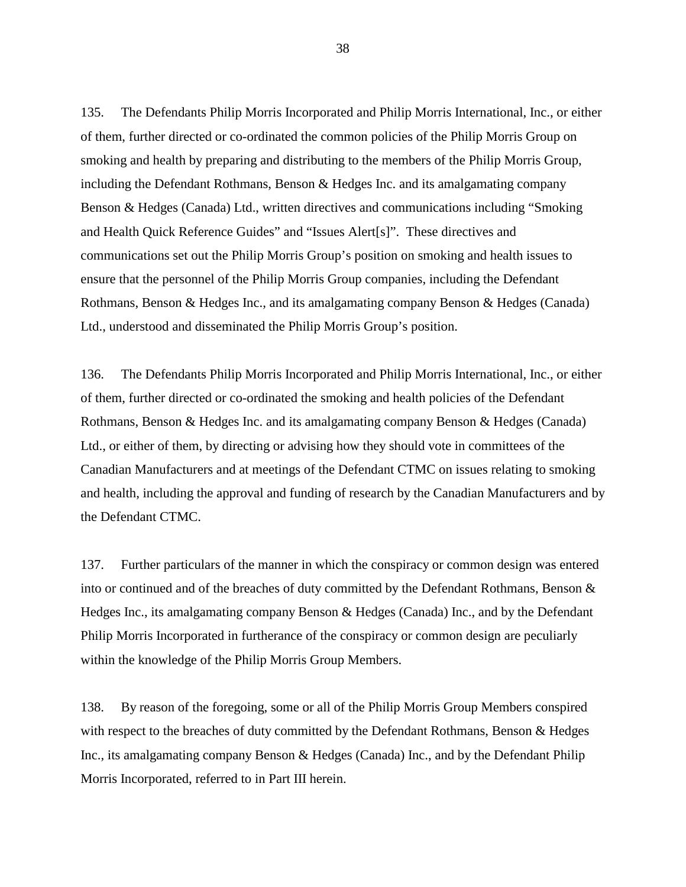135. The Defendants Philip Morris Incorporated and Philip Morris International, Inc., or either of them, further directed or co-ordinated the common policies of the Philip Morris Group on smoking and health by preparing and distributing to the members of the Philip Morris Group, including the Defendant Rothmans, Benson & Hedges Inc. and its amalgamating company Benson & Hedges (Canada) Ltd., written directives and communications including "Smoking and Health Quick Reference Guides" and "Issues Alert[s]". These directives and communications set out the Philip Morris Group's position on smoking and health issues to ensure that the personnel of the Philip Morris Group companies, including the Defendant Rothmans, Benson & Hedges Inc., and its amalgamating company Benson & Hedges (Canada) Ltd., understood and disseminated the Philip Morris Group's position.

136. The Defendants Philip Morris Incorporated and Philip Morris International, Inc., or either of them, further directed or co-ordinated the smoking and health policies of the Defendant Rothmans, Benson & Hedges Inc. and its amalgamating company Benson & Hedges (Canada) Ltd., or either of them, by directing or advising how they should vote in committees of the Canadian Manufacturers and at meetings of the Defendant CTMC on issues relating to smoking and health, including the approval and funding of research by the Canadian Manufacturers and by the Defendant CTMC.

137. Further particulars of the manner in which the conspiracy or common design was entered into or continued and of the breaches of duty committed by the Defendant Rothmans, Benson & Hedges Inc., its amalgamating company Benson & Hedges (Canada) Inc., and by the Defendant Philip Morris Incorporated in furtherance of the conspiracy or common design are peculiarly within the knowledge of the Philip Morris Group Members.

138. By reason of the foregoing, some or all of the Philip Morris Group Members conspired with respect to the breaches of duty committed by the Defendant Rothmans, Benson & Hedges Inc., its amalgamating company Benson & Hedges (Canada) Inc., and by the Defendant Philip Morris Incorporated, referred to in Part III herein.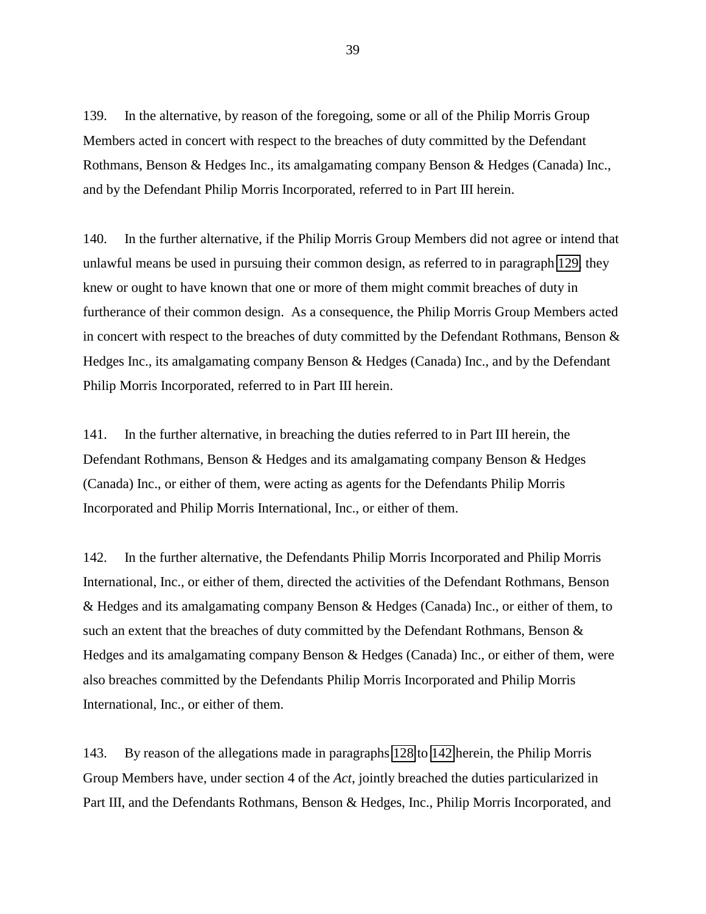139. In the alternative, by reason of the foregoing, some or all of the Philip Morris Group Members acted in concert with respect to the breaches of duty committed by the Defendant Rothmans, Benson & Hedges Inc., its amalgamating company Benson & Hedges (Canada) Inc., and by the Defendant Philip Morris Incorporated, referred to in Part III herein.

140. In the further alternative, if the Philip Morris Group Members did not agree or intend that unlawful means be used in pursuing their common design, as referred to in paragraph 129, they knew or ought to have known that one or more of them might commit breaches of duty in furtherance of their common design. As a consequence, the Philip Morris Group Members acted in concert with respect to the breaches of duty committed by the Defendant Rothmans, Benson & Hedges Inc., its amalgamating company Benson & Hedges (Canada) Inc., and by the Defendant Philip Morris Incorporated, referred to in Part III herein.

141. In the further alternative, in breaching the duties referred to in Part III herein, the Defendant Rothmans, Benson & Hedges and its amalgamating company Benson & Hedges (Canada) Inc., or either of them, were acting as agents for the Defendants Philip Morris Incorporated and Philip Morris International, Inc., or either of them.

142. In the further alternative, the Defendants Philip Morris Incorporated and Philip Morris International, Inc., or either of them, directed the activities of the Defendant Rothmans, Benson & Hedges and its amalgamating company Benson & Hedges (Canada) Inc., or either of them, to such an extent that the breaches of duty committed by the Defendant Rothmans, Benson & Hedges and its amalgamating company Benson & Hedges (Canada) Inc., or either of them, were also breaches committed by the Defendants Philip Morris Incorporated and Philip Morris International, Inc., or either of them.

143. By reason of the allegations made in paragraphs 128 to 142 herein, the Philip Morris Group Members have, under section 4 of the *Act*, jointly breached the duties particularized in Part III, and the Defendants Rothmans, Benson & Hedges, Inc., Philip Morris Incorporated, and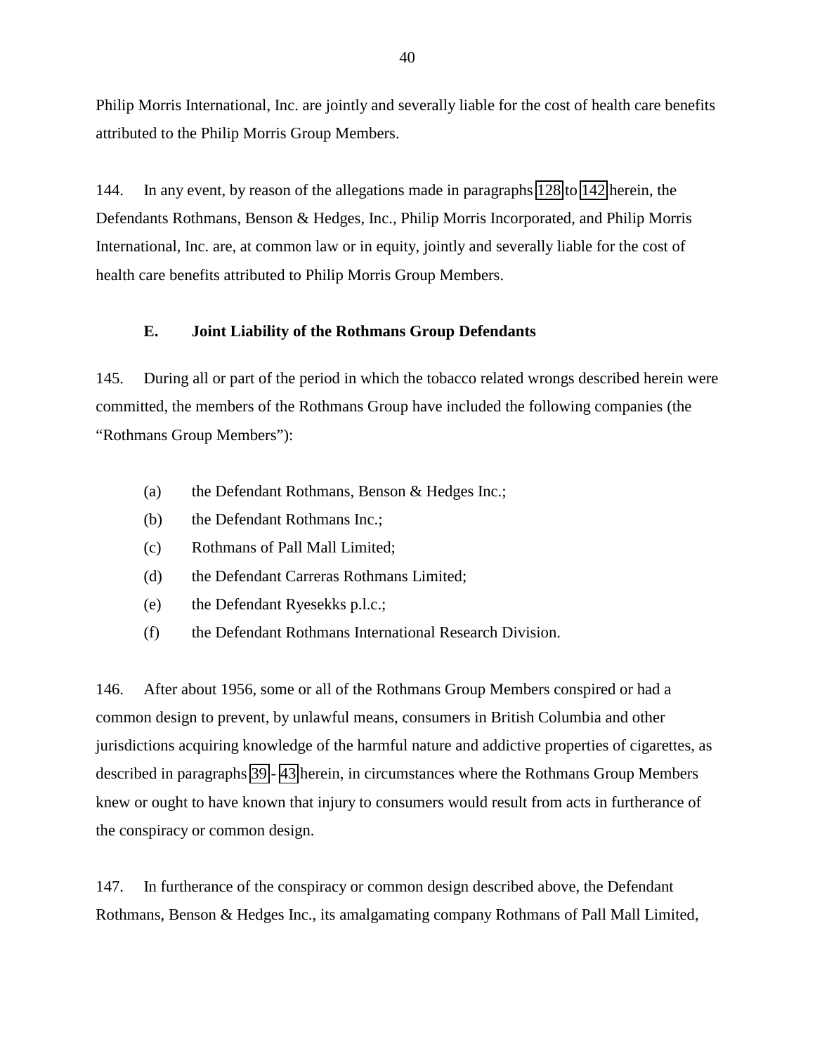Philip Morris International, Inc. are jointly and severally liable for the cost of health care benefits attributed to the Philip Morris Group Members.

144. In any event, by reason of the allegations made in paragraphs 128 to 142 herein, the Defendants Rothmans, Benson & Hedges, Inc., Philip Morris Incorporated, and Philip Morris International, Inc. are, at common law or in equity, jointly and severally liable for the cost of health care benefits attributed to Philip Morris Group Members.

### E. Joint Liability of the Rothmans Group Defendants

145. During all or part of the period in which the tobacco related wrongs described herein were committed, the members of the Rothmans Group have included the following companies (the "Rothmans Group Members"):

(a) the Defendant Rothmans, Benson & Hedges Inc.;
(b) the Defendant Rothmans Inc.;
(c) Rothmans of Pall Mall Limited;
(d) the Defendant Carreras Rothmans Limited;
(e) the Defendant Ryesekks p.l.c.;
(f) the Defendant Rothmans International Research Division.

146. After about 1956, some or all of the Rothmans Group Members conspired or had a common design to prevent, by unlawful means, consumers in British Columbia and other jurisdictions acquiring knowledge of the harmful nature and addictive properties of cigarettes, as described in paragraphs 39 - 43 herein, in circumstances where the Rothmans Group Members knew or ought to have known that injury to consumers would result from acts in furtherance of the conspiracy or common design.

147. In furtherance of the conspiracy or common design described above, the Defendant Rothmans, Benson & Hedges Inc., its amalgamating company Rothmans of Pall Mall Limited,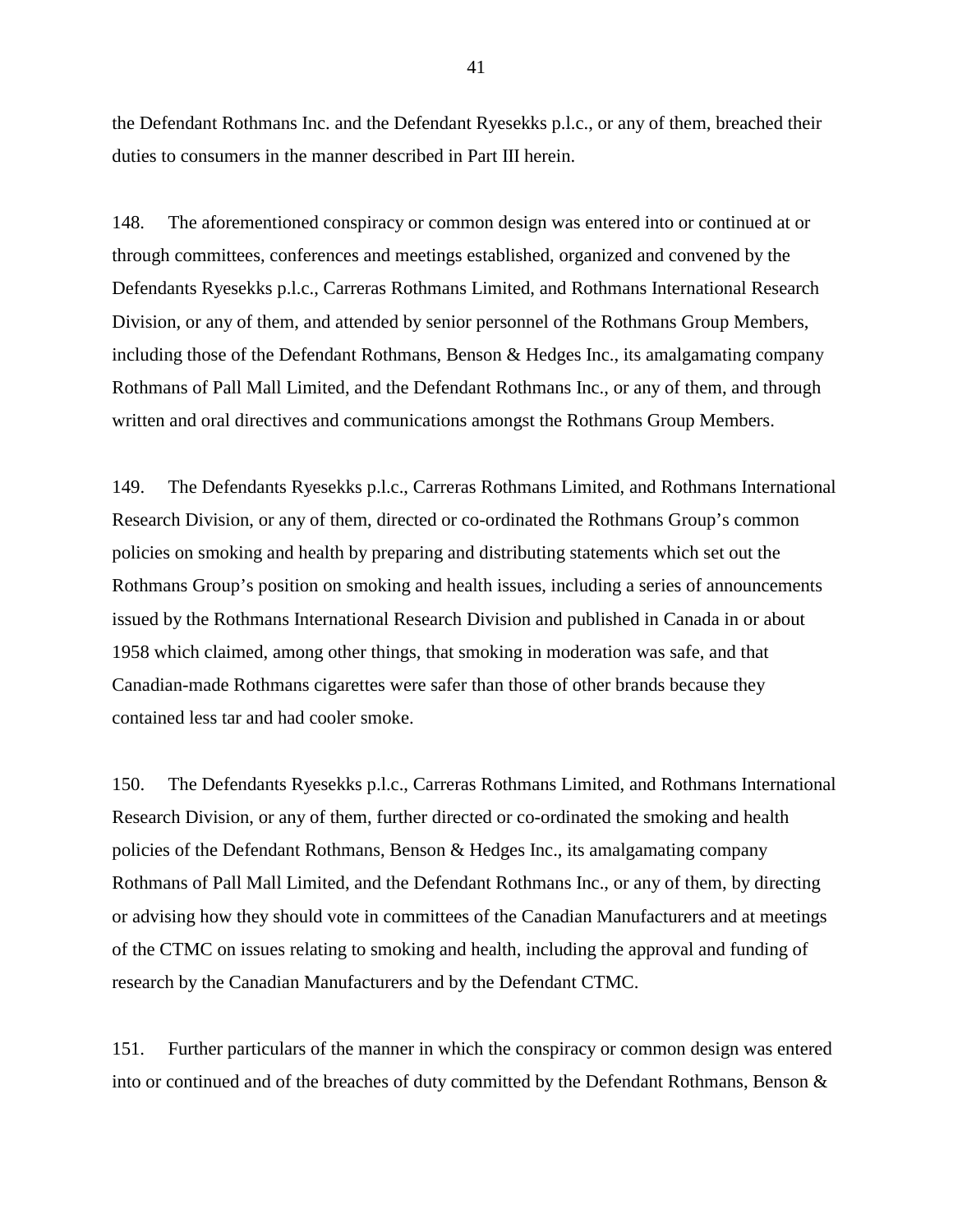the Defendant Rothmans Inc. and the Defendant Ryesekks p.l.c., or any of them, breached their duties to consumers in the manner described in Part III herein.

148. The aforementioned conspiracy or common design was entered into or continued at or through committees, conferences and meetings established, organized and convened by the Defendants Ryesekks p.l.c., Carreras Rothmans Limited, and Rothmans International Research Division, or any of them, and attended by senior personnel of the Rothmans Group Members, including those of the Defendant Rothmans, Benson & Hedges Inc., its amalgamating company Rothmans of Pall Mall Limited, and the Defendant Rothmans Inc., or any of them, and through written and oral directives and communications amongst the Rothmans Group Members.

149. The Defendants Ryesekks p.l.c., Carreras Rothmans Limited, and Rothmans International Research Division, or any of them, directed or co-ordinated the Rothmans Group's common policies on smoking and health by preparing and distributing statements which set out the Rothmans Group's position on smoking and health issues, including a series of announcements issued by the Rothmans International Research Division and published in Canada in or about 1958 which claimed, among other things, that smoking in moderation was safe, and that Canadian-made Rothmans cigarettes were safer than those of other brands because they contained less tar and had cooler smoke.

150. The Defendants Ryesekks p.l.c., Carreras Rothmans Limited, and Rothmans International Research Division, or any of them, further directed or co-ordinated the smoking and health policies of the Defendant Rothmans, Benson & Hedges Inc., its amalgamating company Rothmans of Pall Mall Limited, and the Defendant Rothmans Inc., or any of them, by directing or advising how they should vote in committees of the Canadian Manufacturers and at meetings of the CTMC on issues relating to smoking and health, including the approval and funding of research by the Canadian Manufacturers and by the Defendant CTMC.

151. Further particulars of the manner in which the conspiracy or common design was entered into or continued and of the breaches of duty committed by the Defendant Rothmans, Benson &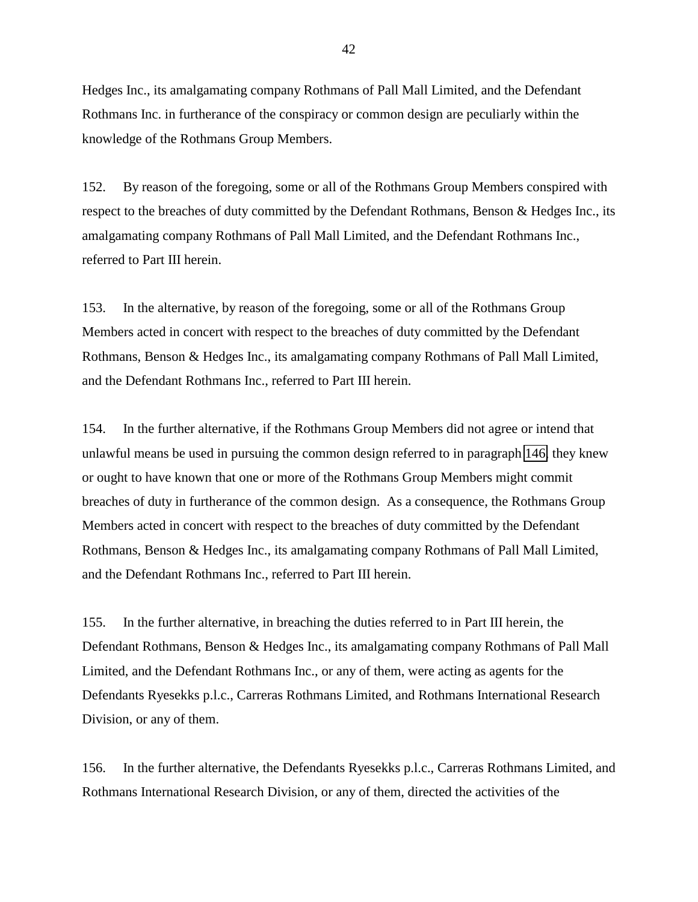Hedges Inc., its amalgamating company Rothmans of Pall Mall Limited, and the Defendant Rothmans Inc. in furtherance of the conspiracy or common design are peculiarly within the knowledge of the Rothmans Group Members.

152. By reason of the foregoing, some or all of the Rothmans Group Members conspired with respect to the breaches of duty committed by the Defendant Rothmans, Benson & Hedges Inc., its amalgamating company Rothmans of Pall Mall Limited, and the Defendant Rothmans Inc., referred to Part III herein.

153. In the alternative, by reason of the foregoing, some or all of the Rothmans Group Members acted in concert with respect to the breaches of duty committed by the Defendant Rothmans, Benson & Hedges Inc., its amalgamating company Rothmans of Pall Mall Limited, and the Defendant Rothmans Inc., referred to Part III herein.

154. In the further alternative, if the Rothmans Group Members did not agree or intend that unlawful means be used in pursuing the common design referred to in paragraph 146, they knew or ought to have known that one or more of the Rothmans Group Members might commit breaches of duty in furtherance of the common design. As a consequence, the Rothmans Group Members acted in concert with respect to the breaches of duty committed by the Defendant Rothmans, Benson & Hedges Inc., its amalgamating company Rothmans of Pall Mall Limited, and the Defendant Rothmans Inc., referred to Part III herein.

155. In the further alternative, in breaching the duties referred to in Part III herein, the Defendant Rothmans, Benson & Hedges Inc., its amalgamating company Rothmans of Pall Mall Limited, and the Defendant Rothmans Inc., or any of them, were acting as agents for the Defendants Ryesekks p.l.c., Carreras Rothmans Limited, and Rothmans International Research Division, or any of them.

156. In the further alternative, the Defendants Ryesekks p.l.c., Carreras Rothmans Limited, and Rothmans International Research Division, or any of them, directed the activities of the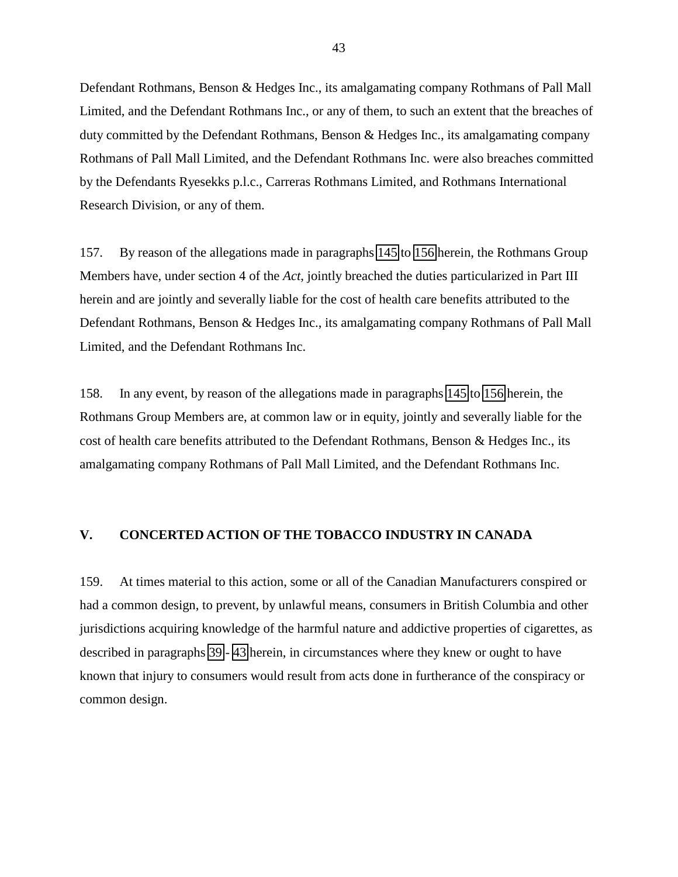Defendant Rothmans, Benson & Hedges Inc., its amalgamating company Rothmans of Pall Mall Limited, and the Defendant Rothmans Inc., or any of them, to such an extent that the breaches of duty committed by the Defendant Rothmans, Benson & Hedges Inc., its amalgamating company Rothmans of Pall Mall Limited, and the Defendant Rothmans Inc. were also breaches committed by the Defendants Ryesekks p.l.c., Carreras Rothmans Limited, and Rothmans International Research Division, or any of them.

157. By reason of the allegations made in paragraphs 145 to 156 herein, the Rothmans Group Members have, under section 4 of the *Act*, jointly breached the duties particularized in Part III herein and are jointly and severally liable for the cost of health care benefits attributed to the Defendant Rothmans, Benson & Hedges Inc., its amalgamating company Rothmans of Pall Mall Limited, and the Defendant Rothmans Inc.

158. In any event, by reason of the allegations made in paragraphs 145 to 156 herein, the Rothmans Group Members are, at common law or in equity, jointly and severally liable for the cost of health care benefits attributed to the Defendant Rothmans, Benson & Hedges Inc., its amalgamating company Rothmans of Pall Mall Limited, and the Defendant Rothmans Inc.

## V. CONCERTED ACTION OF THE TOBACCO INDUSTRY IN CANADA

159. At times material to this action, some or all of the Canadian Manufacturers conspired or had a common design, to prevent, by unlawful means, consumers in British Columbia and other jurisdictions acquiring knowledge of the harmful nature and addictive properties of cigarettes, as described in paragraphs 39 - 43 herein, in circumstances where they knew or ought to have known that injury to consumers would result from acts done in furtherance of the conspiracy or common design.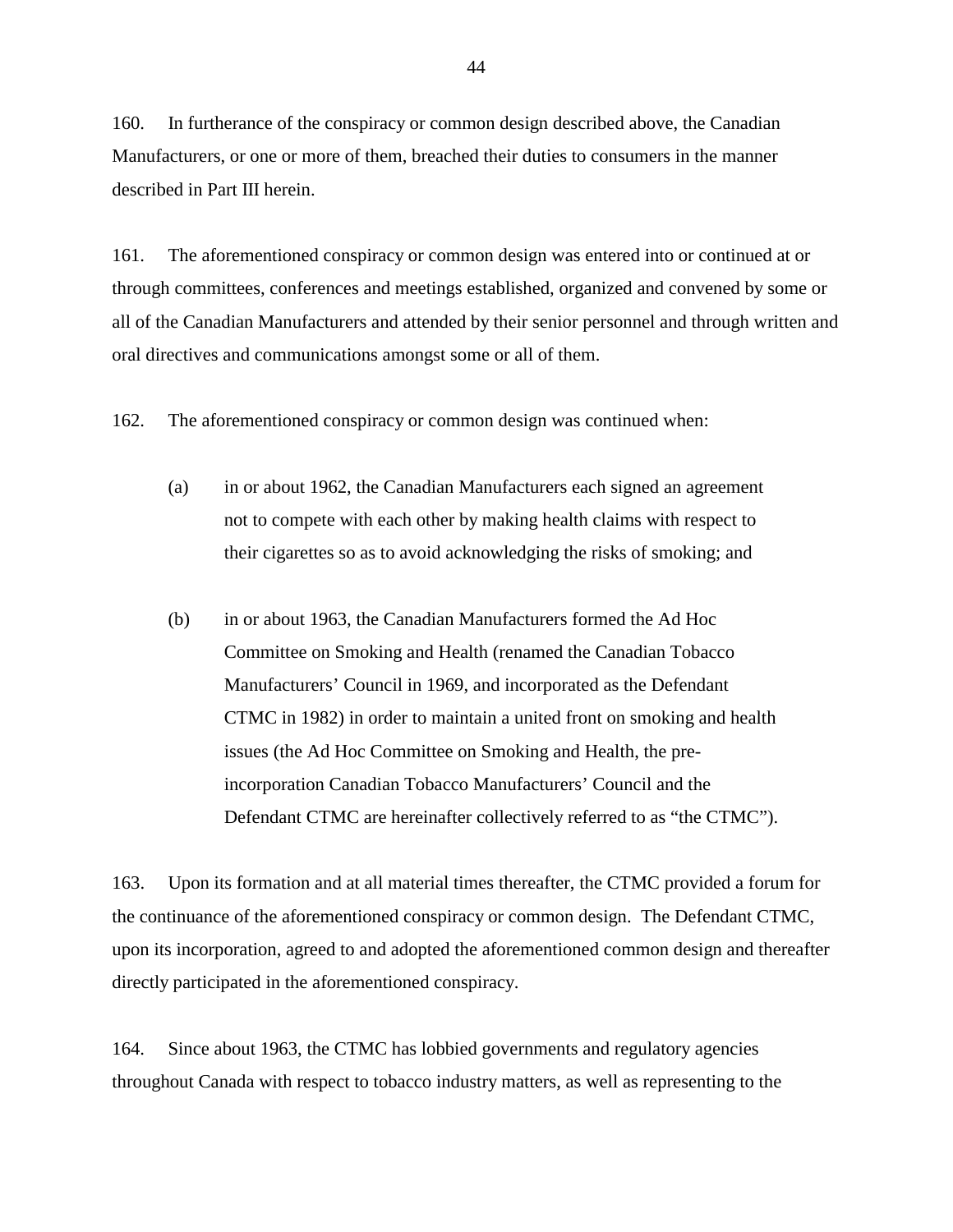160. In furtherance of the conspiracy or common design described above, the Canadian Manufacturers, or one or more of them, breached their duties to consumers in the manner described in Part III herein.

161. The aforementioned conspiracy or common design was entered into or continued at or through committees, conferences and meetings established, organized and convened by some or all of the Canadian Manufacturers and attended by their senior personnel and through written and oral directives and communications amongst some or all of them.

162. The aforementioned conspiracy or common design was continued when:

(a) in or about 1962, the Canadian Manufacturers each signed an agreement not to compete with each other by making health claims with respect to their cigarettes so as to avoid acknowledging the risks of smoking; and

(b) in or about 1963, the Canadian Manufacturers formed the Ad Hoc Committee on Smoking and Health (renamed the Canadian Tobacco Manufacturers' Council in 1969, and incorporated as the Defendant CTMC in 1982) in order to maintain a united front on smoking and health issues (the Ad Hoc Committee on Smoking and Health, the pre-incorporation Canadian Tobacco Manufacturers' Council and the Defendant CTMC are hereinafter collectively referred to as "the CTMC").

163. Upon its formation and at all material times thereafter, the CTMC provided a forum for the continuance of the aforementioned conspiracy or common design. The Defendant CTMC, upon its incorporation, agreed to and adopted the aforementioned common design and thereafter directly participated in the aforementioned conspiracy.

164. Since about 1963, the CTMC has lobbied governments and regulatory agencies throughout Canada with respect to tobacco industry matters, as well as representing to the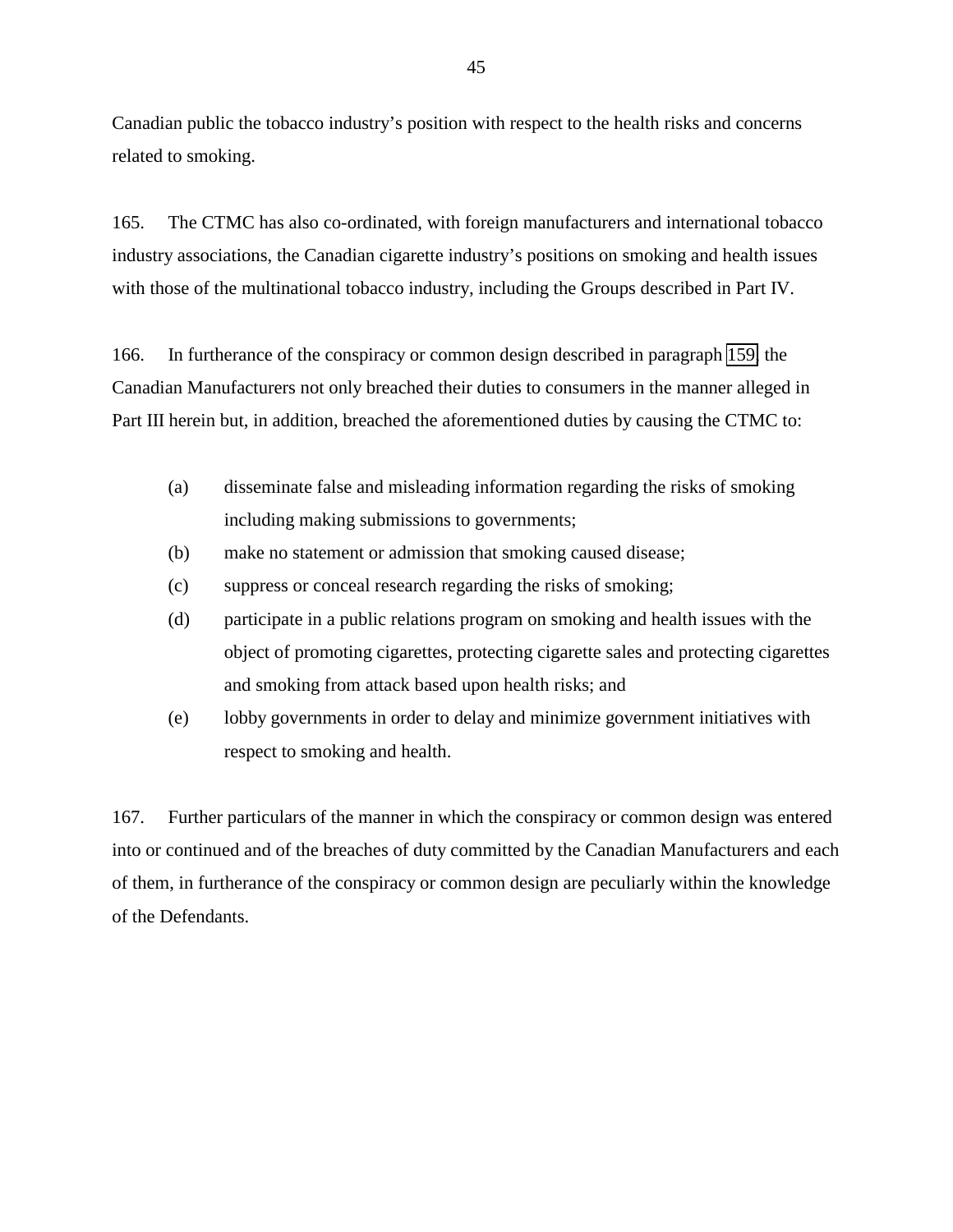Canadian public the tobacco industry's position with respect to the health risks and concerns related to smoking.

165. The CTMC has also co-ordinated, with foreign manufacturers and international tobacco industry associations, the Canadian cigarette industry's positions on smoking and health issues with those of the multinational tobacco industry, including the Groups described in Part IV.

166. In furtherance of the conspiracy or common design described in paragraph 159, the Canadian Manufacturers not only breached their duties to consumers in the manner alleged in Part III herein but, in addition, breached the aforementioned duties by causing the CTMC to:

(a) disseminate false and misleading information regarding the risks of smoking including making submissions to governments;

(b) make no statement or admission that smoking caused disease;

(c) suppress or conceal research regarding the risks of smoking;

(d) participate in a public relations program on smoking and health issues with the object of promoting cigarettes, protecting cigarette sales and protecting cigarettes and smoking from attack based upon health risks; and

(e) lobby governments in order to delay and minimize government initiatives with respect to smoking and health.

167. Further particulars of the manner in which the conspiracy or common design was entered into or continued and of the breaches of duty committed by the Canadian Manufacturers and each of them, in furtherance of the conspiracy or common design are peculiarly within the knowledge of the Defendants.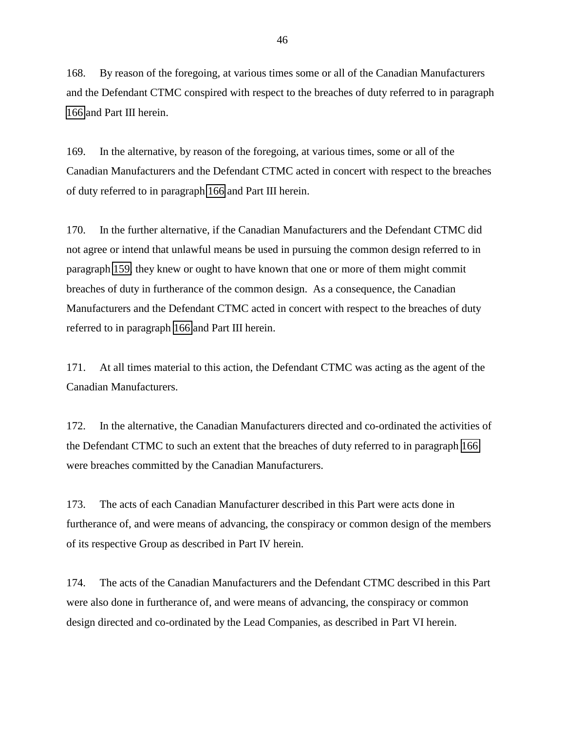168. By reason of the foregoing, at various times some or all of the Canadian Manufacturers and the Defendant CTMC conspired with respect to the breaches of duty referred to in paragraph 166 and Part III herein.

169. In the alternative, by reason of the foregoing, at various times, some or all of the Canadian Manufacturers and the Defendant CTMC acted in concert with respect to the breaches of duty referred to in paragraph 166 and Part III herein.

170. In the further alternative, if the Canadian Manufacturers and the Defendant CTMC did not agree or intend that unlawful means be used in pursuing the common design referred to in paragraph 159, they knew or ought to have known that one or more of them might commit breaches of duty in furtherance of the common design. As a consequence, the Canadian Manufacturers and the Defendant CTMC acted in concert with respect to the breaches of duty referred to in paragraph 166 and Part III herein.

171. At all times material to this action, the Defendant CTMC was acting as the agent of the Canadian Manufacturers.

172. In the alternative, the Canadian Manufacturers directed and co-ordinated the activities of the Defendant CTMC to such an extent that the breaches of duty referred to in paragraph 166 were breaches committed by the Canadian Manufacturers.

173. The acts of each Canadian Manufacturer described in this Part were acts done in furtherance of, and were means of advancing, the conspiracy or common design of the members of its respective Group as described in Part IV herein.

174. The acts of the Canadian Manufacturers and the Defendant CTMC described in this Part were also done in furtherance of, and were means of advancing, the conspiracy or common design directed and co-ordinated by the Lead Companies, as described in Part VI herein.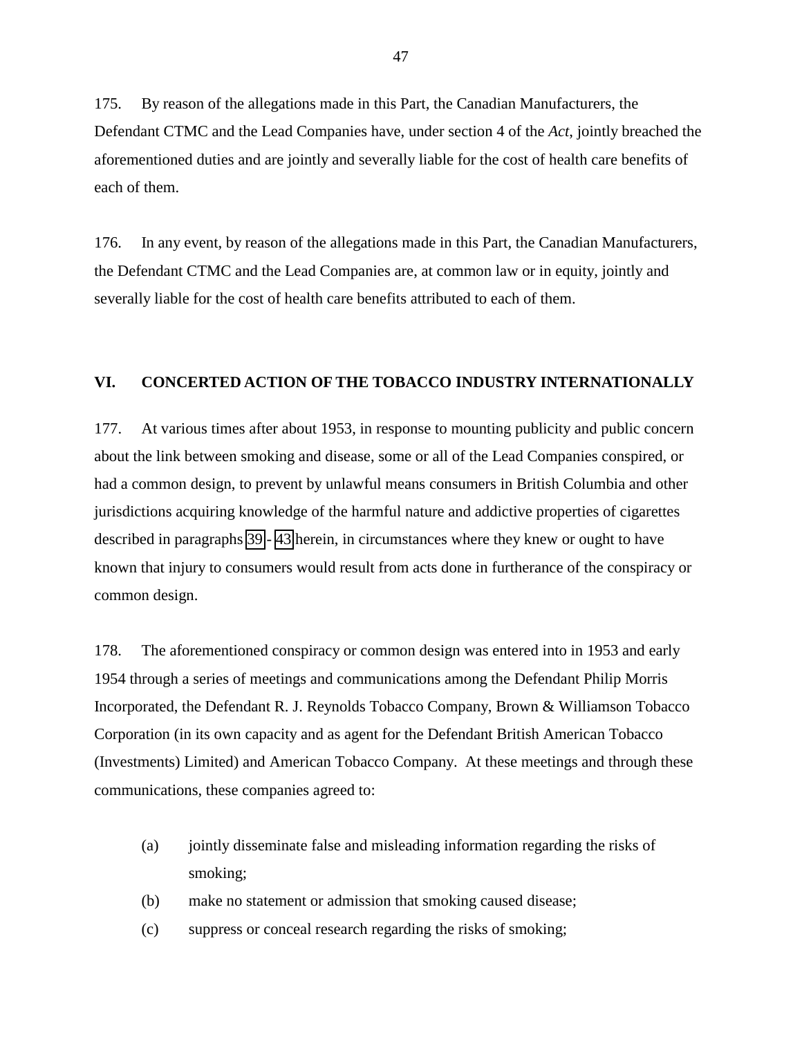175. By reason of the allegations made in this Part, the Canadian Manufacturers, the Defendant CTMC and the Lead Companies have, under section 4 of the *Act*, jointly breached the aforementioned duties and are jointly and severally liable for the cost of health care benefits of each of them.

176. In any event, by reason of the allegations made in this Part, the Canadian Manufacturers, the Defendant CTMC and the Lead Companies are, at common law or in equity, jointly and severally liable for the cost of health care benefits attributed to each of them.

## VI. CONCERTED ACTION OF THE TOBACCO INDUSTRY INTERNATIONALLY

177. At various times after about 1953, in response to mounting publicity and public concern about the link between smoking and disease, some or all of the Lead Companies conspired, or had a common design, to prevent by unlawful means consumers in British Columbia and other jurisdictions acquiring knowledge of the harmful nature and addictive properties of cigarettes described in paragraphs 39 - 43 herein, in circumstances where they knew or ought to have known that injury to consumers would result from acts done in furtherance of the conspiracy or common design.

178. The aforementioned conspiracy or common design was entered into in 1953 and early 1954 through a series of meetings and communications among the Defendant Philip Morris Incorporated, the Defendant R. J. Reynolds Tobacco Company, Brown & Williamson Tobacco Corporation (in its own capacity and as agent for the Defendant British American Tobacco (Investments) Limited) and American Tobacco Company. At these meetings and through these communications, these companies agreed to:

(a) jointly disseminate false and misleading information regarding the risks of smoking;

(b) make no statement or admission that smoking caused disease;

(c) suppress or conceal research regarding the risks of smoking;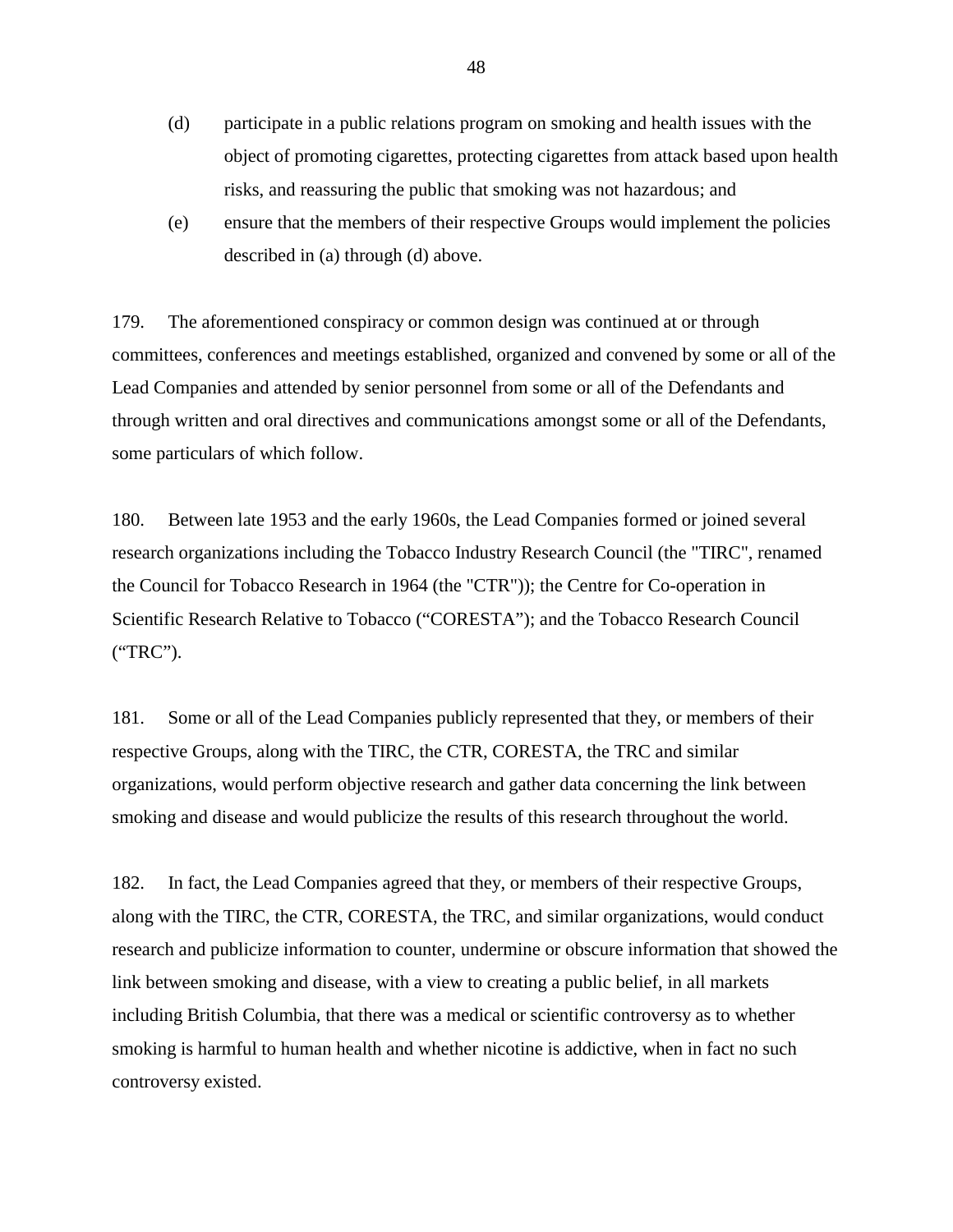(d) participate in a public relations program on smoking and health issues with the object of promoting cigarettes, protecting cigarettes from attack based upon health risks, and reassuring the public that smoking was not hazardous; and

(e) ensure that the members of their respective Groups would implement the policies described in (a) through (d) above.

179. The aforementioned conspiracy or common design was continued at or through committees, conferences and meetings established, organized and convened by some or all of the Lead Companies and attended by senior personnel from some or all of the Defendants and through written and oral directives and communications amongst some or all of the Defendants, some particulars of which follow.

180. Between late 1953 and the early 1960s, the Lead Companies formed or joined several research organizations including the Tobacco Industry Research Council (the "TIRC", renamed the Council for Tobacco Research in 1964 (the "CTR")); the Centre for Co-operation in Scientific Research Relative to Tobacco ("CORESTA"); and the Tobacco Research Council ("TRC").

181. Some or all of the Lead Companies publicly represented that they, or members of their respective Groups, along with the TIRC, the CTR, CORESTA, the TRC and similar organizations, would perform objective research and gather data concerning the link between smoking and disease and would publicize the results of this research throughout the world.

182. In fact, the Lead Companies agreed that they, or members of their respective Groups, along with the TIRC, the CTR, CORESTA, the TRC, and similar organizations, would conduct research and publicize information to counter, undermine or obscure information that showed the link between smoking and disease, with a view to creating a public belief, in all markets including British Columbia, that there was a medical or scientific controversy as to whether smoking is harmful to human health and whether nicotine is addictive, when in fact no such controversy existed.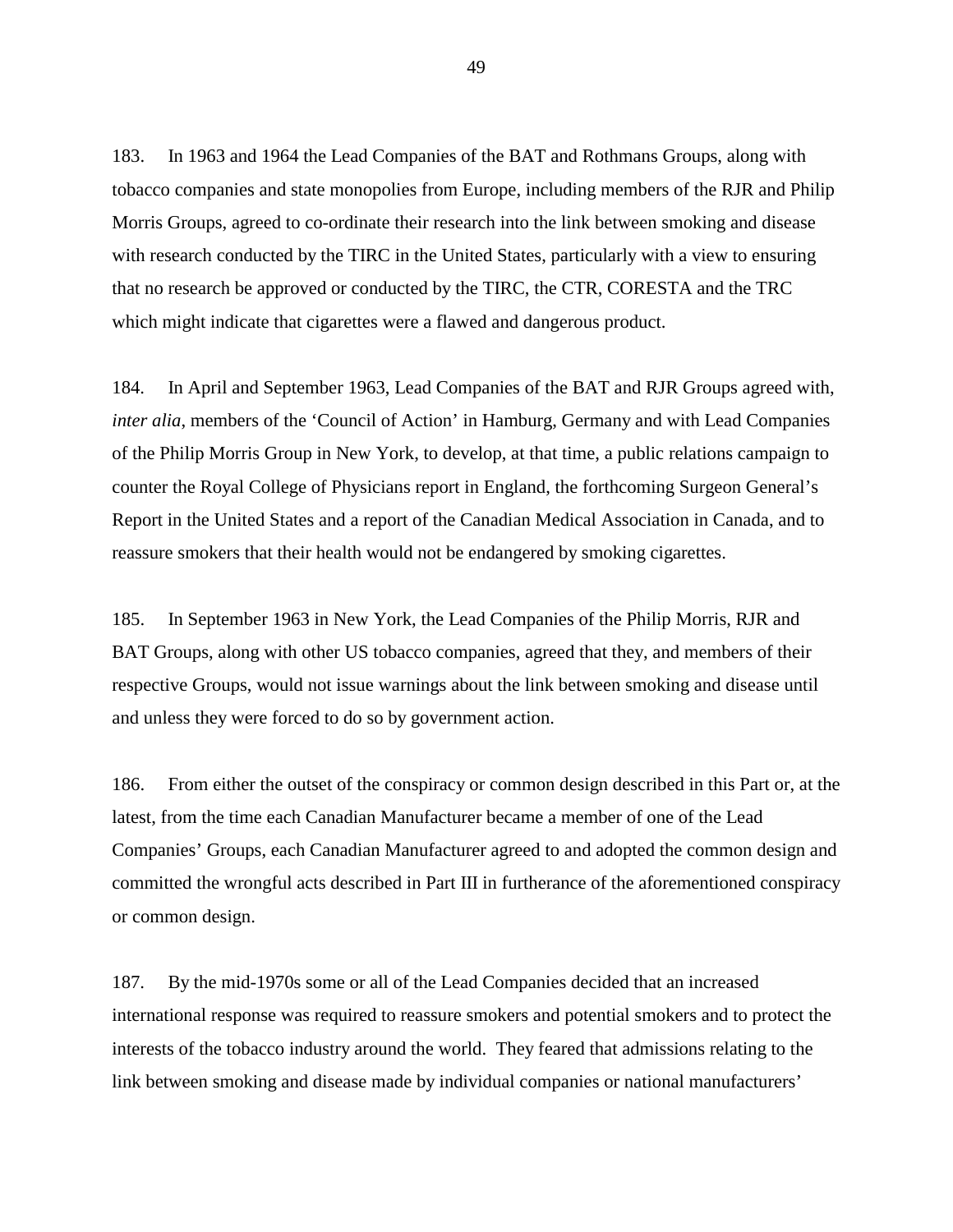183. In 1963 and 1964 the Lead Companies of the BAT and Rothmans Groups, along with tobacco companies and state monopolies from Europe, including members of the RJR and Philip Morris Groups, agreed to co-ordinate their research into the link between smoking and disease with research conducted by the TIRC in the United States, particularly with a view to ensuring that no research be approved or conducted by the TIRC, the CTR, CORESTA and the TRC which might indicate that cigarettes were a flawed and dangerous product.

184. In April and September 1963, Lead Companies of the BAT and RJR Groups agreed with, *inter alia*, members of the 'Council of Action' in Hamburg, Germany and with Lead Companies of the Philip Morris Group in New York, to develop, at that time, a public relations campaign to counter the Royal College of Physicians report in England, the forthcoming Surgeon General's Report in the United States and a report of the Canadian Medical Association in Canada, and to reassure smokers that their health would not be endangered by smoking cigarettes.

185. In September 1963 in New York, the Lead Companies of the Philip Morris, RJR and BAT Groups, along with other US tobacco companies, agreed that they, and members of their respective Groups, would not issue warnings about the link between smoking and disease until and unless they were forced to do so by government action.

186. From either the outset of the conspiracy or common design described in this Part or, at the latest, from the time each Canadian Manufacturer became a member of one of the Lead Companies' Groups, each Canadian Manufacturer agreed to and adopted the common design and committed the wrongful acts described in Part III in furtherance of the aforementioned conspiracy or common design.

187. By the mid-1970s some or all of the Lead Companies decided that an increased international response was required to reassure smokers and potential smokers and to protect the interests of the tobacco industry around the world. They feared that admissions relating to the link between smoking and disease made by individual companies or national manufacturers'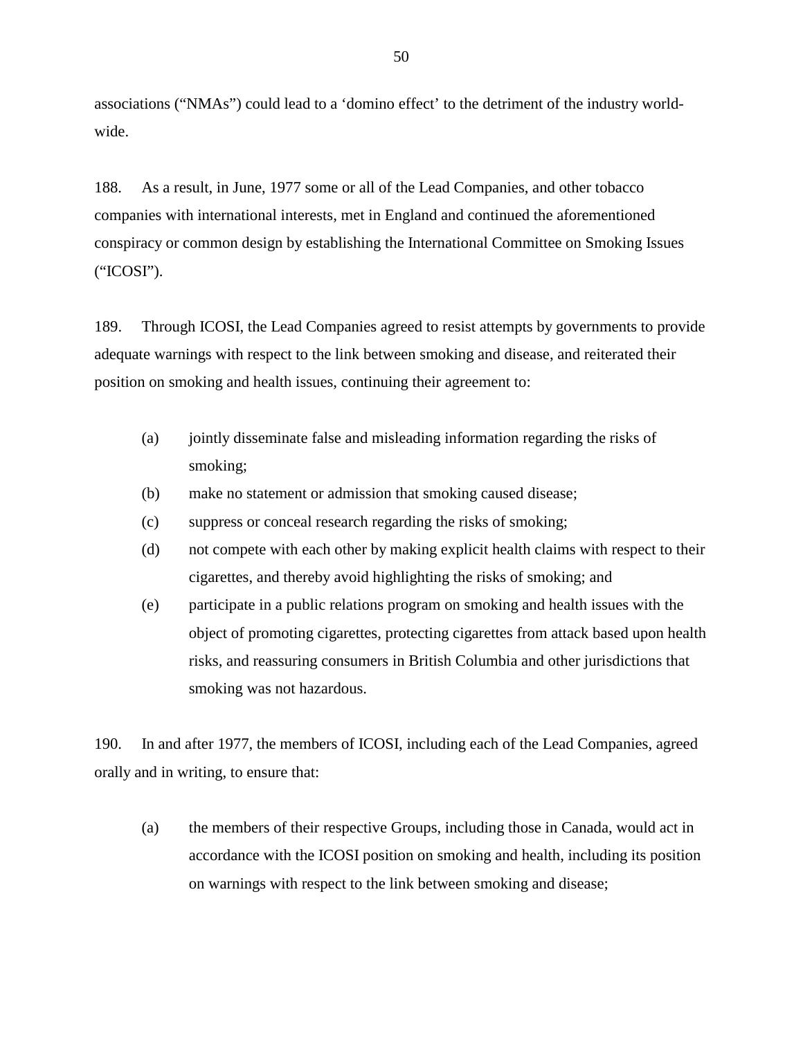associations ("NMAs") could lead to a 'domino effect' to the detriment of the industry world-wide.

188. As a result, in June, 1977 some or all of the Lead Companies, and other tobacco companies with international interests, met in England and continued the aforementioned conspiracy or common design by establishing the International Committee on Smoking Issues ("ICOSI").

189. Through ICOSI, the Lead Companies agreed to resist attempts by governments to provide adequate warnings with respect to the link between smoking and disease, and reiterated their position on smoking and health issues, continuing their agreement to:

(a) jointly disseminate false and misleading information regarding the risks of smoking;

(b) make no statement or admission that smoking caused disease;

(c) suppress or conceal research regarding the risks of smoking;

(d) not compete with each other by making explicit health claims with respect to their cigarettes, and thereby avoid highlighting the risks of smoking; and

(e) participate in a public relations program on smoking and health issues with the object of promoting cigarettes, protecting cigarettes from attack based upon health risks, and reassuring consumers in British Columbia and other jurisdictions that smoking was not hazardous.

190. In and after 1977, the members of ICOSI, including each of the Lead Companies, agreed orally and in writing, to ensure that:

(a) the members of their respective Groups, including those in Canada, would act in accordance with the ICOSI position on smoking and health, including its position on warnings with respect to the link between smoking and disease;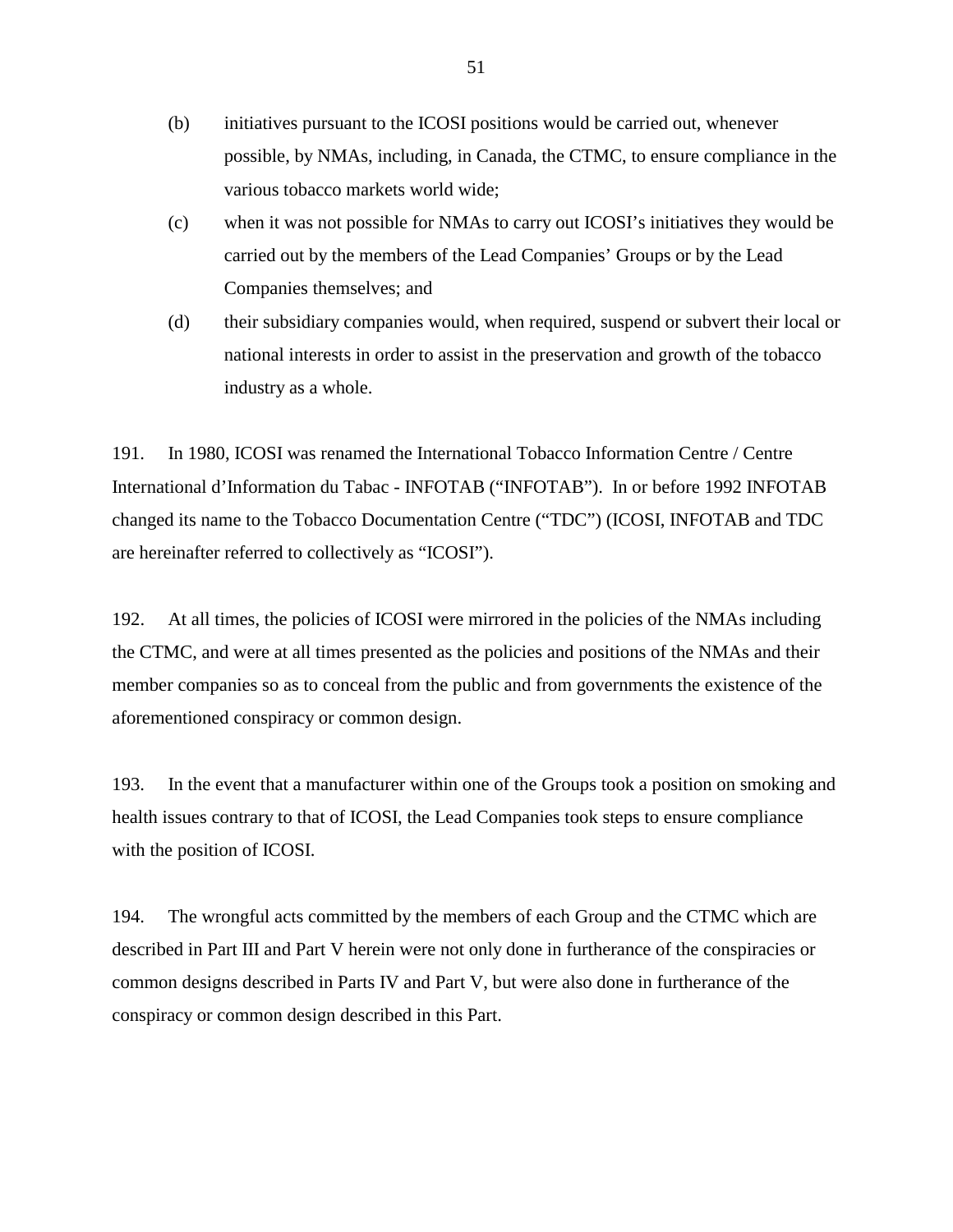(b) initiatives pursuant to the ICOSI positions would be carried out, whenever possible, by NMAs, including, in Canada, the CTMC, to ensure compliance in the various tobacco markets world wide;

(c) when it was not possible for NMAs to carry out ICOSI's initiatives they would be carried out by the members of the Lead Companies' Groups or by the Lead Companies themselves; and

(d) their subsidiary companies would, when required, suspend or subvert their local or national interests in order to assist in the preservation and growth of the tobacco industry as a whole.

191. In 1980, ICOSI was renamed the International Tobacco Information Centre / Centre International d'Information du Tabac - INFOTAB ("INFOTAB"). In or before 1992 INFOTAB changed its name to the Tobacco Documentation Centre ("TDC") (ICOSI, INFOTAB and TDC are hereinafter referred to collectively as "ICOSI").

192. At all times, the policies of ICOSI were mirrored in the policies of the NMAs including the CTMC, and were at all times presented as the policies and positions of the NMAs and their member companies so as to conceal from the public and from governments the existence of the aforementioned conspiracy or common design.

193. In the event that a manufacturer within one of the Groups took a position on smoking and health issues contrary to that of ICOSI, the Lead Companies took steps to ensure compliance with the position of ICOSI.

194. The wrongful acts committed by the members of each Group and the CTMC which are described in Part III and Part V herein were not only done in furtherance of the conspiracies or common designs described in Parts IV and Part V, but were also done in furtherance of the conspiracy or common design described in this Part.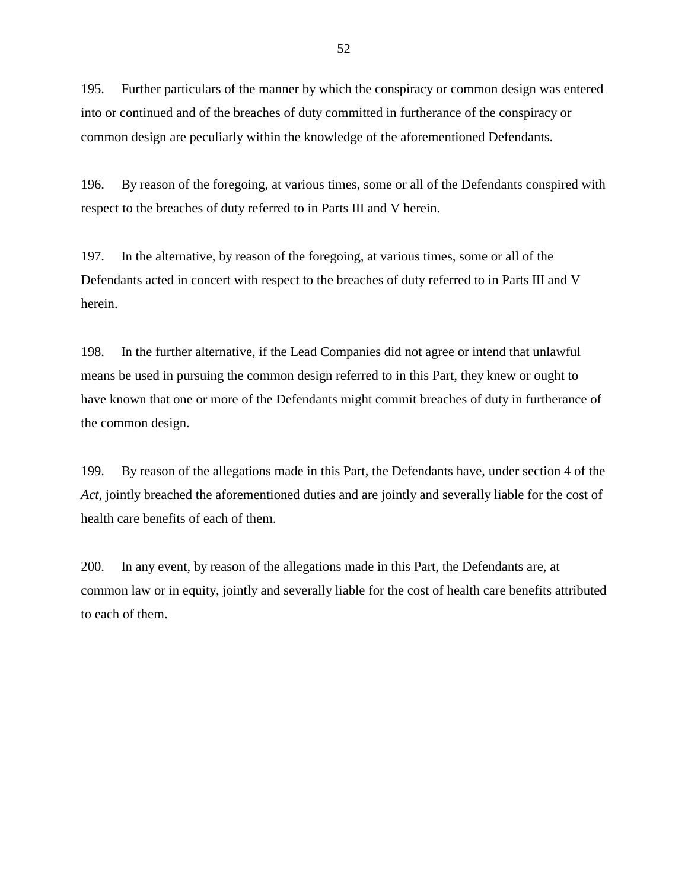195. Further particulars of the manner by which the conspiracy or common design was entered into or continued and of the breaches of duty committed in furtherance of the conspiracy or common design are peculiarly within the knowledge of the aforementioned Defendants.

196. By reason of the foregoing, at various times, some or all of the Defendants conspired with respect to the breaches of duty referred to in Parts III and V herein.

197. In the alternative, by reason of the foregoing, at various times, some or all of the Defendants acted in concert with respect to the breaches of duty referred to in Parts III and V herein.

198. In the further alternative, if the Lead Companies did not agree or intend that unlawful means be used in pursuing the common design referred to in this Part, they knew or ought to have known that one or more of the Defendants might commit breaches of duty in furtherance of the common design.

199. By reason of the allegations made in this Part, the Defendants have, under section 4 of the *Act*, jointly breached the aforementioned duties and are jointly and severally liable for the cost of health care benefits of each of them.

200. In any event, by reason of the allegations made in this Part, the Defendants are, at common law or in equity, jointly and severally liable for the cost of health care benefits attributed to each of them.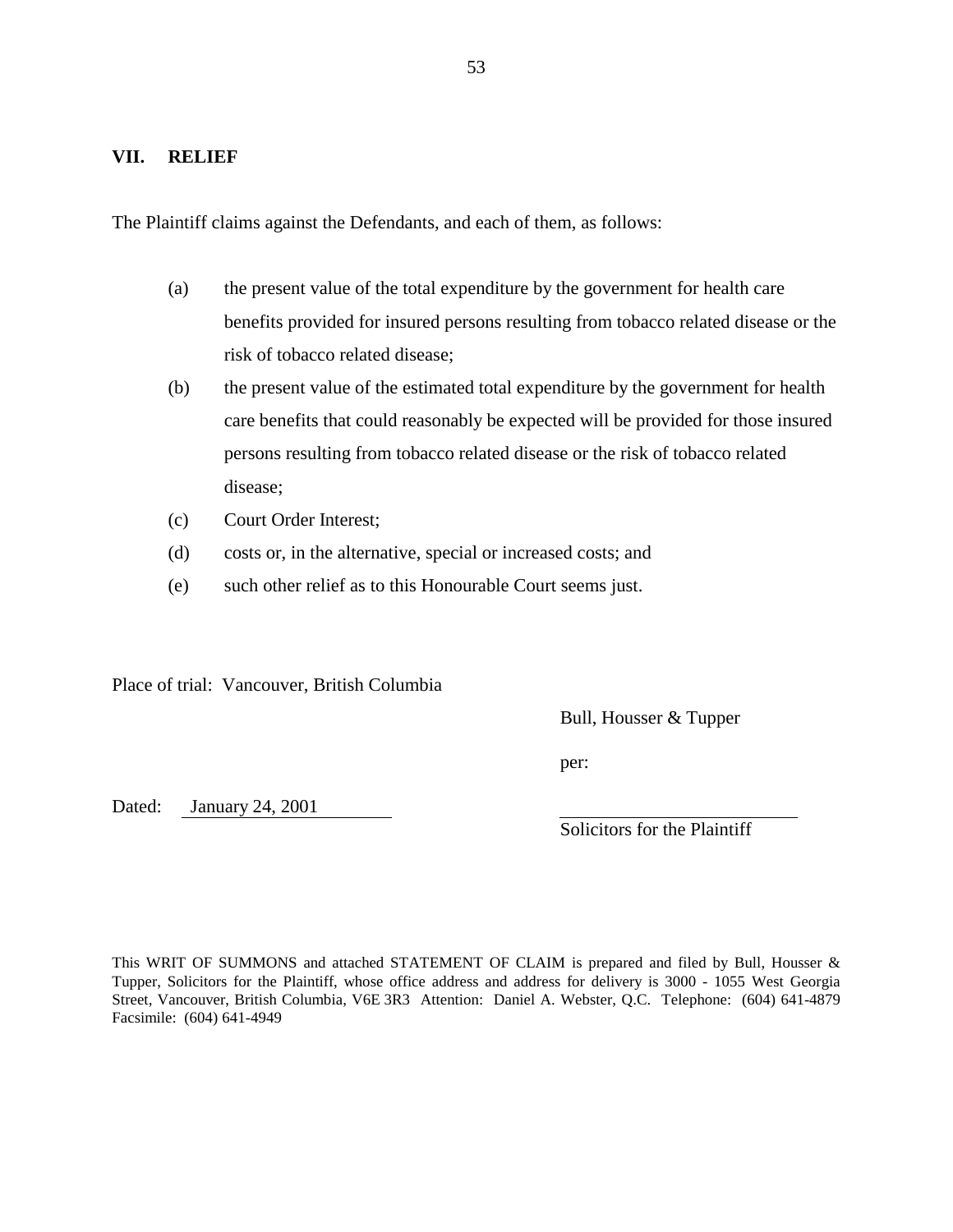## VII. RELIEF

The Plaintiff claims against the Defendants, and each of them, as follows:

(a) the present value of the total expenditure by the government for health care benefits provided for insured persons resulting from tobacco related disease or the risk of tobacco related disease;

(b) the present value of the estimated total expenditure by the government for health care benefits that could reasonably be expected will be provided for those insured persons resulting from tobacco related disease or the risk of tobacco related disease;

(c) Court Order Interest;

(d) costs or, in the alternative, special or increased costs; and

(e) such other relief as to this Honourable Court seems just.

Place of trial: Vancouver, British Columbia

Bull, Housser & Tupper

per:

Dated: January 24, 2001

Solicitors for the Plaintiff

This WRIT OF SUMMONS and attached STATEMENT OF CLAIM is prepared and filed by Bull, Housser & Tupper, Solicitors for the Plaintiff, whose office address and address for delivery is 3000 - 1055 West Georgia Street, Vancouver, British Columbia, V6E 3R3 Attention: Daniel A. Webster, Q.C. Telephone: (604) 641-4879 Facsimile: (604) 641-4949